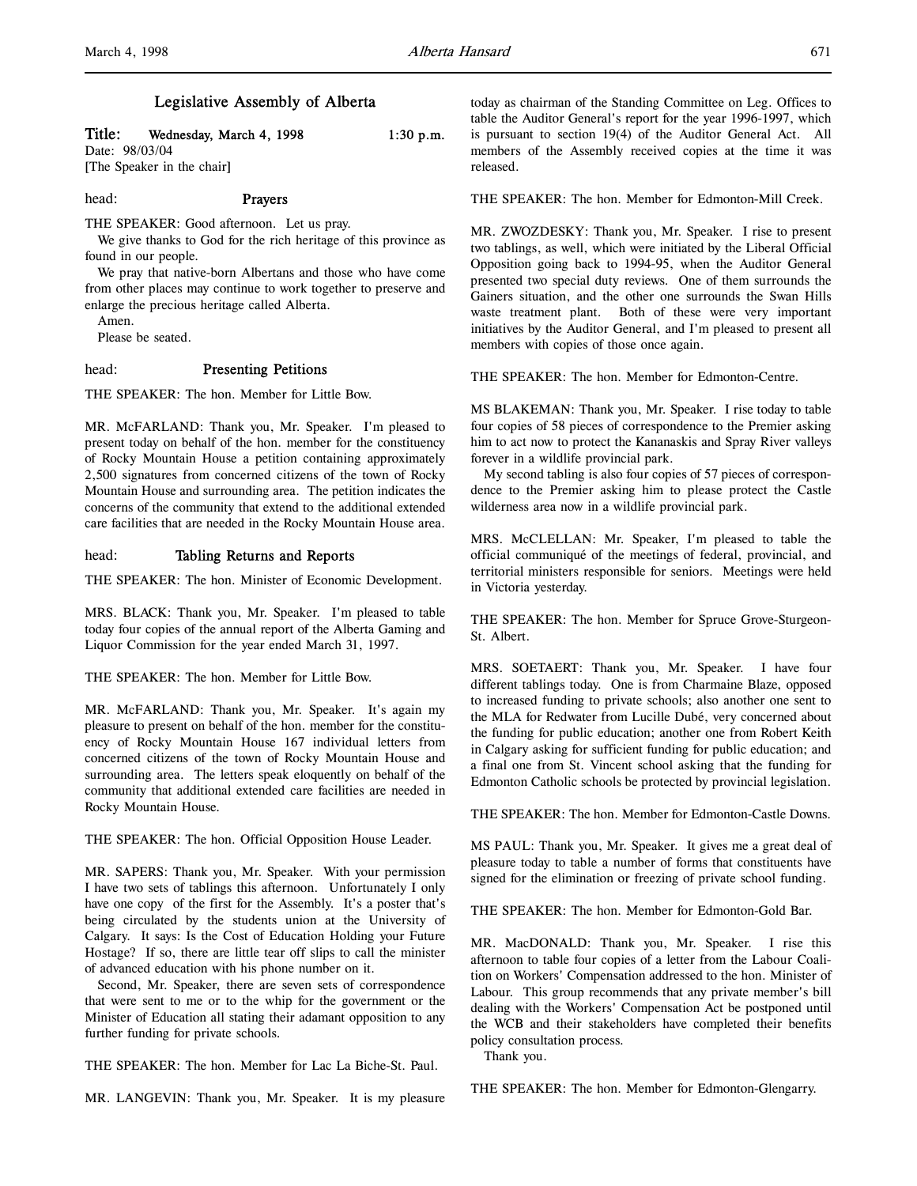# Legislative Assembly of Alberta

**Title: Wednesday, March 4, 1998 1:30 p.m.**

Date: 98/03/04

[The Speaker in the chair]

head: **Prayers**

THE SPEAKER: Good afternoon. Let us pray.

We give thanks to God for the rich heritage of this province as found in our people.

We pray that native-born Albertans and those who have come from other places may continue to work together to preserve and enlarge the precious heritage called Alberta.

Amen.

Please be seated.

head: **Presenting Petitions**

THE SPEAKER: The hon. Member for Little Bow.

MR. McFARLAND: Thank you, Mr. Speaker. I'm pleased to present today on behalf of the hon. member for the constituency of Rocky Mountain House a petition containing approximately 2,500 signatures from concerned citizens of the town of Rocky Mountain House and surrounding area. The petition indicates the concerns of the community that extend to the additional extended care facilities that are needed in the Rocky Mountain House area.

head: **Tabling Returns and Reports**

THE SPEAKER: The hon. Minister of Economic Development.

MRS. BLACK: Thank you, Mr. Speaker. I'm pleased to table today four copies of the annual report of the Alberta Gaming and Liquor Commission for the year ended March 31, 1997.

THE SPEAKER: The hon. Member for Little Bow.

MR. McFARLAND: Thank you, Mr. Speaker. It's again my pleasure to present on behalf of the hon. member for the constituency of Rocky Mountain House 167 individual letters from concerned citizens of the town of Rocky Mountain House and surrounding area. The letters speak eloquently on behalf of the community that additional extended care facilities are needed in Rocky Mountain House.

THE SPEAKER: The hon. Official Opposition House Leader.

MR. SAPERS: Thank you, Mr. Speaker. With your permission I have two sets of tablings this afternoon. Unfortunately I only have one copy of the first for the Assembly. It's a poster that's being circulated by the students union at the University of Calgary. It says: Is the Cost of Education Holding your Future Hostage? If so, there are little tear off slips to call the minister of advanced education with his phone number on it.

Second, Mr. Speaker, there are seven sets of correspondence that were sent to me or to the whip for the government or the Minister of Education all stating their adamant opposition to any further funding for private schools.

THE SPEAKER: The hon. Member for Lac La Biche-St. Paul.

MR. LANGEVIN: Thank you, Mr. Speaker. It is my pleasure today as chairman of the Standing Committee on Leg. Offices to table the Auditor General's report for the year 1996-1997, which is pursuant to section 19(4) of the Auditor General Act. All members of the Assembly received copies at the time it was released.

THE SPEAKER: The hon. Member for Edmonton-Mill Creek.

MR. ZWOZDESKY: Thank you, Mr. Speaker. I rise to present two tablings, as well, which were initiated by the Liberal Official Opposition going back to 1994-95, when the Auditor General presented two special duty reviews. One of them surrounds the Gainers situation, and the other one surrounds the Swan Hills waste treatment plant. Both of these were very important initiatives by the Auditor General, and I'm pleased to present all members with copies of those once again.

THE SPEAKER: The hon. Member for Edmonton-Centre.

MS BLAKEMAN: Thank you, Mr. Speaker. I rise today to table four copies of 58 pieces of correspondence to the Premier asking him to act now to protect the Kananaskis and Spray River valleys forever in a wildlife provincial park.

My second tabling is also four copies of 57 pieces of correspondence to the Premier asking him to please protect the Castle wilderness area now in a wildlife provincial park.

MRS. McCLELLAN: Mr. Speaker, I'm pleased to table the official communiqué of the meetings of federal, provincial, and territorial ministers responsible for seniors. Meetings were held in Victoria yesterday.

THE SPEAKER: The hon. Member for Spruce Grove-Sturgeon-St. Albert.

MRS. SOETAERT: Thank you, Mr. Speaker. I have four different tablings today. One is from Charmaine Blaze, opposed to increased funding to private schools; also another one sent to the MLA for Redwater from Lucille Dubé, very concerned about the funding for public education; another one from Robert Keith in Calgary asking for sufficient funding for public education; and a final one from St. Vincent school asking that the funding for Edmonton Catholic schools be protected by provincial legislation.

THE SPEAKER: The hon. Member for Edmonton-Castle Downs.

MS PAUL: Thank you, Mr. Speaker. It gives me a great deal of pleasure today to table a number of forms that constituents have signed for the elimination or freezing of private school funding.

THE SPEAKER: The hon. Member for Edmonton-Gold Bar.

MR. MacDONALD: Thank you, Mr. Speaker. I rise this afternoon to table four copies of a letter from the Labour Coalition on Workers' Compensation addressed to the hon. Minister of Labour. This group recommends that any private member's bill dealing with the Workers' Compensation Act be postponed until the WCB and their stakeholders have completed their benefits policy consultation process.

Thank you.

THE SPEAKER: The hon. Member for Edmonton-Glengarry.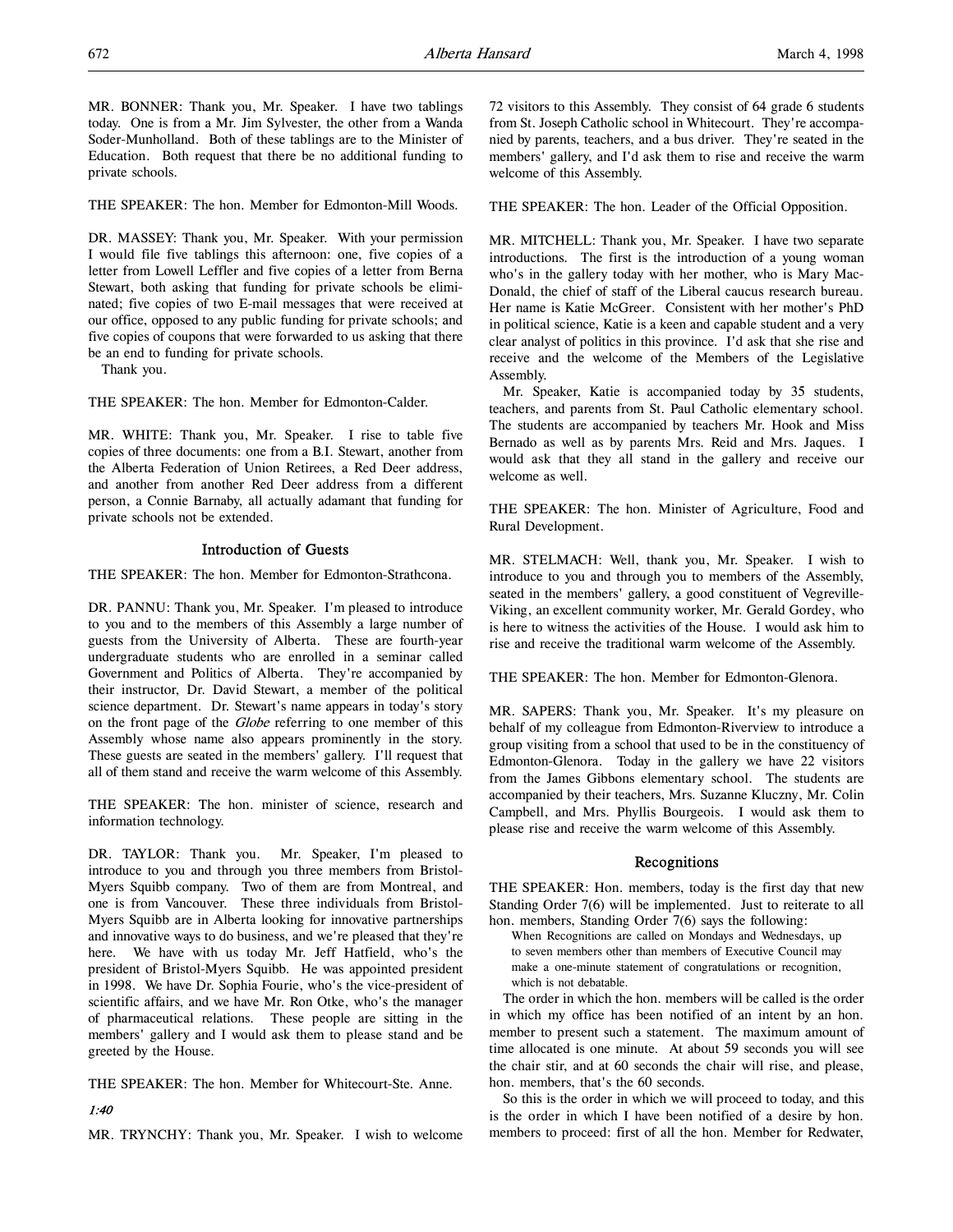MR. BONNER: Thank you, Mr. Speaker. I have two tablings today. One is from a Mr. Jim Sylvester, the other from a Wanda Soder-Munholland. Both of these tablings are to the Minister of Education. Both request that there be no additional funding to private schools.

THE SPEAKER: The hon. Member for Edmonton-Mill Woods.

DR. MASSEY: Thank you, Mr. Speaker. With your permission I would file five tablings this afternoon: one, five copies of a letter from Lowell Leffler and five copies of a letter from Berna Stewart, both asking that funding for private schools be eliminated; five copies of two E-mail messages that were received at our office, opposed to any public funding for private schools; and five copies of coupons that were forwarded to us asking that there be an end to funding for private schools.

Thank you.

THE SPEAKER: The hon. Member for Edmonton-Calder.

MR. WHITE: Thank you, Mr. Speaker. I rise to table five copies of three documents: one from a B.I. Stewart, another from the Alberta Federation of Union Retirees, a Red Deer address, and another from another Red Deer address from a different person, a Connie Barnaby, all actually adamant that funding for private schools not be extended.

## Introduction of Guests

THE SPEAKER: The hon. Member for Edmonton-Strathcona.

DR. PANNU: Thank you, Mr. Speaker. I'm pleased to introduce to you and to the members of this Assembly a large number of guests from the University of Alberta. These are fourth-year undergraduate students who are enrolled in a seminar called Government and Politics of Alberta. They're accompanied by their instructor, Dr. David Stewart, a member of the political science department. Dr. Stewart's name appears in today's story on the front page of the *Globe* referring to one member of this Assembly whose name also appears prominently in the story. These guests are seated in the members' gallery. I'll request that all of them stand and receive the warm welcome of this Assembly.

THE SPEAKER: The hon. minister of science, research and information technology.

DR. TAYLOR: Thank you. Mr. Speaker, I'm pleased to introduce to you and through you three members from Bristol-Myers Squibb company. Two of them are from Montreal, and one is from Vancouver. These three individuals from Bristol-Myers Squibb are in Alberta looking for innovative partnerships and innovative ways to do business, and we're pleased that they're here. We have with us today Mr. Jeff Hatfield, who's the president of Bristol-Myers Squibb. He was appointed president in 1998. We have Dr. Sophia Fourie, who's the vice-president of scientific affairs, and we have Mr. Ron Otke, who's the manager of pharmaceutical relations. These people are sitting in the members' gallery and I would ask them to please stand and be greeted by the House.

THE SPEAKER: The hon. Member for Whitecourt-Ste. Anne.

*1:40*

MR. TRYNCHY: Thank you, Mr. Speaker. I wish to welcome 72 visitors to this Assembly. They consist of 64 grade 6 students from St. Joseph Catholic school in Whitecourt. They're accompanied by parents, teachers, and a bus driver. They're seated in the members' gallery, and I'd ask them to rise and receive the warm welcome of this Assembly.

THE SPEAKER: The hon. Leader of the Official Opposition.

MR. MITCHELL: Thank you, Mr. Speaker. I have two separate introductions. The first is the introduction of a young woman who's in the gallery today with her mother, who is Mary MacDonald, the chief of staff of the Liberal caucus research bureau. Her name is Katie McGreer. Consistent with her mother's PhD in political science, Katie is a keen and capable student and a very clear analyst of politics in this province. I'd ask that she rise and receive and the welcome of the Members of the Legislative Assembly.

Mr. Speaker, Katie is accompanied today by 35 students, teachers, and parents from St. Paul Catholic elementary school. The students are accompanied by teachers Mr. Hook and Miss Bernado as well as by parents Mrs. Reid and Mrs. Jaques. I would ask that they all stand in the gallery and receive our welcome as well.

THE SPEAKER: The hon. Minister of Agriculture, Food and Rural Development.

MR. STELMACH: Well, thank you, Mr. Speaker. I wish to introduce to you and through you to members of the Assembly, seated in the members' gallery, a good constituent of Vegreville-Viking, an excellent community worker, Mr. Gerald Gordey, who is here to witness the activities of the House. I would ask him to rise and receive the traditional warm welcome of the Assembly.

THE SPEAKER: The hon. Member for Edmonton-Glenora.

MR. SAPERS: Thank you, Mr. Speaker. It's my pleasure on behalf of my colleague from Edmonton-Riverview to introduce a group visiting from a school that used to be in the constituency of Edmonton-Glenora. Today in the gallery we have 22 visitors from the James Gibbons elementary school. The students are accompanied by their teachers, Mrs. Suzanne Kluczny, Mr. Colin Campbell, and Mrs. Phyllis Bourgeois. I would ask them to please rise and receive the warm welcome of this Assembly.

## Recognitions

THE SPEAKER: Hon. members, today is the first day that new Standing Order 7(6) will be implemented. Just to reiterate to all hon. members, Standing Order 7(6) says the following:

> When Recognitions are called on Mondays and Wednesdays, up to seven members other than members of Executive Council may make a one-minute statement of congratulations or recognition, which is not debatable.

The order in which the hon. members will be called is the order in which my office has been notified of an intent by an hon. member to present such a statement. The maximum amount of time allocated is one minute. At about 59 seconds you will see the chair stir, and at 60 seconds the chair will rise, and please, hon. members, that's the 60 seconds.

So this is the order in which we will proceed to today, and this is the order in which I have been notified of a desire by hon. members to proceed: first of all the hon. Member for Redwater,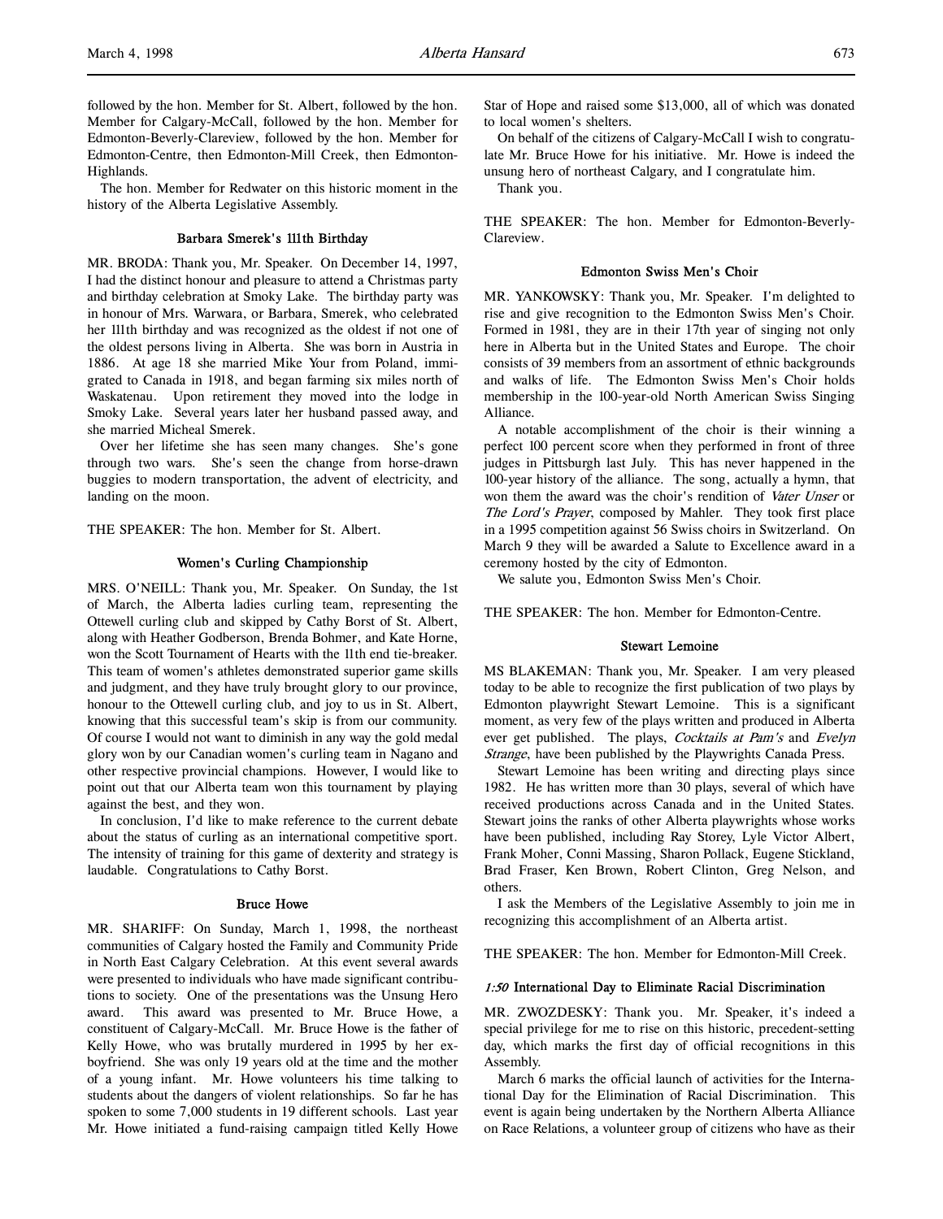followed by the hon. Member for St. Albert, followed by the hon. Member for Calgary-McCall, followed by the hon. Member for Edmonton-Beverly-Clareview, followed by the hon. Member for Edmonton-Centre, then Edmonton-Mill Creek, then Edmonton-Highlands.

The hon. Member for Redwater on this historic moment in the history of the Alberta Legislative Assembly.

### Barbara Smerek's 111th Birthday

MR. BRODA: Thank you, Mr. Speaker. On December 14, 1997, I had the distinct honour and pleasure to attend a Christmas party and birthday celebration at Smoky Lake. The birthday party was in honour of Mrs. Warwara, or Barbara, Smerek, who celebrated her 111th birthday and was recognized as the oldest if not one of the oldest persons living in Alberta. She was born in Austria in 1886. At age 18 she married Mike Your from Poland, immigrated to Canada in 1918, and began farming six miles north of Waskatenau. Upon retirement they moved into the lodge in Smoky Lake. Several years later her husband passed away, and she married Micheal Smerek.

Over her lifetime she has seen many changes. She's gone through two wars. She's seen the change from horse-drawn buggies to modern transportation, the advent of electricity, and landing on the moon.

THE SPEAKER: The hon. Member for St. Albert.

### Women's Curling Championship

MRS. O'NEILL: Thank you, Mr. Speaker. On Sunday, the 1st of March, the Alberta ladies curling team, representing the Ottewell curling club and skipped by Cathy Borst of St. Albert, along with Heather Godberson, Brenda Bohmer, and Kate Horne, won the Scott Tournament of Hearts with the 11th end tie-breaker. This team of women's athletes demonstrated superior game skills and judgment, and they have truly brought glory to our province, honour to the Ottewell curling club, and joy to us in St. Albert, knowing that this successful team's skip is from our community. Of course I would not want to diminish in any way the gold medal glory won by our Canadian women's curling team in Nagano and other respective provincial champions. However, I would like to point out that our Alberta team won this tournament by playing against the best, and they won.

In conclusion, I'd like to make reference to the current debate about the status of curling as an international competitive sport. The intensity of training for this game of dexterity and strategy is laudable. Congratulations to Cathy Borst.

### Bruce Howe

MR. SHARIFF: On Sunday, March 1, 1998, the northeast communities of Calgary hosted the Family and Community Pride in North East Calgary Celebration. At this event several awards were presented to individuals who have made significant contributions to society. One of the presentations was the Unsung Hero award. This award was presented to Mr. Bruce Howe, a constituent of Calgary-McCall. Mr. Bruce Howe is the father of Kelly Howe, who was brutally murdered in 1995 by her ex-boyfriend. She was only 19 years old at the time and the mother of a young infant. Mr. Howe volunteers his time talking to students about the dangers of violent relationships. So far he has spoken to some 7,000 students in 19 different schools. Last year Mr. Howe initiated a fund-raising campaign titled Kelly Howe Star of Hope and raised some $13,000, all of which was donated to local women's shelters.

On behalf of the citizens of Calgary-McCall I wish to congratulate Mr. Bruce Howe for his initiative. Mr. Howe is indeed the unsung hero of northeast Calgary, and I congratulate him.

Thank you.

THE SPEAKER: The hon. Member for Edmonton-Beverly-Clareview.

### Edmonton Swiss Men's Choir

MR. YANKOWSKY: Thank you, Mr. Speaker. I'm delighted to rise and give recognition to the Edmonton Swiss Men's Choir. Formed in 1981, they are in their 17th year of singing not only here in Alberta but in the United States and Europe. The choir consists of 39 members from an assortment of ethnic backgrounds and walks of life. The Edmonton Swiss Men's Choir holds membership in the 100-year-old North American Swiss Singing Alliance.

A notable accomplishment of the choir is their winning a perfect 100 percent score when they performed in front of three judges in Pittsburgh last July. This has never happened in the 100-year history of the alliance. The song, actually a hymn, that won them the award was the choir's rendition of *Vater Unser* or *The Lord's Prayer*, composed by Mahler. They took first place in a 1995 competition against 56 Swiss choirs in Switzerland. On March 9 they will be awarded a Salute to Excellence award in a ceremony hosted by the city of Edmonton.

We salute you, Edmonton Swiss Men's Choir.

THE SPEAKER: The hon. Member for Edmonton-Centre.

### Stewart Lemoine

MS BLAKEMAN: Thank you, Mr. Speaker. I am very pleased today to be able to recognize the first publication of two plays by Edmonton playwright Stewart Lemoine. This is a significant moment, as very few of the plays written and produced in Alberta ever get published. The plays, *Cocktails at Pam's* and *Evelyn Strange*, have been published by the Playwrights Canada Press.

Stewart Lemoine has been writing and directing plays since 1982. He has written more than 30 plays, several of which have received productions across Canada and in the United States. Stewart joins the ranks of other Alberta playwrights whose works have been published, including Ray Storey, Lyle Victor Albert, Frank Moher, Conni Massing, Sharon Pollack, Eugene Stickland, Brad Fraser, Ken Brown, Robert Clinton, Greg Nelson, and others.

I ask the Members of the Legislative Assembly to join me in recognizing this accomplishment of an Alberta artist.

THE SPEAKER: The hon. Member for Edmonton-Mill Creek.

### *1:50* International Day to Eliminate Racial Discrimination

MR. ZWOZDESKY: Thank you. Mr. Speaker, it's indeed a special privilege for me to rise on this historic, precedent-setting day, which marks the first day of official recognitions in this Assembly.

March 6 marks the official launch of activities for the International Day for the Elimination of Racial Discrimination. This event is again being undertaken by the Northern Alberta Alliance on Race Relations, a volunteer group of citizens who have as their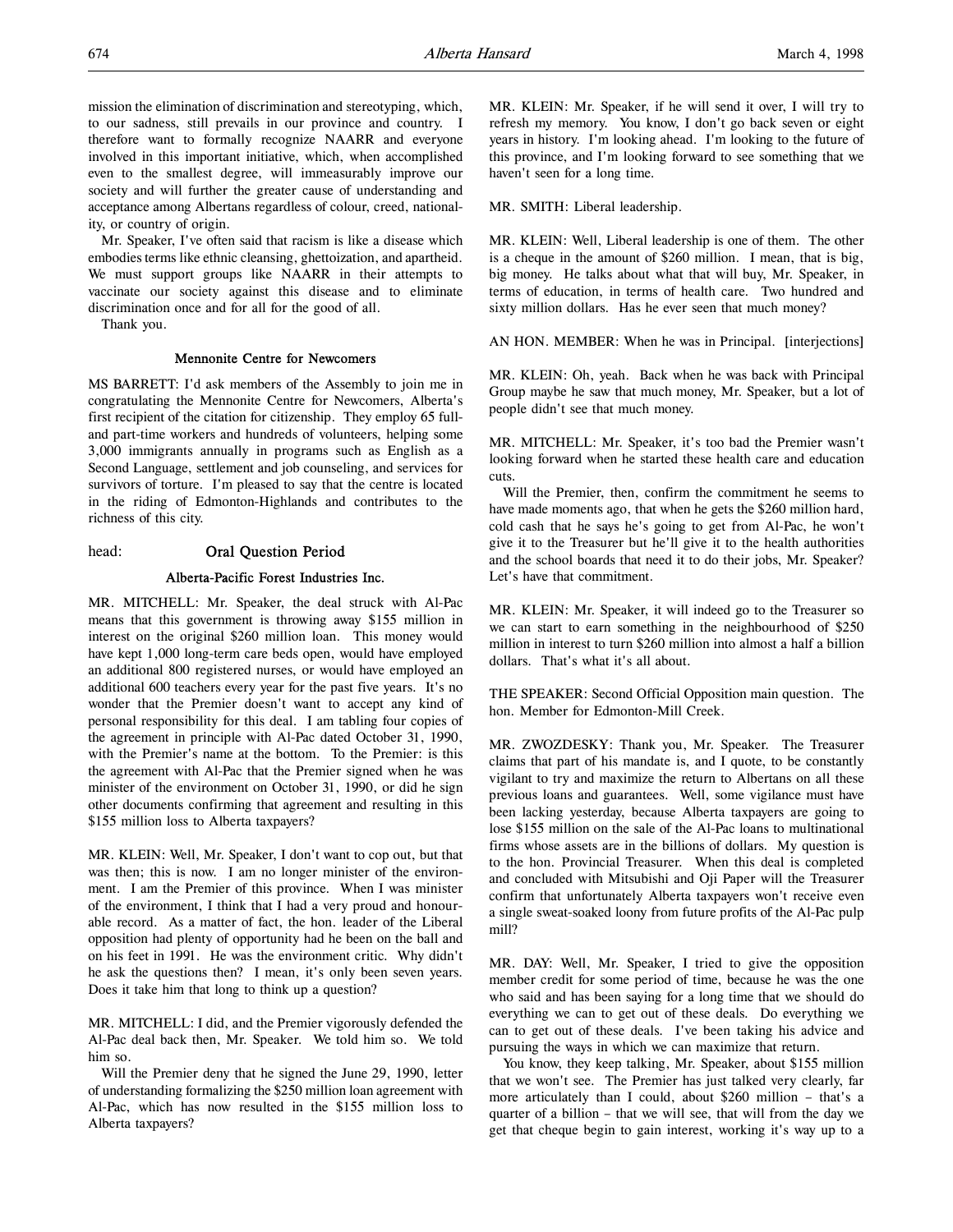mission the elimination of discrimination and stereotyping, which, to our sadness, still prevails in our province and country. I therefore want to formally recognize NAARR and everyone involved in this important initiative, which, when accomplished even to the smallest degree, will immeasurably improve our society and will further the greater cause of understanding and acceptance among Albertans regardless of colour, creed, nationality, or country of origin.

Mr. Speaker, I've often said that racism is like a disease which embodies terms like ethnic cleansing, ghettoization, and apartheid. We must support groups like NAARR in their attempts to vaccinate our society against this disease and to eliminate discrimination once and for all for the good of all.

Thank you.

### Mennonite Centre for Newcomers

MS BARRETT: I'd ask members of the Assembly to join me in congratulating the Mennonite Centre for Newcomers, Alberta's first recipient of the citation for citizenship. They employ 65 full- and part-time workers and hundreds of volunteers, helping some 3,000 immigrants annually in programs such as English as a Second Language, settlement and job counseling, and services for survivors of torture. I'm pleased to say that the centre is located in the riding of Edmonton-Highlands and contributes to the richness of this city.

## head: Oral Question Period

### Alberta-Pacific Forest Industries Inc.

MR. MITCHELL: Mr. Speaker, the deal struck with Al-Pac means that this government is throwing away $155 million in interest on the original $260 million loan. This money would have kept 1,000 long-term care beds open, would have employed an additional 800 registered nurses, or would have employed an additional 600 teachers every year for the past five years. It's no wonder that the Premier doesn't want to accept any kind of personal responsibility for this deal. I am tabling four copies of the agreement in principle with Al-Pac dated October 31, 1990, with the Premier's name at the bottom. To the Premier: is this the agreement with Al-Pac that the Premier signed when he was minister of the environment on October 31, 1990, or did he sign other documents confirming that agreement and resulting in this $155 million loss to Alberta taxpayers?

MR. KLEIN: Well, Mr. Speaker, I don't want to cop out, but that was then; this is now. I am no longer minister of the environment. I am the Premier of this province. When I was minister of the environment, I think that I had a very proud and honourable record. As a matter of fact, the hon. leader of the Liberal opposition had plenty of opportunity had he been on the ball and on his feet in 1991. He was the environment critic. Why didn't he ask the questions then? I mean, it's only been seven years. Does it take him that long to think up a question?

MR. MITCHELL: I did, and the Premier vigorously defended the Al-Pac deal back then, Mr. Speaker. We told him so. We told him so.

Will the Premier deny that he signed the June 29, 1990, letter of understanding formalizing the $250 million loan agreement with Al-Pac, which has now resulted in the $155 million loss to Alberta taxpayers?

MR. KLEIN: Mr. Speaker, if he will send it over, I will try to refresh my memory. You know, I don't go back seven or eight years in history. I'm looking ahead. I'm looking to the future of this province, and I'm looking forward to see something that we haven't seen for a long time.

MR. SMITH: Liberal leadership.

MR. KLEIN: Well, Liberal leadership is one of them. The other is a cheque in the amount of $260 million. I mean, that is big, big money. He talks about what that will buy, Mr. Speaker, in terms of education, in terms of health care. Two hundred and sixty million dollars. Has he ever seen that much money?

AN HON. MEMBER: When he was in Principal. [interjections]

MR. KLEIN: Oh, yeah. Back when he was back with Principal Group maybe he saw that much money, Mr. Speaker, but a lot of people didn't see that much money.

MR. MITCHELL: Mr. Speaker, it's too bad the Premier wasn't looking forward when he started these health care and education cuts.

Will the Premier, then, confirm the commitment he seems to have made moments ago, that when he gets the $260 million hard, cold cash that he says he's going to get from Al-Pac, he won't give it to the Treasurer but he'll give it to the health authorities and the school boards that need it to do their jobs, Mr. Speaker? Let's have that commitment.

MR. KLEIN: Mr. Speaker, it will indeed go to the Treasurer so we can start to earn something in the neighbourhood of $250 million in interest to turn $260 million into almost a half a billion dollars. That's what it's all about.

THE SPEAKER: Second Official Opposition main question. The hon. Member for Edmonton-Mill Creek.

MR. ZWOZDESKY: Thank you, Mr. Speaker. The Treasurer claims that part of his mandate is, and I quote, to be constantly vigilant to try and maximize the return to Albertans on all these previous loans and guarantees. Well, some vigilance must have been lacking yesterday, because Alberta taxpayers are going to lose $155 million on the sale of the Al-Pac loans to multinational firms whose assets are in the billions of dollars. My question is to the hon. Provincial Treasurer. When this deal is completed and concluded with Mitsubishi and Oji Paper will the Treasurer confirm that unfortunately Alberta taxpayers won't receive even a single sweat-soaked loony from future profits of the Al-Pac pulp mill?

MR. DAY: Well, Mr. Speaker, I tried to give the opposition member credit for some period of time, because he was the one who said and has been saying for a long time that we should do everything we can to get out of these deals. Do everything we can to get out of these deals. I've been taking his advice and pursuing the ways in which we can maximize that return.

You know, they keep talking, Mr. Speaker, about $155 million that we won't see. The Premier has just talked very clearly, far more articulately than I could, about $260 million – that's a quarter of a billion – that we will see, that will from the day we get that cheque begin to gain interest, working it's way up to a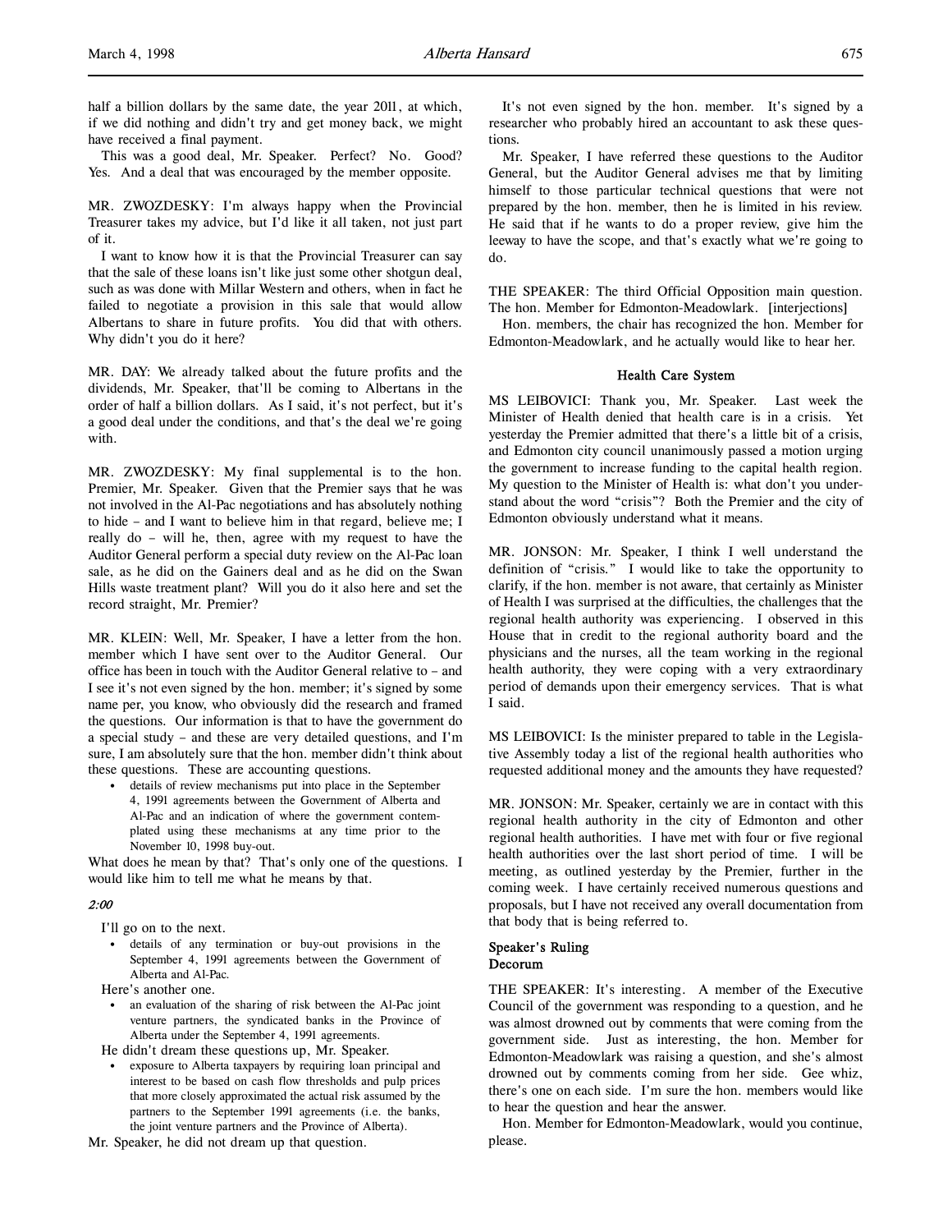half a billion dollars by the same date, the year 2011, at which, if we did nothing and didn't try and get money back, we might have received a final payment.

This was a good deal, Mr. Speaker. Perfect? No. Good? Yes. And a deal that was encouraged by the member opposite.

MR. ZWOZDESKY: I'm always happy when the Provincial Treasurer takes my advice, but I'd like it all taken, not just part of it.

I want to know how it is that the Provincial Treasurer can say that the sale of these loans isn't like just some other shotgun deal, such as was done with Millar Western and others, when in fact he failed to negotiate a provision in this sale that would allow Albertans to share in future profits. You did that with others. Why didn't you do it here?

MR. DAY: We already talked about the future profits and the dividends, Mr. Speaker, that'll be coming to Albertans in the order of half a billion dollars. As I said, it's not perfect, but it's a good deal under the conditions, and that's the deal we're going with.

MR. ZWOZDESKY: My final supplemental is to the hon. Premier, Mr. Speaker. Given that the Premier says that he was not involved in the Al-Pac negotiations and has absolutely nothing to hide – and I want to believe him in that regard, believe me; I really do – will he, then, agree with my request to have the Auditor General perform a special duty review on the Al-Pac loan sale, as he did on the Gainers deal and as he did on the Swan Hills waste treatment plant? Will you do it also here and set the record straight, Mr. Premier?

MR. KLEIN: Well, Mr. Speaker, I have a letter from the hon. member which I have sent over to the Auditor General. Our office has been in touch with the Auditor General relative to – and I see it's not even signed by the hon. member; it's signed by some name per, you know, who obviously did the research and framed the questions. Our information is that to have the government do a special study – and these are very detailed questions, and I'm sure, I am absolutely sure that the hon. member didn't think about these questions. These are accounting questions.

- details of review mechanisms put into place in the September 4, 1991 agreements between the Government of Alberta and Al-Pac and an indication of where the government contemplated using these mechanisms at any time prior to the November 10, 1998 buy-out.

What does he mean by that? That's only one of the questions. I would like him to tell me what he means by that.

*2:00*

I'll go on to the next.

- details of any termination or buy-out provisions in the September 4, 1991 agreements between the Government of Alberta and Al-Pac.

Here's another one.

- an evaluation of the sharing of risk between the Al-Pac joint venture partners, the syndicated banks in the Province of Alberta under the September 4, 1991 agreements.

He didn't dream these questions up, Mr. Speaker.

- exposure to Alberta taxpayers by requiring loan principal and interest to be based on cash flow thresholds and pulp prices that more closely approximated the actual risk assumed by the partners to the September 1991 agreements (i.e. the banks, the joint venture partners and the Province of Alberta).

Mr. Speaker, he did not dream up that question.

It's not even signed by the hon. member. It's signed by a researcher who probably hired an accountant to ask these questions.

Mr. Speaker, I have referred these questions to the Auditor General, but the Auditor General advises me that by limiting himself to those particular technical questions that were not prepared by the hon. member, then he is limited in his review. He said that if he wants to do a proper review, give him the leeway to have the scope, and that's exactly what we're going to do.

THE SPEAKER: The third Official Opposition main question. The hon. Member for Edmonton-Meadowlark. [interjections]

Hon. members, the chair has recognized the hon. Member for Edmonton-Meadowlark, and he actually would like to hear her.

### Health Care System

MS LEIBOVICI: Thank you, Mr. Speaker. Last week the Minister of Health denied that health care is in a crisis. Yet yesterday the Premier admitted that there's a little bit of a crisis, and Edmonton city council unanimously passed a motion urging the government to increase funding to the capital health region. My question to the Minister of Health is: what don't you understand about the word "crisis"? Both the Premier and the city of Edmonton obviously understand what it means.

MR. JONSON: Mr. Speaker, I think I well understand the definition of "crisis." I would like to take the opportunity to clarify, if the hon. member is not aware, that certainly as Minister of Health I was surprised at the difficulties, the challenges that the regional health authority was experiencing. I observed in this House that in credit to the regional authority board and the physicians and the nurses, all the team working in the regional health authority, they were coping with a very extraordinary period of demands upon their emergency services. That is what I said.

MS LEIBOVICI: Is the minister prepared to table in the Legislative Assembly today a list of the regional health authorities who requested additional money and the amounts they have requested?

MR. JONSON: Mr. Speaker, certainly we are in contact with this regional health authority in the city of Edmonton and other regional health authorities. I have met with four or five regional health authorities over the last short period of time. I will be meeting, as outlined yesterday by the Premier, further in the coming week. I have certainly received numerous questions and proposals, but I have not received any overall documentation from that body that is being referred to.

### Speaker's Ruling
### Decorum

THE SPEAKER: It's interesting. A member of the Executive Council of the government was responding to a question, and he was almost drowned out by comments that were coming from the government side. Just as interesting, the hon. Member for Edmonton-Meadowlark was raising a question, and she's almost drowned out by comments coming from her side. Gee whiz, there's one on each side. I'm sure the hon. members would like to hear the question and hear the answer.

Hon. Member for Edmonton-Meadowlark, would you continue, please.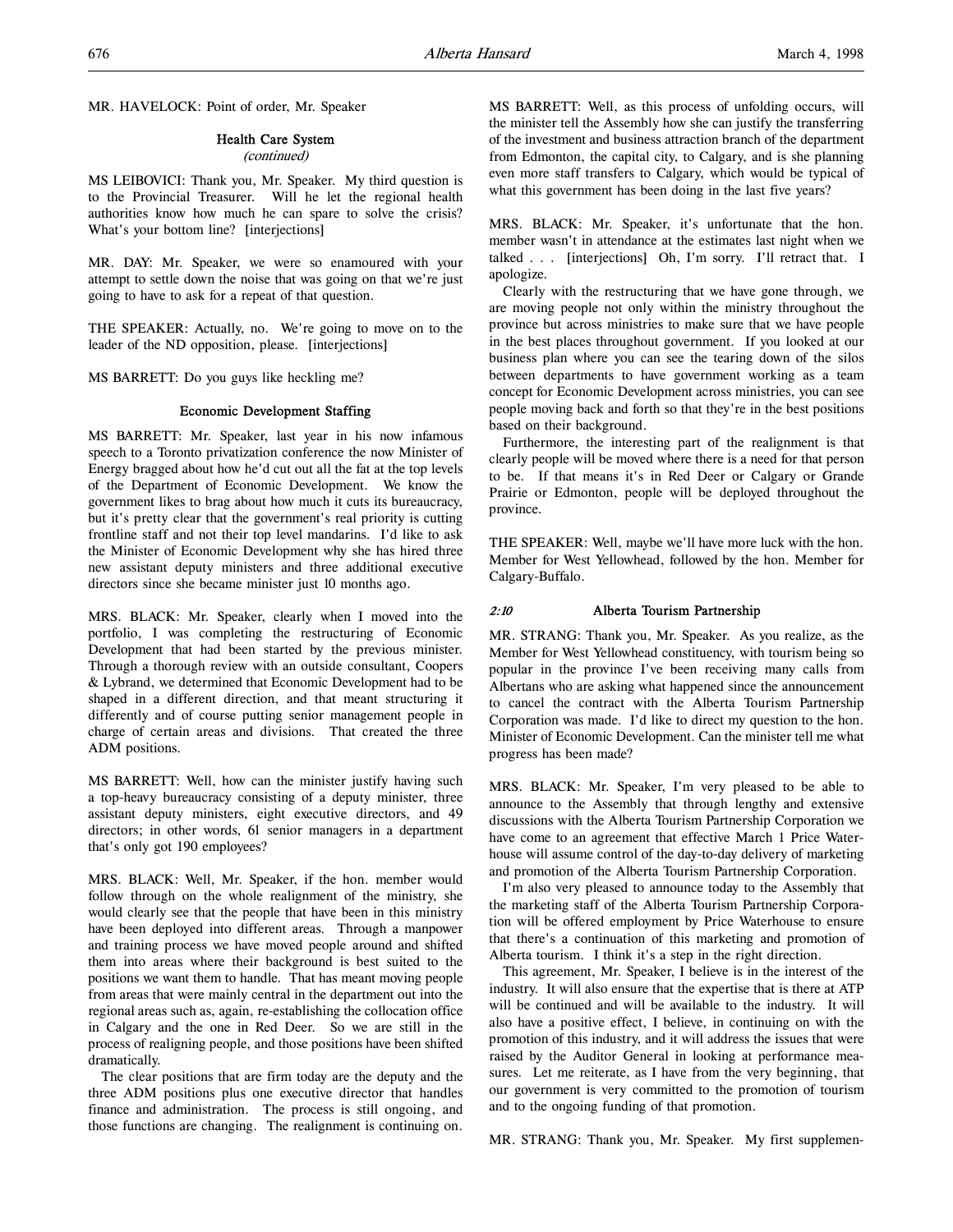MR. HAVELOCK: Point of order, Mr. Speaker

### Health Care System
*(continued)*

MS LEIBOVICI: Thank you, Mr. Speaker. My third question is to the Provincial Treasurer. Will he let the regional health authorities know how much he can spare to solve the crisis? What's your bottom line? [interjections]

MR. DAY: Mr. Speaker, we were so enamoured with your attempt to settle down the noise that was going on that we're just going to have to ask for a repeat of that question.

THE SPEAKER: Actually, no. We're going to move on to the leader of the ND opposition, please. [interjections]

MS BARRETT: Do you guys like heckling me?

### Economic Development Staffing

MS BARRETT: Mr. Speaker, last year in his now infamous speech to a Toronto privatization conference the now Minister of Energy bragged about how he'd cut out all the fat at the top levels of the Department of Economic Development. We know the government likes to brag about how much it cuts its bureaucracy, but it's pretty clear that the government's real priority is cutting frontline staff and not their top level mandarins. I'd like to ask the Minister of Economic Development why she has hired three new assistant deputy ministers and three additional executive directors since she became minister just 10 months ago.

MRS. BLACK: Mr. Speaker, clearly when I moved into the portfolio, I was completing the restructuring of Economic Development that had been started by the previous minister. Through a thorough review with an outside consultant, Coopers & Lybrand, we determined that Economic Development had to be shaped in a different direction, and that meant structuring it differently and of course putting senior management people in charge of certain areas and divisions. That created the three ADM positions.

MS BARRETT: Well, how can the minister justify having such a top-heavy bureaucracy consisting of a deputy minister, three assistant deputy ministers, eight executive directors, and 49 directors; in other words, 61 senior managers in a department that's only got 190 employees?

MRS. BLACK: Well, Mr. Speaker, if the hon. member would follow through on the whole realignment of the ministry, she would clearly see that the people that have been in this ministry have been deployed into different areas. Through a manpower and training process we have moved people around and shifted them into areas where their background is best suited to the positions we want them to handle. That has meant moving people from areas that were mainly central in the department out into the regional areas such as, again, re-establishing the collocation office in Calgary and the one in Red Deer. So we are still in the process of realigning people, and those positions have been shifted dramatically.

The clear positions that are firm today are the deputy and the three ADM positions plus one executive director that handles finance and administration. The process is still ongoing, and those functions are changing. The realignment is continuing on.

MS BARRETT: Well, as this process of unfolding occurs, will the minister tell the Assembly how she can justify the transferring of the investment and business attraction branch of the department from Edmonton, the capital city, to Calgary, and is she planning even more staff transfers to Calgary, which would be typical of what this government has been doing in the last five years?

MRS. BLACK: Mr. Speaker, it's unfortunate that the hon. member wasn't in attendance at the estimates last night when we talked . . . [interjections] Oh, I'm sorry. I'll retract that. I apologize.

Clearly with the restructuring that we have gone through, we are moving people not only within the ministry throughout the province but across ministries to make sure that we have people in the best places throughout government. If you looked at our business plan where you can see the tearing down of the silos between departments to have government working as a team concept for Economic Development across ministries, you can see people moving back and forth so that they're in the best positions based on their background.

Furthermore, the interesting part of the realignment is that clearly people will be moved where there is a need for that person to be. If that means it's in Red Deer or Calgary or Grande Prairie or Edmonton, people will be deployed throughout the province.

THE SPEAKER: Well, maybe we'll have more luck with the hon. Member for West Yellowhead, followed by the hon. Member for Calgary-Buffalo.

### *2:10* Alberta Tourism Partnership

MR. STRANG: Thank you, Mr. Speaker. As you realize, as the Member for West Yellowhead constituency, with tourism being so popular in the province I've been receiving many calls from Albertans who are asking what happened since the announcement to cancel the contract with the Alberta Tourism Partnership Corporation was made. I'd like to direct my question to the hon. Minister of Economic Development. Can the minister tell me what progress has been made?

MRS. BLACK: Mr. Speaker, I'm very pleased to be able to announce to the Assembly that through lengthy and extensive discussions with the Alberta Tourism Partnership Corporation we have come to an agreement that effective March 1 Price Waterhouse will assume control of the day-to-day delivery of marketing and promotion of the Alberta Tourism Partnership Corporation.

I'm also very pleased to announce today to the Assembly that the marketing staff of the Alberta Tourism Partnership Corporation will be offered employment by Price Waterhouse to ensure that there's a continuation of this marketing and promotion of Alberta tourism. I think it's a step in the right direction.

This agreement, Mr. Speaker, I believe is in the interest of the industry. It will also ensure that the expertise that is there at ATP will be continued and will be available to the industry. It will also have a positive effect, I believe, in continuing on with the promotion of this industry, and it will address the issues that were raised by the Auditor General in looking at performance measures. Let me reiterate, as I have from the very beginning, that our government is very committed to the promotion of tourism and to the ongoing funding of that promotion.

MR. STRANG: Thank you, Mr. Speaker. My first supplemen-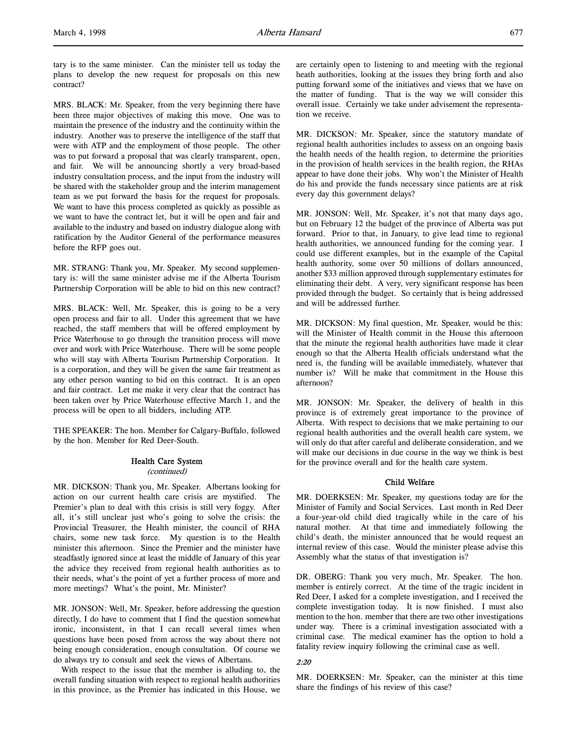tary is to the same minister. Can the minister tell us today the plans to develop the new request for proposals on this new contract?

MRS. BLACK: Mr. Speaker, from the very beginning there have been three major objectives of making this move. One was to maintain the presence of the industry and the continuity within the industry. Another was to preserve the intelligence of the staff that were with ATP and the employment of those people. The other was to put forward a proposal that was clearly transparent, open, and fair. We will be announcing shortly a very broad-based industry consultation process, and the input from the industry will be shared with the stakeholder group and the interim management team as we put forward the basis for the request for proposals. We want to have this process completed as quickly as possible as we want to have the contract let, but it will be open and fair and available to the industry and based on industry dialogue along with ratification by the Auditor General of the performance measures before the RFP goes out.

MR. STRANG: Thank you, Mr. Speaker. My second supplementary is: will the same minister advise me if the Alberta Tourism Partnership Corporation will be able to bid on this new contract?

MRS. BLACK: Well, Mr. Speaker, this is going to be a very open process and fair to all. Under this agreement that we have reached, the staff members that will be offered employment by Price Waterhouse to go through the transition process will move over and work with Price Waterhouse. There will be some people who will stay with Alberta Tourism Partnership Corporation. It is a corporation, and they will be given the same fair treatment as any other person wanting to bid on this contract. It is an open and fair contract. Let me make it very clear that the contract has been taken over by Price Waterhouse effective March 1, and the process will be open to all bidders, including ATP.

THE SPEAKER: The hon. Member for Calgary-Buffalo, followed by the hon. Member for Red Deer-South.

### Health Care System
*(continued)*

MR. DICKSON: Thank you, Mr. Speaker. Albertans looking for action on our current health care crisis are mystified. The Premier's plan to deal with this crisis is still very foggy. After all, it's still unclear just who's going to solve the crisis: the Provincial Treasurer, the Health minister, the council of RHA chairs, some new task force. My question is to the Health minister this afternoon. Since the Premier and the minister have steadfastly ignored since at least the middle of January of this year the advice they received from regional health authorities as to their needs, what's the point of yet a further process of more and more meetings? What's the point, Mr. Minister?

MR. JONSON: Well, Mr. Speaker, before addressing the question directly, I do have to comment that I find the question somewhat ironic, inconsistent, in that I can recall several times when questions have been posed from across the way about there not being enough consideration, enough consultation. Of course we do always try to consult and seek the views of Albertans.

With respect to the issue that the member is alluding to, the overall funding situation with respect to regional health authorities in this province, as the Premier has indicated in this House, we are certainly open to listening to and meeting with the regional heath authorities, looking at the issues they bring forth and also putting forward some of the initiatives and views that we have on the matter of funding. That is the way we will consider this overall issue. Certainly we take under advisement the representation we receive.

MR. DICKSON: Mr. Speaker, since the statutory mandate of regional health authorities includes to assess on an ongoing basis the health needs of the health region, to determine the priorities in the provision of health services in the health region, the RHAs appear to have done their jobs. Why won't the Minister of Health do his and provide the funds necessary since patients are at risk every day this government delays?

MR. JONSON: Well, Mr. Speaker, it's not that many days ago, but on February 12 the budget of the province of Alberta was put forward. Prior to that, in January, to give lead time to regional health authorities, we announced funding for the coming year. I could use different examples, but in the example of the Capital health authority, some over 50 millions of dollars announced, another $33 million approved through supplementary estimates for eliminating their debt. A very, very significant response has been provided through the budget. So certainly that is being addressed and will be addressed further.

MR. DICKSON: My final question, Mr. Speaker, would be this: will the Minister of Health commit in the House this afternoon that the minute the regional health authorities have made it clear enough so that the Alberta Health officials understand what the need is, the funding will be available immediately, whatever that number is? Will he make that commitment in the House this afternoon?

MR. JONSON: Mr. Speaker, the delivery of health in this province is of extremely great importance to the province of Alberta. With respect to decisions that we make pertaining to our regional health authorities and the overall health care system, we will only do that after careful and deliberate consideration, and we will make our decisions in due course in the way we think is best for the province overall and for the health care system.

### Child Welfare

MR. DOERKSEN: Mr. Speaker, my questions today are for the Minister of Family and Social Services. Last month in Red Deer a four-year-old child died tragically while in the care of his natural mother. At that time and immediately following the child's death, the minister announced that he would request an internal review of this case. Would the minister please advise this Assembly what the status of that investigation is?

DR. OBERG: Thank you very much, Mr. Speaker. The hon. member is entirely correct. At the time of the tragic incident in Red Deer, I asked for a complete investigation, and I received the complete investigation today. It is now finished. I must also mention to the hon. member that there are two other investigations under way. There is a criminal investigation associated with a criminal case. The medical examiner has the option to hold a fatality review inquiry following the criminal case as well.

*2:20*

MR. DOERKSEN: Mr. Speaker, can the minister at this time share the findings of his review of this case?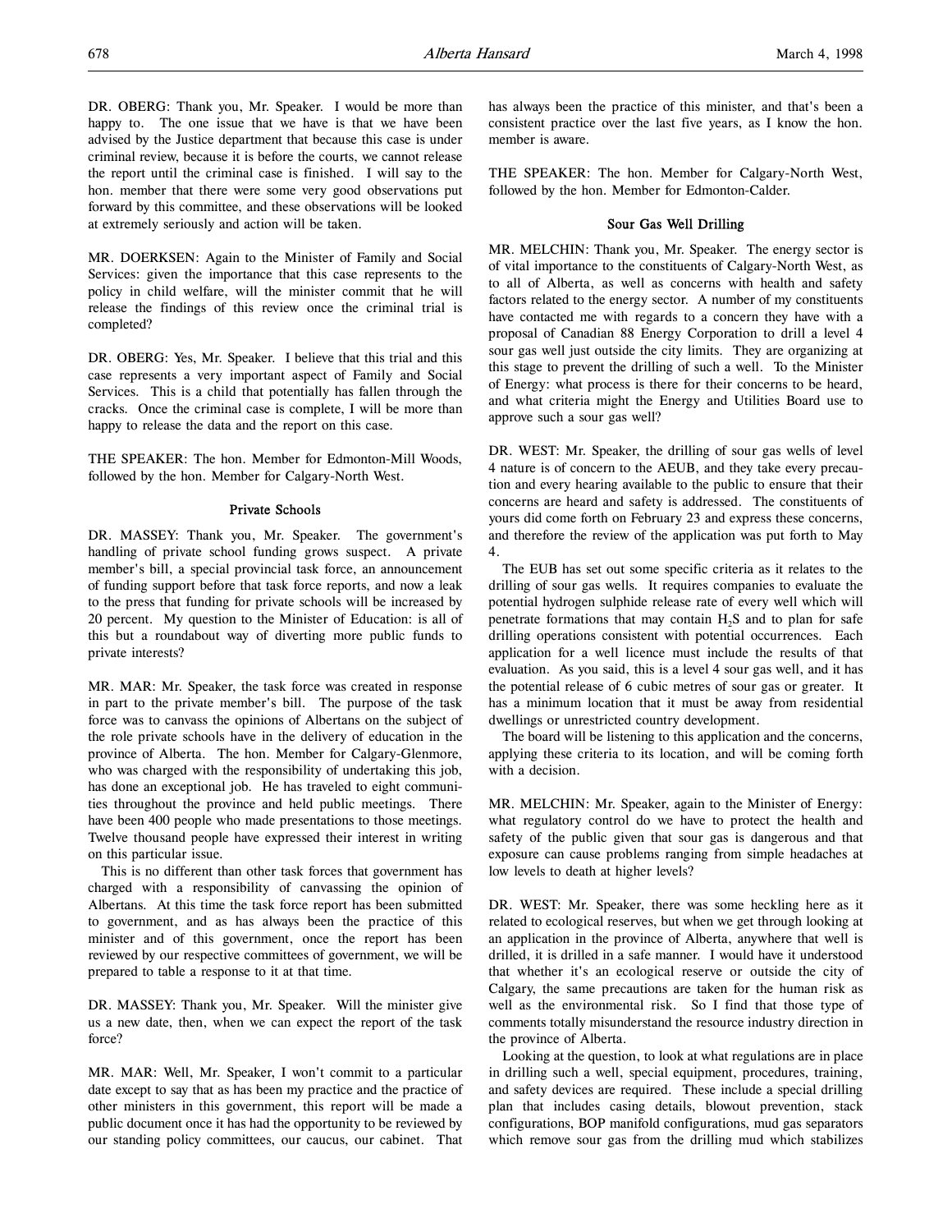DR. OBERG: Thank you, Mr. Speaker. I would be more than happy to. The one issue that we have is that we have been advised by the Justice department that because this case is under criminal review, because it is before the courts, we cannot release the report until the criminal case is finished. I will say to the hon. member that there were some very good observations put forward by this committee, and these observations will be looked at extremely seriously and action will be taken.

MR. DOERKSEN: Again to the Minister of Family and Social Services: given the importance that this case represents to the policy in child welfare, will the minister commit that he will release the findings of this review once the criminal trial is completed?

DR. OBERG: Yes, Mr. Speaker. I believe that this trial and this case represents a very important aspect of Family and Social Services. This is a child that potentially has fallen through the cracks. Once the criminal case is complete, I will be more than happy to release the data and the report on this case.

THE SPEAKER: The hon. Member for Edmonton-Mill Woods, followed by the hon. Member for Calgary-North West.

### Private Schools

DR. MASSEY: Thank you, Mr. Speaker. The government's handling of private school funding grows suspect. A private member's bill, a special provincial task force, an announcement of funding support before that task force reports, and now a leak to the press that funding for private schools will be increased by 20 percent. My question to the Minister of Education: is all of this but a roundabout way of diverting more public funds to private interests?

MR. MAR: Mr. Speaker, the task force was created in response in part to the private member's bill. The purpose of the task force was to canvass the opinions of Albertans on the subject of the role private schools have in the delivery of education in the province of Alberta. The hon. Member for Calgary-Glenmore, who was charged with the responsibility of undertaking this job, has done an exceptional job. He has traveled to eight communities throughout the province and held public meetings. There have been 400 people who made presentations to those meetings. Twelve thousand people have expressed their interest in writing on this particular issue.

This is no different than other task forces that government has charged with a responsibility of canvassing the opinion of Albertans. At this time the task force report has been submitted to government, and as has always been the practice of this minister and of this government, once the report has been reviewed by our respective committees of government, we will be prepared to table a response to it at that time.

DR. MASSEY: Thank you, Mr. Speaker. Will the minister give us a new date, then, when we can expect the report of the task force?

MR. MAR: Well, Mr. Speaker, I won't commit to a particular date except to say that as has been my practice and the practice of other ministers in this government, this report will be made a public document once it has had the opportunity to be reviewed by our standing policy committees, our caucus, our cabinet. That has always been the practice of this minister, and that's been a consistent practice over the last five years, as I know the hon. member is aware.

THE SPEAKER: The hon. Member for Calgary-North West, followed by the hon. Member for Edmonton-Calder.

### Sour Gas Well Drilling

MR. MELCHIN: Thank you, Mr. Speaker. The energy sector is of vital importance to the constituents of Calgary-North West, as to all of Alberta, as well as concerns with health and safety factors related to the energy sector. A number of my constituents have contacted me with regards to a concern they have with a proposal of Canadian 88 Energy Corporation to drill a level 4 sour gas well just outside the city limits. They are organizing at this stage to prevent the drilling of such a well. To the Minister of Energy: what process is there for their concerns to be heard, and what criteria might the Energy and Utilities Board use to approve such a sour gas well?

DR. WEST: Mr. Speaker, the drilling of sour gas wells of level 4 nature is of concern to the AEUB, and they take every precaution and every hearing available to the public to ensure that their concerns are heard and safety is addressed. The constituents of yours did come forth on February 23 and express these concerns, and therefore the review of the application was put forth to May 4.

The EUB has set out some specific criteria as it relates to the drilling of sour gas wells. It requires companies to evaluate the potential hydrogen sulphide release rate of every well which will penetrate formations that may contain $H_2S$ and to plan for safe drilling operations consistent with potential occurrences. Each application for a well licence must include the results of that evaluation. As you said, this is a level 4 sour gas well, and it has the potential release of 6 cubic metres of sour gas or greater. It has a minimum location that it must be away from residential dwellings or unrestricted country development.

The board will be listening to this application and the concerns, applying these criteria to its location, and will be coming forth with a decision.

MR. MELCHIN: Mr. Speaker, again to the Minister of Energy: what regulatory control do we have to protect the health and safety of the public given that sour gas is dangerous and that exposure can cause problems ranging from simple headaches at low levels to death at higher levels?

DR. WEST: Mr. Speaker, there was some heckling here as it related to ecological reserves, but when we get through looking at an application in the province of Alberta, anywhere that well is drilled, it is drilled in a safe manner. I would have it understood that whether it's an ecological reserve or outside the city of Calgary, the same precautions are taken for the human risk as well as the environmental risk. So I find that those type of comments totally misunderstand the resource industry direction in the province of Alberta.

Looking at the question, to look at what regulations are in place in drilling such a well, special equipment, procedures, training, and safety devices are required. These include a special drilling plan that includes casing details, blowout prevention, stack configurations, BOP manifold configurations, mud gas separators which remove sour gas from the drilling mud which stabilizes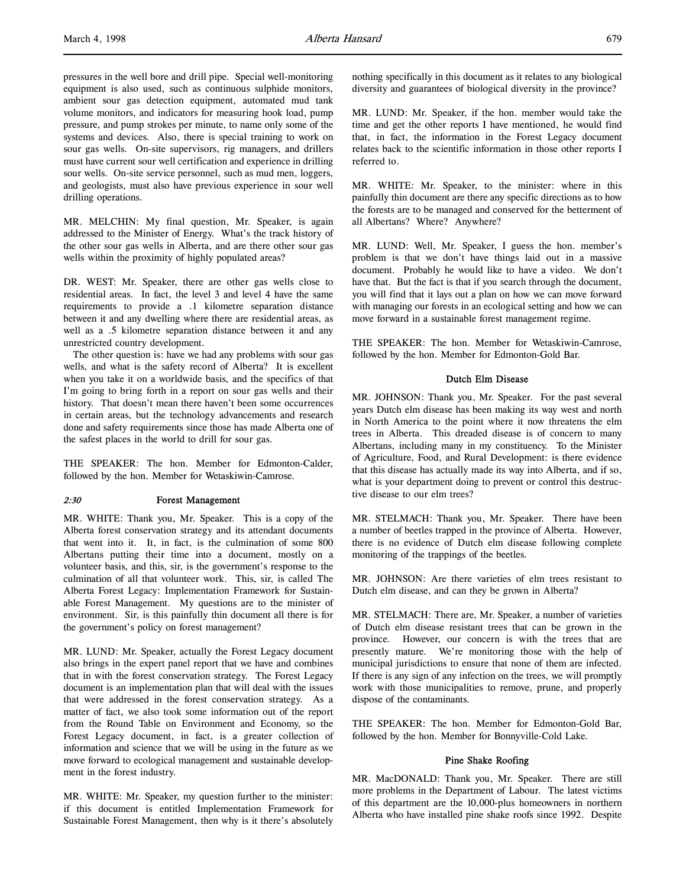pressures in the well bore and drill pipe. Special well-monitoring equipment is also used, such as continuous sulphide monitors, ambient sour gas detection equipment, automated mud tank volume monitors, and indicators for measuring hook load, pump pressure, and pump strokes per minute, to name only some of the systems and devices. Also, there is special training to work on sour gas wells. On-site supervisors, rig managers, and drillers must have current sour well certification and experience in drilling sour wells. On-site service personnel, such as mud men, loggers, and geologists, must also have previous experience in sour well drilling operations.

MR. MELCHIN: My final question, Mr. Speaker, is again addressed to the Minister of Energy. What's the track history of the other sour gas wells in Alberta, and are there other sour gas wells within the proximity of highly populated areas?

DR. WEST: Mr. Speaker, there are other gas wells close to residential areas. In fact, the level 3 and level 4 have the same requirements to provide a .1 kilometre separation distance between it and any dwelling where there are residential areas, as well as a .5 kilometre separation distance between it and any unrestricted country development.

The other question is: have we had any problems with sour gas wells, and what is the safety record of Alberta? It is excellent when you take it on a worldwide basis, and the specifics of that I'm going to bring forth in a report on sour gas wells and their history. That doesn't mean there haven't been some occurrences in certain areas, but the technology advancements and research done and safety requirements since those has made Alberta one of the safest places in the world to drill for sour gas.

THE SPEAKER: The hon. Member for Edmonton-Calder, followed by the hon. Member for Wetaskiwin-Camrose.

*2:30*

### Forest Management

MR. WHITE: Thank you, Mr. Speaker. This is a copy of the Alberta forest conservation strategy and its attendant documents that went into it. It, in fact, is the culmination of some 800 Albertans putting their time into a document, mostly on a volunteer basis, and this, sir, is the government's response to the culmination of all that volunteer work. This, sir, is called The Alberta Forest Legacy: Implementation Framework for Sustainable Forest Management. My questions are to the minister of environment. Sir, is this painfully thin document all there is for the government's policy on forest management?

MR. LUND: Mr. Speaker, actually the Forest Legacy document also brings in the expert panel report that we have and combines that in with the forest conservation strategy. The Forest Legacy document is an implementation plan that will deal with the issues that were addressed in the forest conservation strategy. As a matter of fact, we also took some information out of the report from the Round Table on Environment and Economy, so the Forest Legacy document, in fact, is a greater collection of information and science that we will be using in the future as we move forward to ecological management and sustainable development in the forest industry.

MR. WHITE: Mr. Speaker, my question further to the minister: if this document is entitled Implementation Framework for Sustainable Forest Management, then why is it there's absolutely nothing specifically in this document as it relates to any biological diversity and guarantees of biological diversity in the province?

MR. LUND: Mr. Speaker, if the hon. member would take the time and get the other reports I have mentioned, he would find that, in fact, the information in the Forest Legacy document relates back to the scientific information in those other reports I referred to.

MR. WHITE: Mr. Speaker, to the minister: where in this painfully thin document are there any specific directions as to how the forests are to be managed and conserved for the betterment of all Albertans? Where? Anywhere?

MR. LUND: Well, Mr. Speaker, I guess the hon. member's problem is that we don't have things laid out in a massive document. Probably he would like to have a video. We don't have that. But the fact is that if you search through the document, you will find that it lays out a plan on how we can move forward with managing our forests in an ecological setting and how we can move forward in a sustainable forest management regime.

THE SPEAKER: The hon. Member for Wetaskiwin-Camrose, followed by the hon. Member for Edmonton-Gold Bar.

### Dutch Elm Disease

MR. JOHNSON: Thank you, Mr. Speaker. For the past several years Dutch elm disease has been making its way west and north in North America to the point where it now threatens the elm trees in Alberta. This dreaded disease is of concern to many Albertans, including many in my constituency. To the Minister of Agriculture, Food, and Rural Development: is there evidence that this disease has actually made its way into Alberta, and if so, what is your department doing to prevent or control this destructive disease to our elm trees?

MR. STELMACH: Thank you, Mr. Speaker. There have been a number of beetles trapped in the province of Alberta. However, there is no evidence of Dutch elm disease following complete monitoring of the trappings of the beetles.

MR. JOHNSON: Are there varieties of elm trees resistant to Dutch elm disease, and can they be grown in Alberta?

MR. STELMACH: There are, Mr. Speaker, a number of varieties of Dutch elm disease resistant trees that can be grown in the province. However, our concern is with the trees that are presently mature. We're monitoring those with the help of municipal jurisdictions to ensure that none of them are infected. If there is any sign of any infection on the trees, we will promptly work with those municipalities to remove, prune, and properly dispose of the contaminants.

THE SPEAKER: The hon. Member for Edmonton-Gold Bar, followed by the hon. Member for Bonnyville-Cold Lake.

### Pine Shake Roofing

MR. MacDONALD: Thank you, Mr. Speaker. There are still more problems in the Department of Labour. The latest victims of this department are the 10,000-plus homeowners in northern Alberta who have installed pine shake roofs since 1992. Despite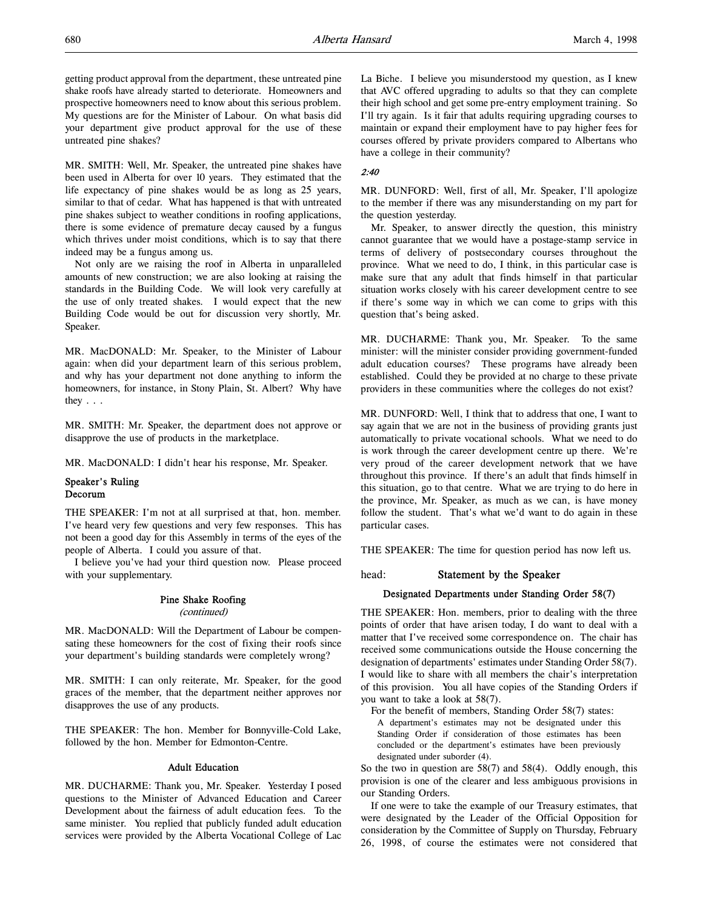getting product approval from the department, these untreated pine shake roofs have already started to deteriorate. Homeowners and prospective homeowners need to know about this serious problem. My questions are for the Minister of Labour. On what basis did your department give product approval for the use of these untreated pine shakes?

MR. SMITH: Well, Mr. Speaker, the untreated pine shakes have been used in Alberta for over 10 years. They estimated that the life expectancy of pine shakes would be as long as 25 years, similar to that of cedar. What has happened is that with untreated pine shakes subject to weather conditions in roofing applications, there is some evidence of premature decay caused by a fungus which thrives under moist conditions, which is to say that there indeed may be a fungus among us.

Not only are we raising the roof in Alberta in unparalleled amounts of new construction; we are also looking at raising the standards in the Building Code. We will look very carefully at the use of only treated shakes. I would expect that the new Building Code would be out for discussion very shortly, Mr. Speaker.

MR. MacDONALD: Mr. Speaker, to the Minister of Labour again: when did your department learn of this serious problem, and why has your department not done anything to inform the homeowners, for instance, in Stony Plain, St. Albert? Why have they . . .

MR. SMITH: Mr. Speaker, the department does not approve or disapprove the use of products in the marketplace.

MR. MacDONALD: I didn't hear his response, Mr. Speaker.

### Speaker's Ruling
### Decorum

THE SPEAKER: I'm not at all surprised at that, hon. member. I've heard very few questions and very few responses. This has not been a good day for this Assembly in terms of the eyes of the people of Alberta. I could you assure of that.

I believe you've had your third question now. Please proceed with your supplementary.

### Pine Shake Roofing
*(continued)*

MR. MacDONALD: Will the Department of Labour be compensating these homeowners for the cost of fixing their roofs since your department's building standards were completely wrong?

MR. SMITH: I can only reiterate, Mr. Speaker, for the good graces of the member, that the department neither approves nor disapproves the use of any products.

THE SPEAKER: The hon. Member for Bonnyville-Cold Lake, followed by the hon. Member for Edmonton-Centre.

### Adult Education

MR. DUCHARME: Thank you, Mr. Speaker. Yesterday I posed questions to the Minister of Advanced Education and Career Development about the fairness of adult education fees. To the same minister. You replied that publicly funded adult education services were provided by the Alberta Vocational College of Lac La Biche. I believe you misunderstood my question, as I knew that AVC offered upgrading to adults so that they can complete their high school and get some pre-entry employment training. So I'll try again. Is it fair that adults requiring upgrading courses to maintain or expand their employment have to pay higher fees for courses offered by private providers compared to Albertans who have a college in their community?

*2:40*

MR. DUNFORD: Well, first of all, Mr. Speaker, I'll apologize to the member if there was any misunderstanding on my part for the question yesterday.

Mr. Speaker, to answer directly the question, this ministry cannot guarantee that we would have a postage-stamp service in terms of delivery of postsecondary courses throughout the province. What we need to do, I think, in this particular case is make sure that any adult that finds himself in that particular situation works closely with his career development centre to see if there's some way in which we can come to grips with this question that's being asked.

MR. DUCHARME: Thank you, Mr. Speaker. To the same minister: will the minister consider providing government-funded adult education courses? These programs have already been established. Could they be provided at no charge to these private providers in these communities where the colleges do not exist?

MR. DUNFORD: Well, I think that to address that one, I want to say again that we are not in the business of providing grants just automatically to private vocational schools. What we need to do is work through the career development centre up there. We're very proud of the career development network that we have throughout this province. If there's an adult that finds himself in this situation, go to that centre. What we are trying to do here in the province, Mr. Speaker, as much as we can, is have money follow the student. That's what we'd want to do again in these particular cases.

THE SPEAKER: The time for question period has now left us.

## head: Statement by the Speaker

### Designated Departments under Standing Order 58(7)

THE SPEAKER: Hon. members, prior to dealing with the three points of order that have arisen today, I do want to deal with a matter that I've received some correspondence on. The chair has received some communications outside the House concerning the designation of departments' estimates under Standing Order 58(7). I would like to share with all members the chair's interpretation of this provision. You all have copies of the Standing Orders if you want to take a look at 58(7).

For the benefit of members, Standing Order 58(7) states:

> A department's estimates may not be designated under this Standing Order if consideration of those estimates has been concluded or the department's estimates have been previously designated under suborder (4).

So the two in question are 58(7) and 58(4). Oddly enough, this provision is one of the clearer and less ambiguous provisions in our Standing Orders.

If one were to take the example of our Treasury estimates, that were designated by the Leader of the Official Opposition for consideration by the Committee of Supply on Thursday, February 26, 1998, of course the estimates were not considered that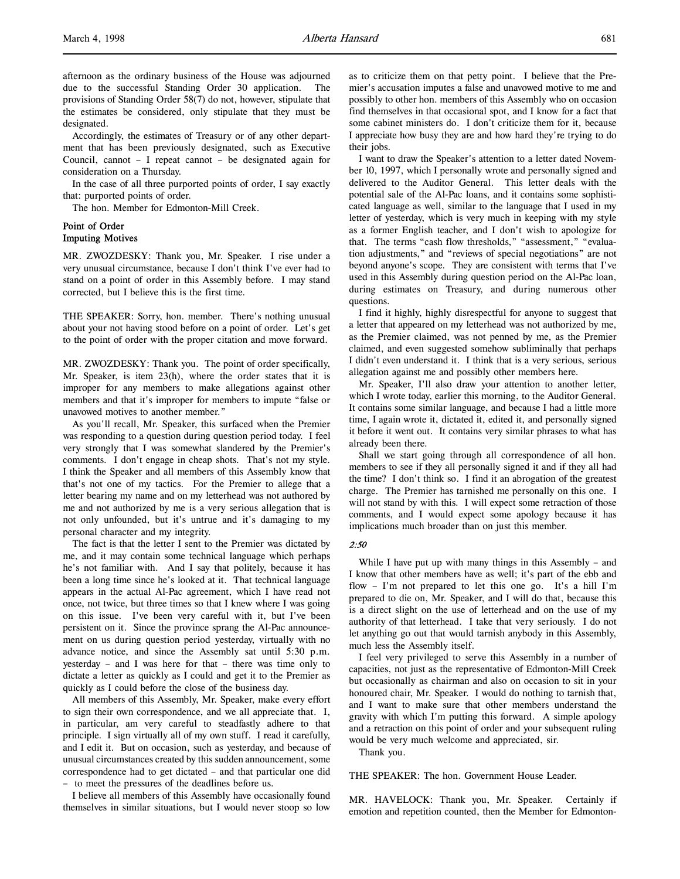afternoon as the ordinary business of the House was adjourned due to the successful Standing Order 30 application. The provisions of Standing Order 58(7) do not, however, stipulate that the estimates be considered, only stipulate that they must be designated.

Accordingly, the estimates of Treasury or of any other department that has been previously designated, such as Executive Council, cannot – I repeat cannot – be designated again for consideration on a Thursday.

In the case of all three purported points of order, I say exactly that: purported points of order.

The hon. Member for Edmonton-Mill Creek.

**Point of Order**
**Imputing Motives**

MR. ZWOZDESKY: Thank you, Mr. Speaker. I rise under a very unusual circumstance, because I don't think I've ever had to stand on a point of order in this Assembly before. I may stand corrected, but I believe this is the first time.

THE SPEAKER: Sorry, hon. member. There's nothing unusual about your not having stood before on a point of order. Let's get to the point of order with the proper citation and move forward.

MR. ZWOZDESKY: Thank you. The point of order specifically, Mr. Speaker, is item 23(h), where the order states that it is improper for any members to make allegations against other members and that it's improper for members to impute "false or unavowed motives to another member."

As you'll recall, Mr. Speaker, this surfaced when the Premier was responding to a question during question period today. I feel very strongly that I was somewhat slandered by the Premier's comments. I don't engage in cheap shots. That's not my style. I think the Speaker and all members of this Assembly know that that's not one of my tactics. For the Premier to allege that a letter bearing my name and on my letterhead was not authored by me and not authorized by me is a very serious allegation that is not only unfounded, but it's untrue and it's damaging to my personal character and my integrity.

The fact is that the letter I sent to the Premier was dictated by me, and it may contain some technical language which perhaps he's not familiar with. And I say that politely, because it has been a long time since he's looked at it. That technical language appears in the actual Al-Pac agreement, which I have read not once, not twice, but three times so that I knew where I was going on this issue. I've been very careful with it, but I've been persistent on it. Since the province sprang the Al-Pac announcement on us during question period yesterday, virtually with no advance notice, and since the Assembly sat until 5:30 p.m. yesterday – and I was here for that – there was time only to dictate a letter as quickly as I could and get it to the Premier as quickly as I could before the close of the business day.

All members of this Assembly, Mr. Speaker, make every effort to sign their own correspondence, and we all appreciate that. I, in particular, am very careful to steadfastly adhere to that principle. I sign virtually all of my own stuff. I read it carefully, and I edit it. But on occasion, such as yesterday, and because of unusual circumstances created by this sudden announcement, some correspondence had to get dictated – and that particular one did – to meet the pressures of the deadlines before us.

I believe all members of this Assembly have occasionally found themselves in similar situations, but I would never stoop so low as to criticize them on that petty point. I believe that the Premier's accusation imputes a false and unavowed motive to me and possibly to other hon. members of this Assembly who on occasion find themselves in that occasional spot, and I know for a fact that some cabinet ministers do. I don't criticize them for it, because I appreciate how busy they are and how hard they're trying to do their jobs.

I want to draw the Speaker's attention to a letter dated November 10, 1997, which I personally wrote and personally signed and delivered to the Auditor General. This letter deals with the potential sale of the Al-Pac loans, and it contains some sophisticated language as well, similar to the language that I used in my letter of yesterday, which is very much in keeping with my style as a former English teacher, and I don't wish to apologize for that. The terms "cash flow thresholds," "assessment," "evaluation adjustments," and "reviews of special negotiations" are not beyond anyone's scope. They are consistent with terms that I've used in this Assembly during question period on the Al-Pac loan, during estimates on Treasury, and during numerous other questions.

I find it highly, highly disrespectful for anyone to suggest that a letter that appeared on my letterhead was not authorized by me, as the Premier claimed, was not penned by me, as the Premier claimed, and even suggested somehow subliminally that perhaps I didn't even understand it. I think that is a very serious, serious allegation against me and possibly other members here.

Mr. Speaker, I'll also draw your attention to another letter, which I wrote today, earlier this morning, to the Auditor General. It contains some similar language, and because I had a little more time, I again wrote it, dictated it, edited it, and personally signed it before it went out. It contains very similar phrases to what has already been there.

Shall we start going through all correspondence of all hon. members to see if they all personally signed it and if they all had the time? I don't think so. I find it an abrogation of the greatest charge. The Premier has tarnished me personally on this one. I will not stand by with this. I will expect some retraction of those comments, and I would expect some apology because it has implications much broader than on just this member.

*2:50*

While I have put up with many things in this Assembly – and I know that other members have as well; it's part of the ebb and flow – I'm not prepared to let this one go. It's a hill I'm prepared to die on, Mr. Speaker, and I will do that, because this is a direct slight on the use of letterhead and on the use of my authority of that letterhead. I take that very seriously. I do not let anything go out that would tarnish anybody in this Assembly, much less the Assembly itself.

I feel very privileged to serve this Assembly in a number of capacities, not just as the representative of Edmonton-Mill Creek but occasionally as chairman and also on occasion to sit in your honoured chair, Mr. Speaker. I would do nothing to tarnish that, and I want to make sure that other members understand the gravity with which I'm putting this forward. A simple apology and a retraction on this point of order and your subsequent ruling would be very much welcome and appreciated, sir.

Thank you.

THE SPEAKER: The hon. Government House Leader.

MR. HAVELOCK: Thank you, Mr. Speaker. Certainly if emotion and repetition counted, then the Member for Edmonton-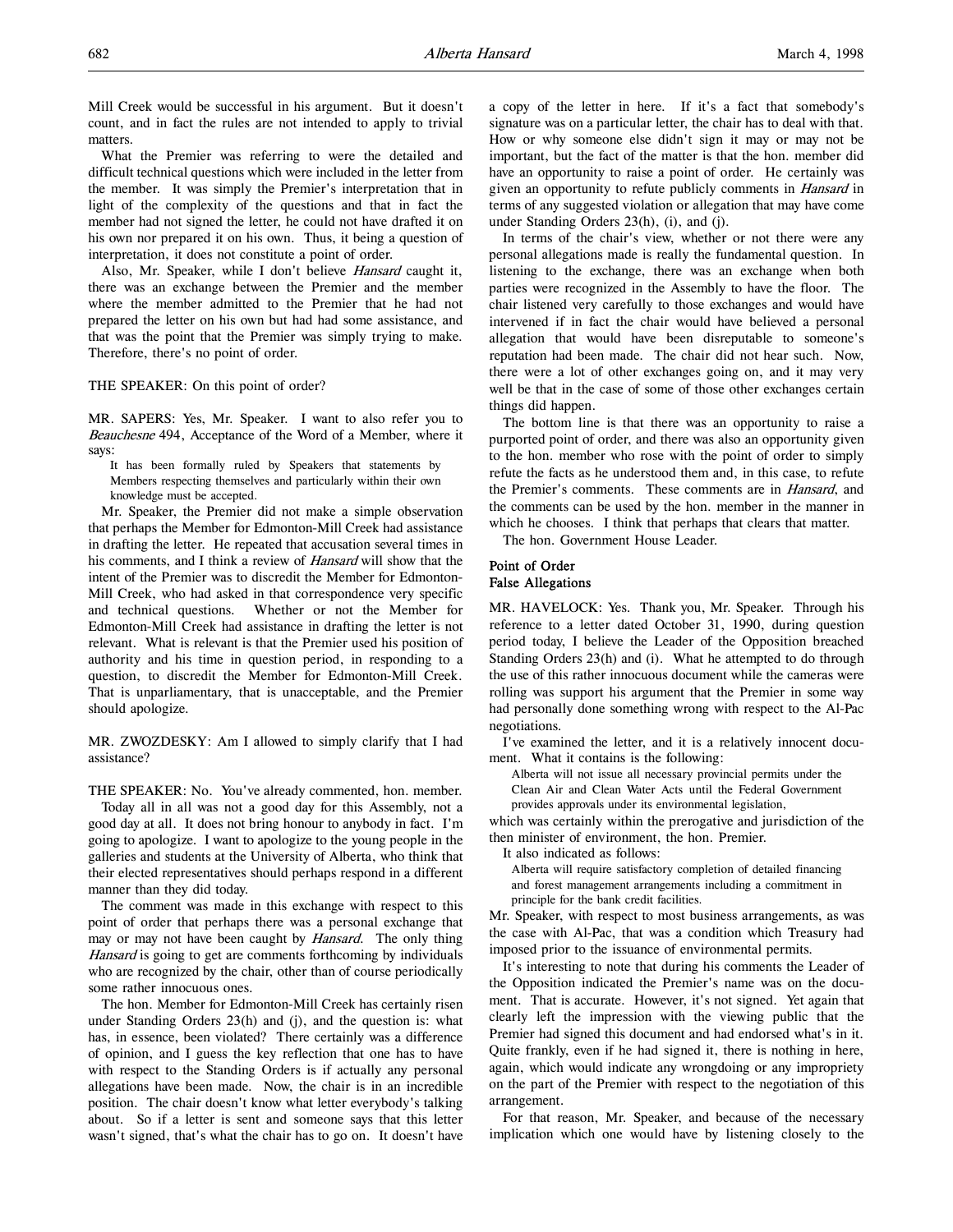Mill Creek would be successful in his argument. But it doesn't count, and in fact the rules are not intended to apply to trivial matters.

What the Premier was referring to were the detailed and difficult technical questions which were included in the letter from the member. It was simply the Premier's interpretation that in light of the complexity of the questions and that in fact the member had not signed the letter, he could not have drafted it on his own nor prepared it on his own. Thus, it being a question of interpretation, it does not constitute a point of order.

Also, Mr. Speaker, while I don't believe *Hansard* caught it, there was an exchange between the Premier and the member where the member admitted to the Premier that he had not prepared the letter on his own but had had some assistance, and that was the point that the Premier was simply trying to make. Therefore, there's no point of order.

THE SPEAKER: On this point of order?

MR. SAPERS: Yes, Mr. Speaker. I want to also refer you to *Beauchesne* 494, Acceptance of the Word of a Member, where it says:

> It has been formally ruled by Speakers that statements by Members respecting themselves and particularly within their own knowledge must be accepted.

Mr. Speaker, the Premier did not make a simple observation that perhaps the Member for Edmonton-Mill Creek had assistance in drafting the letter. He repeated that accusation several times in his comments, and I think a review of *Hansard* will show that the intent of the Premier was to discredit the Member for Edmonton-Mill Creek, who had asked in that correspondence very specific and technical questions. Whether or not the Member for Edmonton-Mill Creek had assistance in drafting the letter is not relevant. What is relevant is that the Premier used his position of authority and his time in question period, in responding to a question, to discredit the Member for Edmonton-Mill Creek. That is unparliamentary, that is unacceptable, and the Premier should apologize.

MR. ZWOZDESKY: Am I allowed to simply clarify that I had assistance?

THE SPEAKER: No. You've already commented, hon. member.

Today all in all was not a good day for this Assembly, not a good day at all. It does not bring honour to anybody in fact. I'm going to apologize. I want to apologize to the young people in the galleries and students at the University of Alberta, who think that their elected representatives should perhaps respond in a different manner than they did today.

The comment was made in this exchange with respect to this point of order that perhaps there was a personal exchange that may or may not have been caught by *Hansard*. The only thing *Hansard* is going to get are comments forthcoming by individuals who are recognized by the chair, other than of course periodically some rather innocuous ones.

The hon. Member for Edmonton-Mill Creek has certainly risen under Standing Orders 23(h) and (j), and the question is: what has, in essence, been violated? There certainly was a difference of opinion, and I guess the key reflection that one has to have with respect to the Standing Orders is if actually any personal allegations have been made. Now, the chair is in an incredible position. The chair doesn't know what letter everybody's talking about. So if a letter is sent and someone says that this letter wasn't signed, that's what the chair has to go on. It doesn't have a copy of the letter in here. If it's a fact that somebody's signature was on a particular letter, the chair has to deal with that. How or why someone else didn't sign it may or may not be important, but the fact of the matter is that the hon. member did have an opportunity to raise a point of order. He certainly was given an opportunity to refute publicly comments in *Hansard* in terms of any suggested violation or allegation that may have come under Standing Orders 23(h), (i), and (j).

In terms of the chair's view, whether or not there were any personal allegations made is really the fundamental question. In listening to the exchange, there was an exchange when both parties were recognized in the Assembly to have the floor. The chair listened very carefully to those exchanges and would have intervened if in fact the chair would have believed a personal allegation that would have been disreputable to someone's reputation had been made. The chair did not hear such. Now, there were a lot of other exchanges going on, and it may very well be that in the case of some of those other exchanges certain things did happen.

The bottom line is that there was an opportunity to raise a purported point of order, and there was also an opportunity given to the hon. member who rose with the point of order to simply refute the facts as he understood them and, in this case, to refute the Premier's comments. These comments are in *Hansard*, and the comments can be used by the hon. member in the manner in which he chooses. I think that perhaps that clears that matter.

The hon. Government House Leader.

### Point of Order
### False Allegations

MR. HAVELOCK: Yes. Thank you, Mr. Speaker. Through his reference to a letter dated October 31, 1990, during question period today, I believe the Leader of the Opposition breached Standing Orders 23(h) and (i). What he attempted to do through the use of this rather innocuous document while the cameras were rolling was support his argument that the Premier in some way had personally done something wrong with respect to the Al-Pac negotiations.

I've examined the letter, and it is a relatively innocent document. What it contains is the following:

> Alberta will not issue all necessary provincial permits under the Clean Air and Clean Water Acts until the Federal Government provides approvals under its environmental legislation,

which was certainly within the prerogative and jurisdiction of the then minister of environment, the hon. Premier.

It also indicated as follows:

> Alberta will require satisfactory completion of detailed financing and forest management arrangements including a commitment in principle for the bank credit facilities.

Mr. Speaker, with respect to most business arrangements, as was the case with Al-Pac, that was a condition which Treasury had imposed prior to the issuance of environmental permits.

It's interesting to note that during his comments the Leader of the Opposition indicated the Premier's name was on the document. That is accurate. However, it's not signed. Yet again that clearly left the impression with the viewing public that the Premier had signed this document and had endorsed what's in it. Quite frankly, even if he had signed it, there is nothing in here, again, which would indicate any wrongdoing or any impropriety on the part of the Premier with respect to the negotiation of this arrangement.

For that reason, Mr. Speaker, and because of the necessary implication which one would have by listening closely to the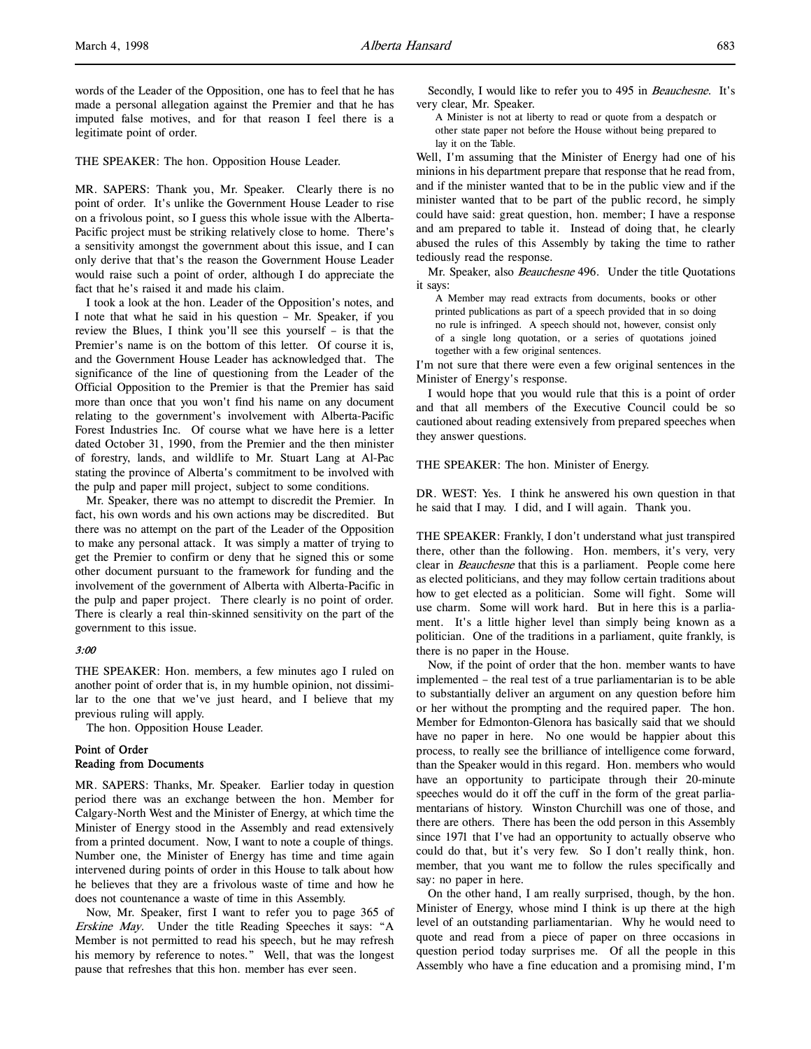words of the Leader of the Opposition, one has to feel that he has made a personal allegation against the Premier and that he has imputed false motives, and for that reason I feel there is a legitimate point of order.

THE SPEAKER: The hon. Opposition House Leader.

MR. SAPERS: Thank you, Mr. Speaker. Clearly there is no point of order. It's unlike the Government House Leader to rise on a frivolous point, so I guess this whole issue with the Alberta-Pacific project must be striking relatively close to home. There's a sensitivity amongst the government about this issue, and I can only derive that that's the reason the Government House Leader would raise such a point of order, although I do appreciate the fact that he's raised it and made his claim.

I took a look at the hon. Leader of the Opposition's notes, and I note that what he said in his question – Mr. Speaker, if you review the Blues, I think you'll see this yourself – is that the Premier's name is on the bottom of this letter. Of course it is, and the Government House Leader has acknowledged that. The significance of the line of questioning from the Leader of the Official Opposition to the Premier is that the Premier has said more than once that you won't find his name on any document relating to the government's involvement with Alberta-Pacific Forest Industries Inc. Of course what we have here is a letter dated October 31, 1990, from the Premier and the then minister of forestry, lands, and wildlife to Mr. Stuart Lang at Al-Pac stating the province of Alberta's commitment to be involved with the pulp and paper mill project, subject to some conditions.

Mr. Speaker, there was no attempt to discredit the Premier. In fact, his own words and his own actions may be discredited. But there was no attempt on the part of the Leader of the Opposition to make any personal attack. It was simply a matter of trying to get the Premier to confirm or deny that he signed this or some other document pursuant to the framework for funding and the involvement of the government of Alberta with Alberta-Pacific in the pulp and paper project. There clearly is no point of order. There is clearly a real thin-skinned sensitivity on the part of the government to this issue.

*3:00*

THE SPEAKER: Hon. members, a few minutes ago I ruled on another point of order that is, in my humble opinion, not dissimilar to the one that we've just heard, and I believe that my previous ruling will apply.

The hon. Opposition House Leader.

### Point of Order
### Reading from Documents

MR. SAPERS: Thanks, Mr. Speaker. Earlier today in question period there was an exchange between the hon. Member for Calgary-North West and the Minister of Energy, at which time the Minister of Energy stood in the Assembly and read extensively from a printed document. Now, I want to note a couple of things. Number one, the Minister of Energy has time and time again intervened during points of order in this House to talk about how he believes that they are a frivolous waste of time and how he does not countenance a waste of time in this Assembly.

Now, Mr. Speaker, first I want to refer you to page 365 of *Erskine May*. Under the title Reading Speeches it says: "A Member is not permitted to read his speech, but he may refresh his memory by reference to notes." Well, that was the longest pause that refreshes that this hon. member has ever seen.

Secondly, I would like to refer you to 495 in *Beauchesne*. It's very clear, Mr. Speaker.

> A Minister is not at liberty to read or quote from a despatch or other state paper not before the House without being prepared to lay it on the Table.

Well, I'm assuming that the Minister of Energy had one of his minions in his department prepare that response that he read from, and if the minister wanted that to be in the public view and if the minister wanted that to be part of the public record, he simply could have said: great question, hon. member; I have a response and am prepared to table it. Instead of doing that, he clearly abused the rules of this Assembly by taking the time to rather tediously read the response.

Mr. Speaker, also *Beauchesne* 496. Under the title Quotations it says:

> A Member may read extracts from documents, books or other printed publications as part of a speech provided that in so doing no rule is infringed. A speech should not, however, consist only of a single long quotation, or a series of quotations joined together with a few original sentences.

I'm not sure that there were even a few original sentences in the Minister of Energy's response.

I would hope that you would rule that this is a point of order and that all members of the Executive Council could be so cautioned about reading extensively from prepared speeches when they answer questions.

THE SPEAKER: The hon. Minister of Energy.

DR. WEST: Yes. I think he answered his own question in that he said that I may. I did, and I will again. Thank you.

THE SPEAKER: Frankly, I don't understand what just transpired there, other than the following. Hon. members, it's very, very clear in *Beauchesne* that this is a parliament. People come here as elected politicians, and they may follow certain traditions about how to get elected as a politician. Some will fight. Some will use charm. Some will work hard. But in here this is a parliament. It's a little higher level than simply being known as a politician. One of the traditions in a parliament, quite frankly, is there is no paper in the House.

Now, if the point of order that the hon. member wants to have implemented – the real test of a true parliamentarian is to be able to substantially deliver an argument on any question before him or her without the prompting and the required paper. The hon. Member for Edmonton-Glenora has basically said that we should have no paper in here. No one would be happier about this process, to really see the brilliance of intelligence come forward, than the Speaker would in this regard. Hon. members who would have an opportunity to participate through their 20-minute speeches would do it off the cuff in the form of the great parliamentarians of history. Winston Churchill was one of those, and there are others. There has been the odd person in this Assembly since 1971 that I've had an opportunity to actually observe who could do that, but it's very few. So I don't really think, hon. member, that you want me to follow the rules specifically and say: no paper in here.

On the other hand, I am really surprised, though, by the hon. Minister of Energy, whose mind I think is up there at the high level of an outstanding parliamentarian. Why he would need to quote and read from a piece of paper on three occasions in question period today surprises me. Of all the people in this Assembly who have a fine education and a promising mind, I'm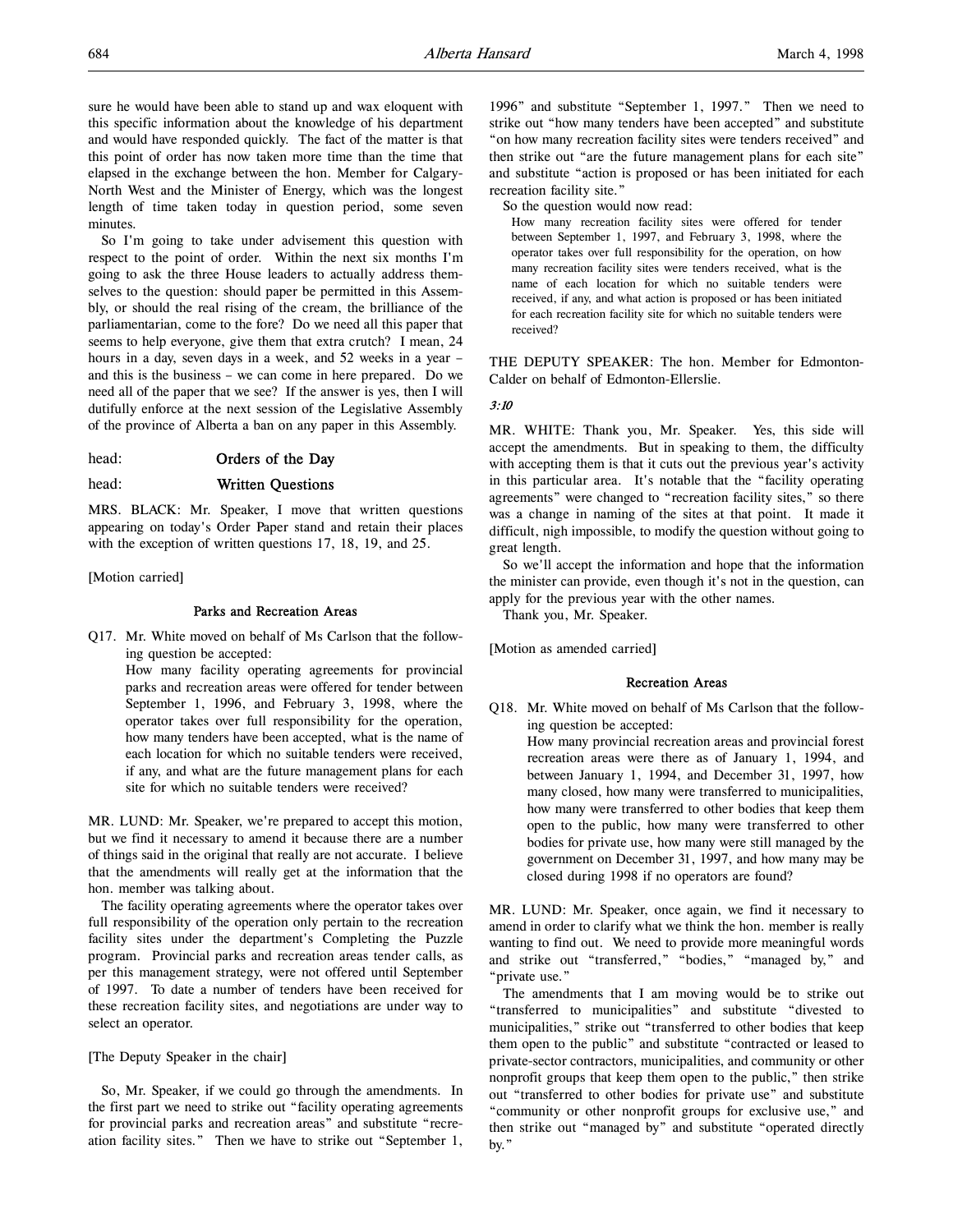sure he would have been able to stand up and wax eloquent with this specific information about the knowledge of his department and would have responded quickly. The fact of the matter is that this point of order has now taken more time than the time that elapsed in the exchange between the hon. Member for Calgary-North West and the Minister of Energy, which was the longest length of time taken today in question period, some seven minutes.

So I'm going to take under advisement this question with respect to the point of order. Within the next six months I'm going to ask the three House leaders to actually address themselves to the question: should paper be permitted in this Assembly, or should the real rising of the cream, the brilliance of the parliamentarian, come to the fore? Do we need all this paper that seems to help everyone, give them that extra crutch? I mean, 24 hours in a day, seven days in a week, and 52 weeks in a year – and this is the business – we can come in here prepared. Do we need all of the paper that we see? If the answer is yes, then I will dutifully enforce at the next session of the Legislative Assembly of the province of Alberta a ban on any paper in this Assembly.

head: **Orders of the Day**

head: **Written Questions**

MRS. BLACK: Mr. Speaker, I move that written questions appearing on today's Order Paper stand and retain their places with the exception of written questions 17, 18, 19, and 25.

[Motion carried]

### Parks and Recreation Areas

Q17. Mr. White moved on behalf of Ms Carlson that the following question be accepted:

> How many facility operating agreements for provincial parks and recreation areas were offered for tender between September 1, 1996, and February 3, 1998, where the operator takes over full responsibility for the operation, how many tenders have been accepted, what is the name of each location for which no suitable tenders were received, if any, and what are the future management plans for each site for which no suitable tenders were received?

MR. LUND: Mr. Speaker, we're prepared to accept this motion, but we find it necessary to amend it because there are a number of things said in the original that really are not accurate. I believe that the amendments will really get at the information that the hon. member was talking about.

The facility operating agreements where the operator takes over full responsibility of the operation only pertain to the recreation facility sites under the department's Completing the Puzzle program. Provincial parks and recreation areas tender calls, as per this management strategy, were not offered until September of 1997. To date a number of tenders have been received for these recreation facility sites, and negotiations are under way to select an operator.

[The Deputy Speaker in the chair]

So, Mr. Speaker, if we could go through the amendments. In the first part we need to strike out "facility operating agreements for provincial parks and recreation areas" and substitute "recreation facility sites." Then we have to strike out "September 1, 1996" and substitute "September 1, 1997." Then we need to strike out "how many tenders have been accepted" and substitute "on how many recreation facility sites were tenders received" and then strike out "are the future management plans for each site" and substitute "action is proposed or has been initiated for each recreation facility site."

So the question would now read:

> How many recreation facility sites were offered for tender between September 1, 1997, and February 3, 1998, where the operator takes over full responsibility for the operation, on how many recreation facility sites were tenders received, what is the name of each location for which no suitable tenders were received, if any, and what action is proposed or has been initiated for each recreation facility site for which no suitable tenders were received?

THE DEPUTY SPEAKER: The hon. Member for Edmonton-Calder on behalf of Edmonton-Ellerslie.

*3:10*

MR. WHITE: Thank you, Mr. Speaker. Yes, this side will accept the amendments. But in speaking to them, the difficulty with accepting them is that it cuts out the previous year's activity in this particular area. It's notable that the "facility operating agreements" were changed to "recreation facility sites," so there was a change in naming of the sites at that point. It made it difficult, nigh impossible, to modify the question without going to great length.

So we'll accept the information and hope that the information the minister can provide, even though it's not in the question, can apply for the previous year with the other names.

Thank you, Mr. Speaker.

[Motion as amended carried]

### Recreation Areas

Q18. Mr. White moved on behalf of Ms Carlson that the following question be accepted:

> How many provincial recreation areas and provincial forest recreation areas were there as of January 1, 1994, and between January 1, 1994, and December 31, 1997, how many closed, how many were transferred to municipalities, how many were transferred to other bodies that keep them open to the public, how many were transferred to other bodies for private use, how many were still managed by the government on December 31, 1997, and how many may be closed during 1998 if no operators are found?

MR. LUND: Mr. Speaker, once again, we find it necessary to amend in order to clarify what we think the hon. member is really wanting to find out. We need to provide more meaningful words and strike out "transferred," "bodies," "managed by," and "private use."

The amendments that I am moving would be to strike out "transferred to municipalities" and substitute "divested to municipalities," strike out "transferred to other bodies that keep them open to the public" and substitute "contracted or leased to private-sector contractors, municipalities, and community or other nonprofit groups that keep them open to the public," then strike out "transferred to other bodies for private use" and substitute "community or other nonprofit groups for exclusive use," and then strike out "managed by" and substitute "operated directly by."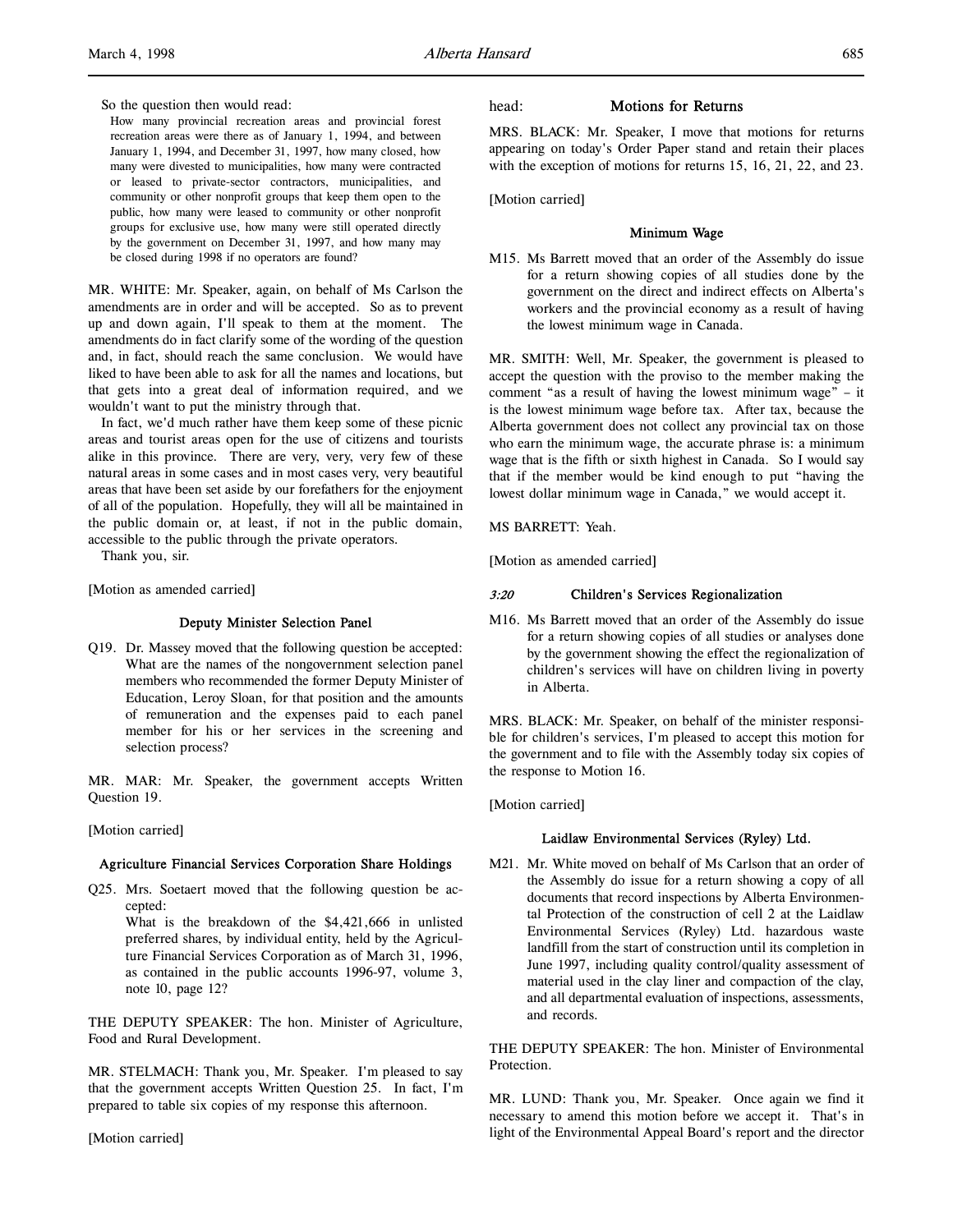So the question then would read:

> How many provincial recreation areas and provincial forest recreation areas were there as of January 1, 1994, and between January 1, 1994, and December 31, 1997, how many closed, how many were divested to municipalities, how many were contracted or leased to private-sector contractors, municipalities, and community or other nonprofit groups that keep them open to the public, how many were leased to community or other nonprofit groups for exclusive use, how many were still operated directly by the government on December 31, 1997, and how many may be closed during 1998 if no operators are found?

MR. WHITE: Mr. Speaker, again, on behalf of Ms Carlson the amendments are in order and will be accepted. So as to prevent up and down again, I'll speak to them at the moment. The amendments do in fact clarify some of the wording of the question and, in fact, should reach the same conclusion. We would have liked to have been able to ask for all the names and locations, but that gets into a great deal of information required, and we wouldn't want to put the ministry through that.

In fact, we'd much rather have them keep some of these picnic areas and tourist areas open for the use of citizens and tourists alike in this province. There are very, very, very few of these natural areas in some cases and in most cases very, very beautiful areas that have been set aside by our forefathers for the enjoyment of all of the population. Hopefully, they will all be maintained in the public domain or, at least, if not in the public domain, accessible to the public through the private operators.

Thank you, sir.

[Motion as amended carried]

### Deputy Minister Selection Panel

Q19. Dr. Massey moved that the following question be accepted: What are the names of the nongovernment selection panel members who recommended the former Deputy Minister of Education, Leroy Sloan, for that position and the amounts of remuneration and the expenses paid to each panel member for his or her services in the screening and selection process?

MR. MAR: Mr. Speaker, the government accepts Written Question 19.

[Motion carried]

### Agriculture Financial Services Corporation Share Holdings

Q25. Mrs. Soetaert moved that the following question be accepted:
What is the breakdown of the $4,421,666 in unlisted preferred shares, by individual entity, held by the Agriculture Financial Services Corporation as of March 31, 1996, as contained in the public accounts 1996-97, volume 3, note 10, page 12?

THE DEPUTY SPEAKER: The hon. Minister of Agriculture, Food and Rural Development.

MR. STELMACH: Thank you, Mr. Speaker. I'm pleased to say that the government accepts Written Question 25. In fact, I'm prepared to table six copies of my response this afternoon.

[Motion carried]

head: **Motions for Returns**

MRS. BLACK: Mr. Speaker, I move that motions for returns appearing on today's Order Paper stand and retain their places with the exception of motions for returns 15, 16, 21, 22, and 23.

[Motion carried]

### Minimum Wage

M15. Ms Barrett moved that an order of the Assembly do issue for a return showing copies of all studies done by the government on the direct and indirect effects on Alberta's workers and the provincial economy as a result of having the lowest minimum wage in Canada.

MR. SMITH: Well, Mr. Speaker, the government is pleased to accept the question with the proviso to the member making the comment "as a result of having the lowest minimum wage" – it is the lowest minimum wage before tax. After tax, because the Alberta government does not collect any provincial tax on those who earn the minimum wage, the accurate phrase is: a minimum wage that is the fifth or sixth highest in Canada. So I would say that if the member would be kind enough to put "having the lowest dollar minimum wage in Canada," we would accept it.

MS BARRETT: Yeah.

[Motion as amended carried]

### *3:20* Children's Services Regionalization

M16. Ms Barrett moved that an order of the Assembly do issue for a return showing copies of all studies or analyses done by the government showing the effect the regionalization of children's services will have on children living in poverty in Alberta.

MRS. BLACK: Mr. Speaker, on behalf of the minister responsible for children's services, I'm pleased to accept this motion for the government and to file with the Assembly today six copies of the response to Motion 16.

[Motion carried]

### Laidlaw Environmental Services (Ryley) Ltd.

M21. Mr. White moved on behalf of Ms Carlson that an order of the Assembly do issue for a return showing a copy of all documents that record inspections by Alberta Environmental Protection of the construction of cell 2 at the Laidlaw Environmental Services (Ryley) Ltd. hazardous waste landfill from the start of construction until its completion in June 1997, including quality control/quality assessment of material used in the clay liner and compaction of the clay, and all departmental evaluation of inspections, assessments, and records.

THE DEPUTY SPEAKER: The hon. Minister of Environmental Protection.

MR. LUND: Thank you, Mr. Speaker. Once again we find it necessary to amend this motion before we accept it. That's in light of the Environmental Appeal Board's report and the director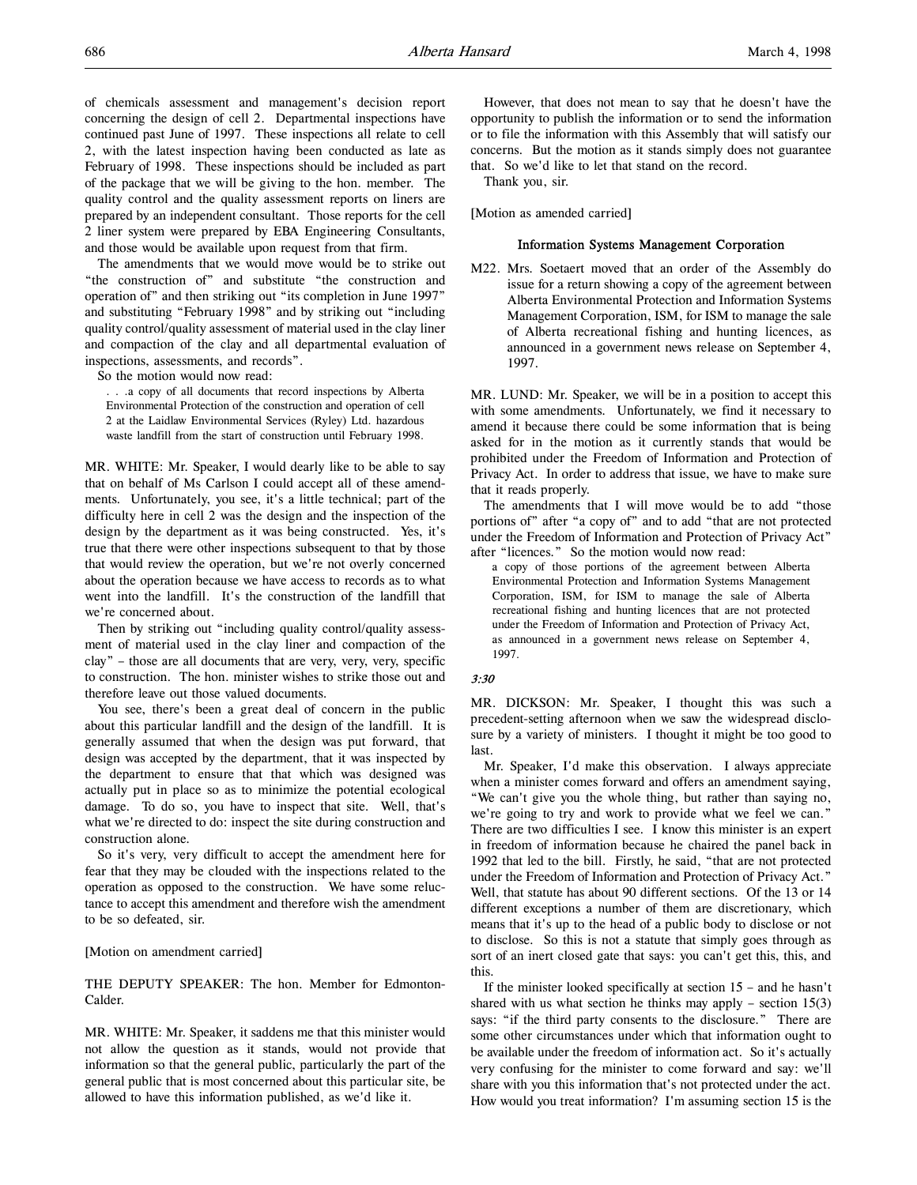of chemicals assessment and management's decision report concerning the design of cell 2. Departmental inspections have continued past June of 1997. These inspections all relate to cell 2, with the latest inspection having been conducted as late as February of 1998. These inspections should be included as part of the package that we will be giving to the hon. member. The quality control and the quality assessment reports on liners are prepared by an independent consultant. Those reports for the cell 2 liner system were prepared by EBA Engineering Consultants, and those would be available upon request from that firm.

The amendments that we would move would be to strike out "the construction of" and substitute "the construction and operation of" and then striking out "its completion in June 1997" and substituting "February 1998" and by striking out "including quality control/quality assessment of material used in the clay liner and compaction of the clay and all departmental evaluation of inspections, assessments, and records".

So the motion would now read:

> . . .a copy of all documents that record inspections by Alberta Environmental Protection of the construction and operation of cell 2 at the Laidlaw Environmental Services (Ryley) Ltd. hazardous waste landfill from the start of construction until February 1998.

MR. WHITE: Mr. Speaker, I would dearly like to be able to say that on behalf of Ms Carlson I could accept all of these amendments. Unfortunately, you see, it's a little technical; part of the difficulty here in cell 2 was the design and the inspection of the design by the department as it was being constructed. Yes, it's true that there were other inspections subsequent to that by those that would review the operation, but we're not overly concerned about the operation because we have access to records as to what went into the landfill. It's the construction of the landfill that we're concerned about.

Then by striking out "including quality control/quality assessment of material used in the clay liner and compaction of the clay" – those are all documents that are very, very, very, specific to construction. The hon. minister wishes to strike those out and therefore leave out those valued documents.

You see, there's been a great deal of concern in the public about this particular landfill and the design of the landfill. It is generally assumed that when the design was put forward, that design was accepted by the department, that it was inspected by the department to ensure that that which was designed was actually put in place so as to minimize the potential ecological damage. To do so, you have to inspect that site. Well, that's what we're directed to do: inspect the site during construction and construction alone.

So it's very, very difficult to accept the amendment here for fear that they may be clouded with the inspections related to the operation as opposed to the construction. We have some reluctance to accept this amendment and therefore wish the amendment to be so defeated, sir.

[Motion on amendment carried]

THE DEPUTY SPEAKER: The hon. Member for Edmonton-Calder.

MR. WHITE: Mr. Speaker, it saddens me that this minister would not allow the question as it stands, would not provide that information so that the general public, particularly the part of the general public that is most concerned about this particular site, be allowed to have this information published, as we'd like it.

However, that does not mean to say that he doesn't have the opportunity to publish the information or to send the information or to file the information with this Assembly that will satisfy our concerns. But the motion as it stands simply does not guarantee that. So we'd like to let that stand on the record.

Thank you, sir.

[Motion as amended carried]

### Information Systems Management Corporation

M22. Mrs. Soetaert moved that an order of the Assembly do issue for a return showing a copy of the agreement between Alberta Environmental Protection and Information Systems Management Corporation, ISM, for ISM to manage the sale of Alberta recreational fishing and hunting licences, as announced in a government news release on September 4, 1997.

MR. LUND: Mr. Speaker, we will be in a position to accept this with some amendments. Unfortunately, we find it necessary to amend it because there could be some information that is being asked for in the motion as it currently stands that would be prohibited under the Freedom of Information and Protection of Privacy Act. In order to address that issue, we have to make sure that it reads properly.

The amendments that I will move would be to add "those portions of" after "a copy of" and to add "that are not protected under the Freedom of Information and Protection of Privacy Act" after "licences." So the motion would now read:

> a copy of those portions of the agreement between Alberta Environmental Protection and Information Systems Management Corporation, ISM, for ISM to manage the sale of Alberta recreational fishing and hunting licences that are not protected under the Freedom of Information and Protection of Privacy Act, as announced in a government news release on September 4, 1997.

*3:30*

MR. DICKSON: Mr. Speaker, I thought this was such a precedent-setting afternoon when we saw the widespread disclosure by a variety of ministers. I thought it might be too good to last.

Mr. Speaker, I'd make this observation. I always appreciate when a minister comes forward and offers an amendment saying, "We can't give you the whole thing, but rather than saying no, we're going to try and work to provide what we feel we can." There are two difficulties I see. I know this minister is an expert in freedom of information because he chaired the panel back in 1992 that led to the bill. Firstly, he said, "that are not protected under the Freedom of Information and Protection of Privacy Act." Well, that statute has about 90 different sections. Of the 13 or 14 different exceptions a number of them are discretionary, which means that it's up to the head of a public body to disclose or not to disclose. So this is not a statute that simply goes through as sort of an inert closed gate that says: you can't get this, this, and this.

If the minister looked specifically at section 15 – and he hasn't shared with us what section he thinks may apply – section 15(3) says: "if the third party consents to the disclosure." There are some other circumstances under which that information ought to be available under the freedom of information act. So it's actually very confusing for the minister to come forward and say: we'll share with you this information that's not protected under the act. How would you treat information? I'm assuming section 15 is the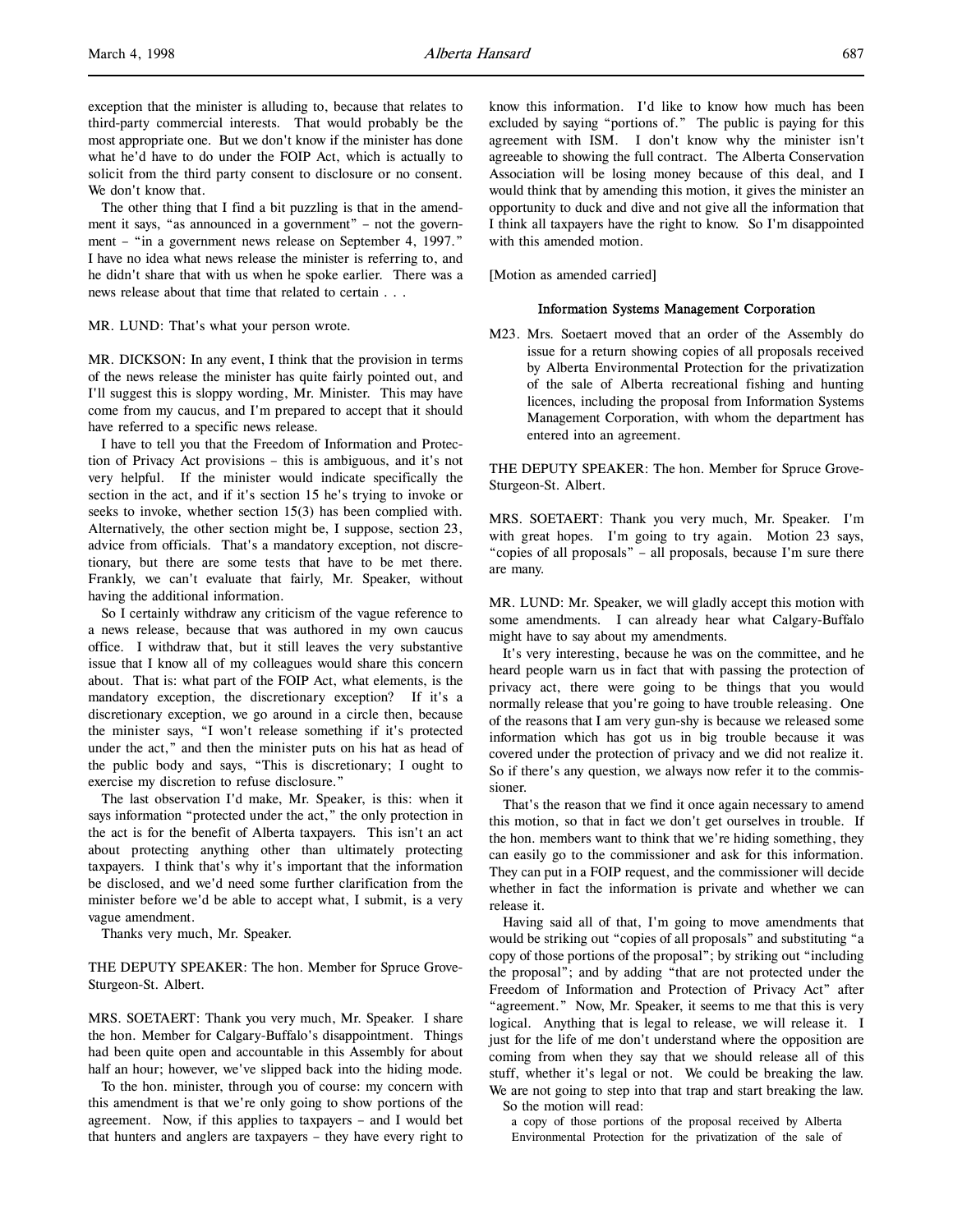exception that the minister is alluding to, because that relates to third-party commercial interests. That would probably be the most appropriate one. But we don't know if the minister has done what he'd have to do under the FOIP Act, which is actually to solicit from the third party consent to disclosure or no consent. We don't know that.

The other thing that I find a bit puzzling is that in the amendment it says, "as announced in a government" – not the government – "in a government news release on September 4, 1997." I have no idea what news release the minister is referring to, and he didn't share that with us when he spoke earlier. There was a news release about that time that related to certain . . .

MR. LUND: That's what your person wrote.

MR. DICKSON: In any event, I think that the provision in terms of the news release the minister has quite fairly pointed out, and I'll suggest this is sloppy wording, Mr. Minister. This may have come from my caucus, and I'm prepared to accept that it should have referred to a specific news release.

I have to tell you that the Freedom of Information and Protection of Privacy Act provisions – this is ambiguous, and it's not very helpful. If the minister would indicate specifically the section in the act, and if it's section 15 he's trying to invoke or seeks to invoke, whether section 15(3) has been complied with. Alternatively, the other section might be, I suppose, section 23, advice from officials. That's a mandatory exception, not discretionary, but there are some tests that have to be met there. Frankly, we can't evaluate that fairly, Mr. Speaker, without having the additional information.

So I certainly withdraw any criticism of the vague reference to a news release, because that was authored in my own caucus office. I withdraw that, but it still leaves the very substantive issue that I know all of my colleagues would share this concern about. That is: what part of the FOIP Act, what elements, is the mandatory exception, the discretionary exception? If it's a discretionary exception, we go around in a circle then, because the minister says, "I won't release something if it's protected under the act," and then the minister puts on his hat as head of the public body and says, "This is discretionary; I ought to exercise my discretion to refuse disclosure."

The last observation I'd make, Mr. Speaker, is this: when it says information "protected under the act," the only protection in the act is for the benefit of Alberta taxpayers. This isn't an act about protecting anything other than ultimately protecting taxpayers. I think that's why it's important that the information be disclosed, and we'd need some further clarification from the minister before we'd be able to accept what, I submit, is a very vague amendment.

Thanks very much, Mr. Speaker.

THE DEPUTY SPEAKER: The hon. Member for Spruce Grove-Sturgeon-St. Albert.

MRS. SOETAERT: Thank you very much, Mr. Speaker. I share the hon. Member for Calgary-Buffalo's disappointment. Things had been quite open and accountable in this Assembly for about half an hour; however, we've slipped back into the hiding mode.

To the hon. minister, through you of course: my concern with this amendment is that we're only going to show portions of the agreement. Now, if this applies to taxpayers – and I would bet that hunters and anglers are taxpayers – they have every right to know this information. I'd like to know how much has been excluded by saying "portions of." The public is paying for this agreement with ISM. I don't know why the minister isn't agreeable to showing the full contract. The Alberta Conservation Association will be losing money because of this deal, and I would think that by amending this motion, it gives the minister an opportunity to duck and dive and not give all the information that I think all taxpayers have the right to know. So I'm disappointed with this amended motion.

[Motion as amended carried]

### Information Systems Management Corporation

M23. Mrs. Soetaert moved that an order of the Assembly do issue for a return showing copies of all proposals received by Alberta Environmental Protection for the privatization of the sale of Alberta recreational fishing and hunting licences, including the proposal from Information Systems Management Corporation, with whom the department has entered into an agreement.

THE DEPUTY SPEAKER: The hon. Member for Spruce Grove-Sturgeon-St. Albert.

MRS. SOETAERT: Thank you very much, Mr. Speaker. I'm with great hopes. I'm going to try again. Motion 23 says, "copies of all proposals" – all proposals, because I'm sure there are many.

MR. LUND: Mr. Speaker, we will gladly accept this motion with some amendments. I can already hear what Calgary-Buffalo might have to say about my amendments.

It's very interesting, because he was on the committee, and he heard people warn us in fact that with passing the protection of privacy act, there were going to be things that you would normally release that you're going to have trouble releasing. One of the reasons that I am very gun-shy is because we released some information which has got us in big trouble because it was covered under the protection of privacy and we did not realize it. So if there's any question, we always now refer it to the commissioner.

That's the reason that we find it once again necessary to amend this motion, so that in fact we don't get ourselves in trouble. If the hon. members want to think that we're hiding something, they can easily go to the commissioner and ask for this information. They can put in a FOIP request, and the commissioner will decide whether in fact the information is private and whether we can release it.

Having said all of that, I'm going to move amendments that would be striking out "copies of all proposals" and substituting "a copy of those portions of the proposal"; by striking out "including the proposal"; and by adding "that are not protected under the Freedom of Information and Protection of Privacy Act" after "agreement." Now, Mr. Speaker, it seems to me that this is very logical. Anything that is legal to release, we will release it. I just for the life of me don't understand where the opposition are coming from when they say that we should release all of this stuff, whether it's legal or not. We could be breaking the law. We are not going to step into that trap and start breaking the law.

So the motion will read:

> a copy of those portions of the proposal received by Alberta Environmental Protection for the privatization of the sale of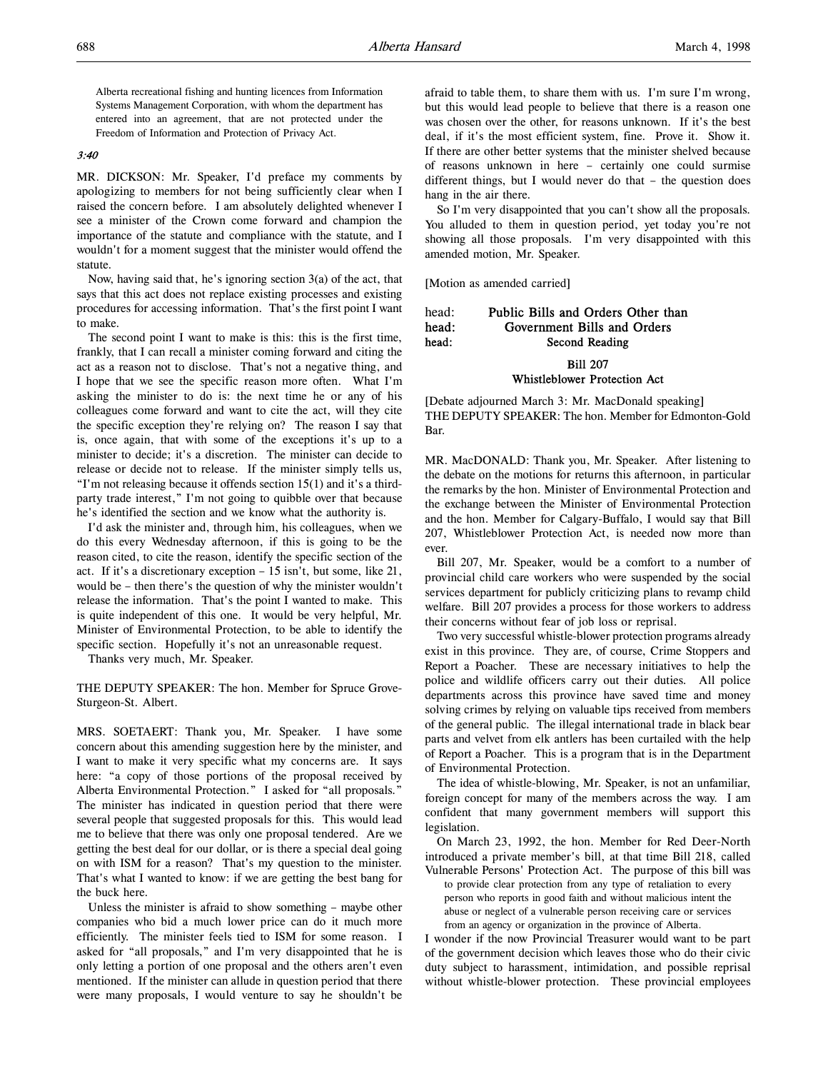Alberta recreational fishing and hunting licences from Information Systems Management Corporation, with whom the department has entered into an agreement, that are not protected under the Freedom of Information and Protection of Privacy Act.

*3:40*

MR. DICKSON: Mr. Speaker, I'd preface my comments by apologizing to members for not being sufficiently clear when I raised the concern before. I am absolutely delighted whenever I see a minister of the Crown come forward and champion the importance of the statute and compliance with the statute, and I wouldn't for a moment suggest that the minister would offend the statute.

Now, having said that, he's ignoring section 3(a) of the act, that says that this act does not replace existing processes and existing procedures for accessing information. That's the first point I want to make.

The second point I want to make is this: this is the first time, frankly, that I can recall a minister coming forward and citing the act as a reason not to disclose. That's not a negative thing, and I hope that we see the specific reason more often. What I'm asking the minister to do is: the next time he or any of his colleagues come forward and want to cite the act, will they cite the specific exception they're relying on? The reason I say that is, once again, that with some of the exceptions it's up to a minister to decide; it's a discretion. The minister can decide to release or decide not to release. If the minister simply tells us, "I'm not releasing because it offends section 15(1) and it's a third-party trade interest," I'm not going to quibble over that because he's identified the section and we know what the authority is.

I'd ask the minister and, through him, his colleagues, when we do this every Wednesday afternoon, if this is going to be the reason cited, to cite the reason, identify the specific section of the act. If it's a discretionary exception – 15 isn't, but some, like 21, would be – then there's the question of why the minister wouldn't release the information. That's the point I wanted to make. This is quite independent of this one. It would be very helpful, Mr. Minister of Environmental Protection, to be able to identify the specific section. Hopefully it's not an unreasonable request.

Thanks very much, Mr. Speaker.

THE DEPUTY SPEAKER: The hon. Member for Spruce Grove-Sturgeon-St. Albert.

MRS. SOETAERT: Thank you, Mr. Speaker. I have some concern about this amending suggestion here by the minister, and I want to make it very specific what my concerns are. It says here: "a copy of those portions of the proposal received by Alberta Environmental Protection." I asked for "all proposals." The minister has indicated in question period that there were several people that suggested proposals for this. This would lead me to believe that there was only one proposal tendered. Are we getting the best deal for our dollar, or is there a special deal going on with ISM for a reason? That's my question to the minister. That's what I wanted to know: if we are getting the best bang for the buck here.

Unless the minister is afraid to show something – maybe other companies who bid a much lower price can do it much more efficiently. The minister feels tied to ISM for some reason. I asked for "all proposals," and I'm very disappointed that he is only letting a portion of one proposal and the others aren't even mentioned. If the minister can allude in question period that there were many proposals, I would venture to say he shouldn't be afraid to table them, to share them with us. I'm sure I'm wrong, but this would lead people to believe that there is a reason one was chosen over the other, for reasons unknown. If it's the best deal, if it's the most efficient system, fine. Prove it. Show it. If there are other better systems that the minister shelved because of reasons unknown in here – certainly one could surmise different things, but I would never do that – the question does hang in the air there.

So I'm very disappointed that you can't show all the proposals. You alluded to them in question period, yet today you're not showing all those proposals. I'm very disappointed with this amended motion, Mr. Speaker.

[Motion as amended carried]

head: **Public Bills and Orders Other than**
head: **Government Bills and Orders**
head: **Second Reading**

## Bill 207
## Whistleblower Protection Act

[Debate adjourned March 3: Mr. MacDonald speaking]

THE DEPUTY SPEAKER: The hon. Member for Edmonton-Gold Bar.

MR. MacDONALD: Thank you, Mr. Speaker. After listening to the debate on the motions for returns this afternoon, in particular the remarks by the hon. Minister of Environmental Protection and the exchange between the Minister of Environmental Protection and the hon. Member for Calgary-Buffalo, I would say that Bill 207, Whistleblower Protection Act, is needed now more than ever.

Bill 207, Mr. Speaker, would be a comfort to a number of provincial child care workers who were suspended by the social services department for publicly criticizing plans to revamp child welfare. Bill 207 provides a process for those workers to address their concerns without fear of job loss or reprisal.

Two very successful whistle-blower protection programs already exist in this province. They are, of course, Crime Stoppers and Report a Poacher. These are necessary initiatives to help the police and wildlife officers carry out their duties. All police departments across this province have saved time and money solving crimes by relying on valuable tips received from members of the general public. The illegal international trade in black bear parts and velvet from elk antlers has been curtailed with the help of Report a Poacher. This is a program that is in the Department of Environmental Protection.

The idea of whistle-blowing, Mr. Speaker, is not an unfamiliar, foreign concept for many of the members across the way. I am confident that many government members will support this legislation.

On March 23, 1992, the hon. Member for Red Deer-North introduced a private member's bill, at that time Bill 218, called Vulnerable Persons' Protection Act. The purpose of this bill was

> to provide clear protection from any type of retaliation to every person who reports in good faith and without malicious intent the abuse or neglect of a vulnerable person receiving care or services from an agency or organization in the province of Alberta.

I wonder if the now Provincial Treasurer would want to be part of the government decision which leaves those who do their civic duty subject to harassment, intimidation, and possible reprisal without whistle-blower protection. These provincial employees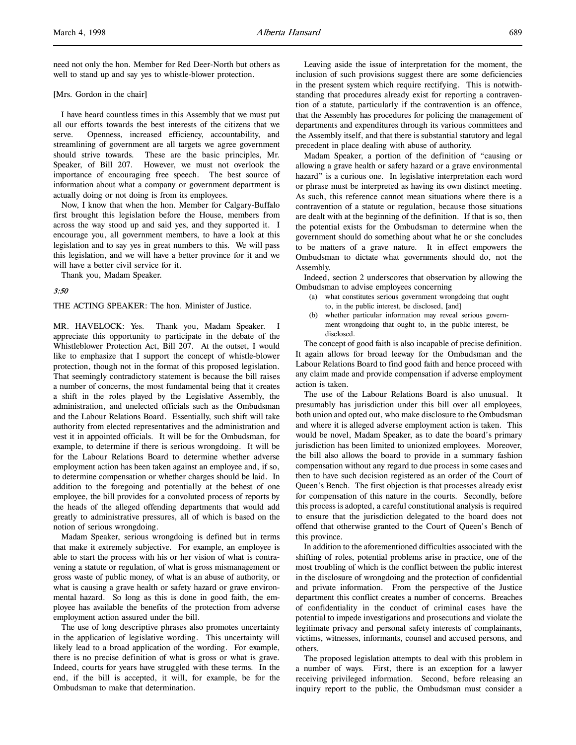need not only the hon. Member for Red Deer-North but others as well to stand up and say yes to whistle-blower protection.

[Mrs. Gordon in the chair]

I have heard countless times in this Assembly that we must put all our efforts towards the best interests of the citizens that we serve. Openness, increased efficiency, accountability, and streamlining of government are all targets we agree government should strive towards. These are the basic principles, Mr. Speaker, of Bill 207. However, we must not overlook the importance of encouraging free speech. The best source of information about what a company or government department is actually doing or not doing is from its employees.

Now, I know that when the hon. Member for Calgary-Buffalo first brought this legislation before the House, members from across the way stood up and said yes, and they supported it. I encourage you, all government members, to have a look at this legislation and to say yes in great numbers to this. We will pass this legislation, and we will have a better province for it and we will have a better civil service for it.

Thank you, Madam Speaker.

*3:50*

THE ACTING SPEAKER: The hon. Minister of Justice.

MR. HAVELOCK: Yes. Thank you, Madam Speaker. I appreciate this opportunity to participate in the debate of the Whistleblower Protection Act, Bill 207. At the outset, I would like to emphasize that I support the concept of whistle-blower protection, though not in the format of this proposed legislation. That seemingly contradictory statement is because the bill raises a number of concerns, the most fundamental being that it creates a shift in the roles played by the Legislative Assembly, the administration, and unelected officials such as the Ombudsman and the Labour Relations Board. Essentially, such shift will take authority from elected representatives and the administration and vest it in appointed officials. It will be for the Ombudsman, for example, to determine if there is serious wrongdoing. It will be for the Labour Relations Board to determine whether adverse employment action has been taken against an employee and, if so, to determine compensation or whether charges should be laid. In addition to the foregoing and potentially at the behest of one employee, the bill provides for a convoluted process of reports by the heads of the alleged offending departments that would add greatly to administrative pressures, all of which is based on the notion of serious wrongdoing.

Madam Speaker, serious wrongdoing is defined but in terms that make it extremely subjective. For example, an employee is able to start the process with his or her vision of what is contravening a statute or regulation, of what is gross mismanagement or gross waste of public money, of what is an abuse of authority, or what is causing a grave health or safety hazard or grave environmental hazard. So long as this is done in good faith, the employee has available the benefits of the protection from adverse employment action assured under the bill.

The use of long descriptive phrases also promotes uncertainty in the application of legislative wording. This uncertainty will likely lead to a broad application of the wording. For example, there is no precise definition of what is gross or what is grave. Indeed, courts for years have struggled with these terms. In the end, if the bill is accepted, it will, for example, be for the Ombudsman to make that determination.

Leaving aside the issue of interpretation for the moment, the inclusion of such provisions suggest there are some deficiencies in the present system which require rectifying. This is notwithstanding that procedures already exist for reporting a contravention of a statute, particularly if the contravention is an offence, that the Assembly has procedures for policing the management of departments and expenditures through its various committees and the Assembly itself, and that there is substantial statutory and legal precedent in place dealing with abuse of authority.

Madam Speaker, a portion of the definition of "causing or allowing a grave health or safety hazard or a grave environmental hazard" is a curious one. In legislative interpretation each word or phrase must be interpreted as having its own distinct meeting. As such, this reference cannot mean situations where there is a contravention of a statute or regulation, because those situations are dealt with at the beginning of the definition. If that is so, then the potential exists for the Ombudsman to determine when the government should do something about what he or she concludes to be matters of a grave nature. It in effect empowers the Ombudsman to dictate what governments should do, not the Assembly.

Indeed, section 2 underscores that observation by allowing the Ombudsman to advise employees concerning

> (a) what constitutes serious government wrongdoing that ought to, in the public interest, be disclosed, [and]
> (b) whether particular information may reveal serious government wrongdoing that ought to, in the public interest, be disclosed.

The concept of good faith is also incapable of precise definition. It again allows for broad leeway for the Ombudsman and the Labour Relations Board to find good faith and hence proceed with any claim made and provide compensation if adverse employment action is taken.

The use of the Labour Relations Board is also unusual. It presumably has jurisdiction under this bill over all employees, both union and opted out, who make disclosure to the Ombudsman and where it is alleged adverse employment action is taken. This would be novel, Madam Speaker, as to date the board's primary jurisdiction has been limited to unionized employees. Moreover, the bill also allows the board to provide in a summary fashion compensation without any regard to due process in some cases and then to have such decision registered as an order of the Court of Queen's Bench. The first objection is that processes already exist for compensation of this nature in the courts. Secondly, before this process is adopted, a careful constitutional analysis is required to ensure that the jurisdiction delegated to the board does not offend that otherwise granted to the Court of Queen's Bench of this province.

In addition to the aforementioned difficulties associated with the shifting of roles, potential problems arise in practice, one of the most troubling of which is the conflict between the public interest in the disclosure of wrongdoing and the protection of confidential and private information. From the perspective of the Justice department this conflict creates a number of concerns. Breaches of confidentiality in the conduct of criminal cases have the potential to impede investigations and prosecutions and violate the legitimate privacy and personal safety interests of complainants, victims, witnesses, informants, counsel and accused persons, and others.

The proposed legislation attempts to deal with this problem in a number of ways. First, there is an exception for a lawyer receiving privileged information. Second, before releasing an inquiry report to the public, the Ombudsman must consider a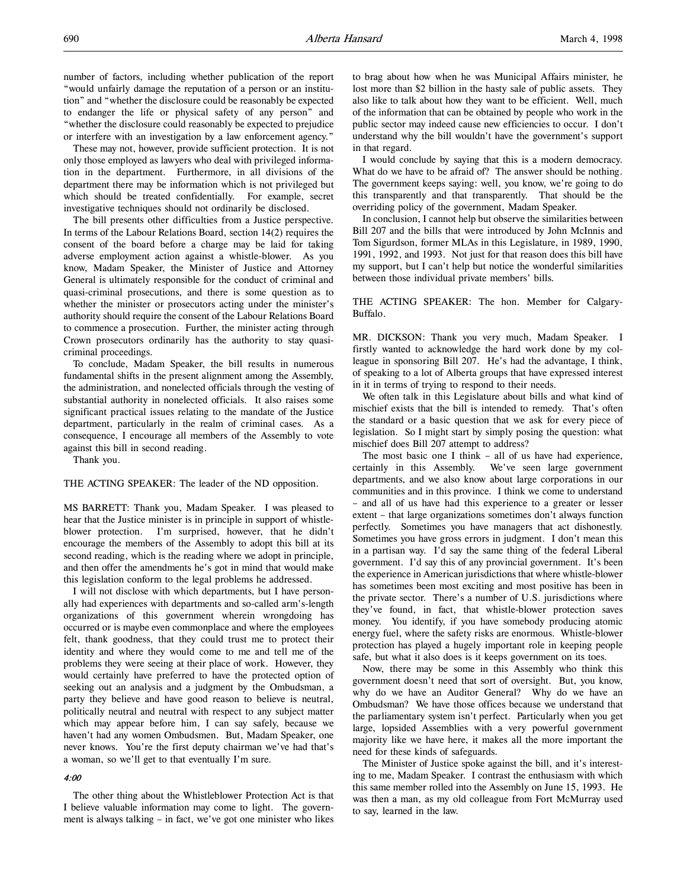number of factors, including whether publication of the report "would unfairly damage the reputation of a person or an institution" and "whether the disclosure could be reasonably be expected to endanger the life or physical safety of any person" and "whether the disclosure could reasonably be expected to prejudice or interfere with an investigation by a law enforcement agency."

These may not, however, provide sufficient protection. It is not only those employed as lawyers who deal with privileged information in the department. Furthermore, in all divisions of the department there may be information which is not privileged but which should be treated confidentially. For example, secret investigative techniques should not ordinarily be disclosed.

The bill presents other difficulties from a Justice perspective. In terms of the Labour Relations Board, section 14(2) requires the consent of the board before a charge may be laid for taking adverse employment action against a whistle-blower. As you know, Madam Speaker, the Minister of Justice and Attorney General is ultimately responsible for the conduct of criminal and quasi-criminal prosecutions, and there is some question as to whether the minister or prosecutors acting under the minister's authority should require the consent of the Labour Relations Board to commence a prosecution. Further, the minister acting through Crown prosecutors ordinarily has the authority to stay quasi-criminal proceedings.

To conclude, Madam Speaker, the bill results in numerous fundamental shifts in the present alignment among the Assembly, the administration, and nonelected officials through the vesting of substantial authority in nonelected officials. It also raises some significant practical issues relating to the mandate of the Justice department, particularly in the realm of criminal cases. As a consequence, I encourage all members of the Assembly to vote against this bill in second reading.

Thank you.

THE ACTING SPEAKER: The leader of the ND opposition.

MS BARRETT: Thank you, Madam Speaker. I was pleased to hear that the Justice minister is in principle in support of whistle-blower protection. I'm surprised, however, that he didn't encourage the members of the Assembly to adopt this bill at its second reading, which is the reading where we adopt in principle, and then offer the amendments he's got in mind that would make this legislation conform to the legal problems he addressed.

I will not disclose with which departments, but I have personally had experiences with departments and so-called arm's-length organizations of this government wherein wrongdoing has occurred or is maybe even commonplace and where the employees felt, thank goodness, that they could trust me to protect their identity and where they would come to me and tell me of the problems they were seeing at their place of work. However, they would certainly have preferred to have the protected option of seeking out an analysis and a judgment by the Ombudsman, a party they believe and have good reason to believe is neutral, politically neutral and neutral with respect to any subject matter which may appear before him, I can say safely, because we haven't had any women Ombudsmen. But, Madam Speaker, one never knows. You're the first deputy chairman we've had that's a woman, so we'll get to that eventually I'm sure.

*4:00*

The other thing about the Whistleblower Protection Act is that I believe valuable information may come to light. The government is always talking – in fact, we've got one minister who likes to brag about how when he was Municipal Affairs minister, he lost more than $2 billion in the hasty sale of public assets. They also like to talk about how they want to be efficient. Well, much of the information that can be obtained by people who work in the public sector may indeed cause new efficiencies to occur. I don't understand why the bill wouldn't have the government's support in that regard.

I would conclude by saying that this is a modern democracy. What do we have to be afraid of? The answer should be nothing. The government keeps saying: well, you know, we're going to do this transparently and that transparently. That should be the overriding policy of the government, Madam Speaker.

In conclusion, I cannot help but observe the similarities between Bill 207 and the bills that were introduced by John McInnis and Tom Sigurdson, former MLAs in this Legislature, in 1989, 1990, 1991, 1992, and 1993. Not just for that reason does this bill have my support, but I can't help but notice the wonderful similarities between those individual private members' bills.

THE ACTING SPEAKER: The hon. Member for Calgary-Buffalo.

MR. DICKSON: Thank you very much, Madam Speaker. I firstly wanted to acknowledge the hard work done by my colleague in sponsoring Bill 207. He's had the advantage, I think, of speaking to a lot of Alberta groups that have expressed interest in it in terms of trying to respond to their needs.

We often talk in this Legislature about bills and what kind of mischief exists that the bill is intended to remedy. That's often the standard or a basic question that we ask for every piece of legislation. So I might start by simply posing the question: what mischief does Bill 207 attempt to address?

The most basic one I think – all of us have had experience, certainly in this Assembly. We've seen large government departments, and we also know about large corporations in our communities and in this province. I think we come to understand – and all of us have had this experience to a greater or lesser extent – that large organizations sometimes don't always function perfectly. Sometimes you have managers that act dishonestly. Sometimes you have gross errors in judgment. I don't mean this in a partisan way. I'd say the same thing of the federal Liberal government. I'd say this of any provincial government. It's been the experience in American jurisdictions that where whistle-blower has sometimes been most exciting and most positive has been in the private sector. There's a number of U.S. jurisdictions where they've found, in fact, that whistle-blower protection saves money. You identify, if you have somebody producing atomic energy fuel, where the safety risks are enormous. Whistle-blower protection has played a hugely important role in keeping people safe, but what it also does is it keeps government on its toes.

Now, there may be some in this Assembly who think this government doesn't need that sort of oversight. But, you know, why do we have an Auditor General? Why do we have an Ombudsman? We have those offices because we understand that the parliamentary system isn't perfect. Particularly when you get large, lopsided Assemblies with a very powerful government majority like we have here, it makes all the more important the need for these kinds of safeguards.

The Minister of Justice spoke against the bill, and it's interesting to me, Madam Speaker. I contrast the enthusiasm with which this same member rolled into the Assembly on June 15, 1993. He was then a man, as my old colleague from Fort McMurray used to say, learned in the law.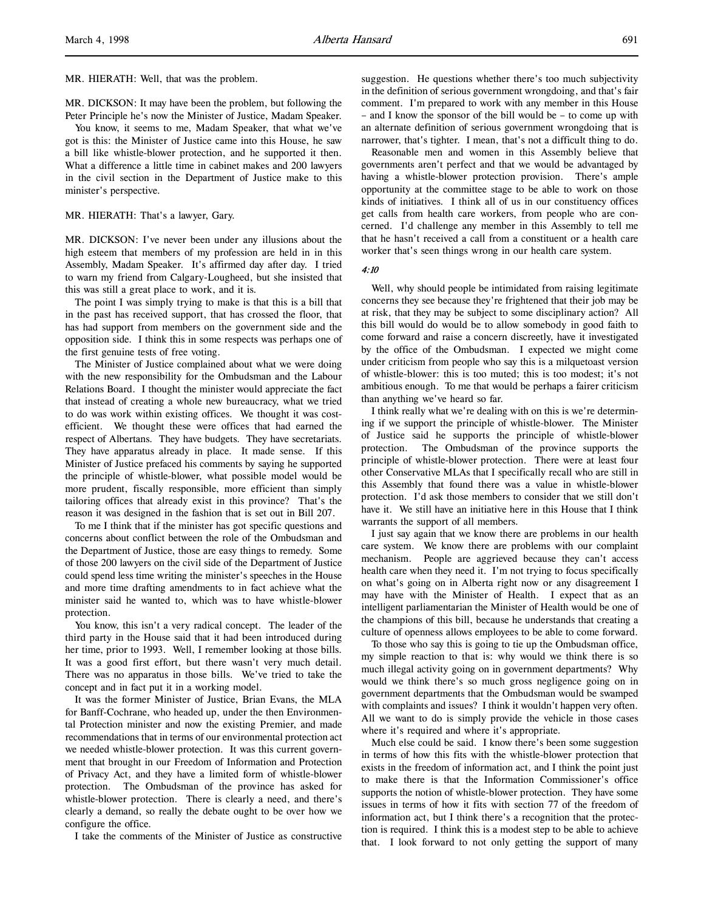MR. HIERATH: Well, that was the problem.

MR. DICKSON: It may have been the problem, but following the Peter Principle he's now the Minister of Justice, Madam Speaker.

You know, it seems to me, Madam Speaker, that what we've got is this: the Minister of Justice came into this House, he saw a bill like whistle-blower protection, and he supported it then. What a difference a little time in cabinet makes and 200 lawyers in the civil section in the Department of Justice make to this minister's perspective.

MR. HIERATH: That's a lawyer, Gary.

MR. DICKSON: I've never been under any illusions about the high esteem that members of my profession are held in in this Assembly, Madam Speaker. It's affirmed day after day. I tried to warn my friend from Calgary-Lougheed, but she insisted that this was still a great place to work, and it is.

The point I was simply trying to make is that this is a bill that in the past has received support, that has crossed the floor, that has had support from members on the government side and the opposition side. I think this in some respects was perhaps one of the first genuine tests of free voting.

The Minister of Justice complained about what we were doing with the new responsibility for the Ombudsman and the Labour Relations Board. I thought the minister would appreciate the fact that instead of creating a whole new bureaucracy, what we tried to do was work within existing offices. We thought it was cost-efficient. We thought these were offices that had earned the respect of Albertans. They have budgets. They have secretariats. They have apparatus already in place. It made sense. If this Minister of Justice prefaced his comments by saying he supported the principle of whistle-blower, what possible model would be more prudent, fiscally responsible, more efficient than simply tailoring offices that already exist in this province? That's the reason it was designed in the fashion that is set out in Bill 207.

To me I think that if the minister has got specific questions and concerns about conflict between the role of the Ombudsman and the Department of Justice, those are easy things to remedy. Some of those 200 lawyers on the civil side of the Department of Justice could spend less time writing the minister's speeches in the House and more time drafting amendments to in fact achieve what the minister said he wanted to, which was to have whistle-blower protection.

You know, this isn't a very radical concept. The leader of the third party in the House said that it had been introduced during her time, prior to 1993. Well, I remember looking at those bills. It was a good first effort, but there wasn't very much detail. There was no apparatus in those bills. We've tried to take the concept and in fact put it in a working model.

It was the former Minister of Justice, Brian Evans, the MLA for Banff-Cochrane, who headed up, under the then Environmental Protection minister and now the existing Premier, and made recommendations that in terms of our environmental protection act we needed whistle-blower protection. It was this current government that brought in our Freedom of Information and Protection of Privacy Act, and they have a limited form of whistle-blower protection. The Ombudsman of the province has asked for whistle-blower protection. There is clearly a need, and there's clearly a demand, so really the debate ought to be over how we configure the office.

I take the comments of the Minister of Justice as constructive suggestion. He questions whether there's too much subjectivity in the definition of serious government wrongdoing, and that's fair comment. I'm prepared to work with any member in this House – and I know the sponsor of the bill would be – to come up with an alternate definition of serious government wrongdoing that is narrower, that's tighter. I mean, that's not a difficult thing to do.

Reasonable men and women in this Assembly believe that governments aren't perfect and that we would be advantaged by having a whistle-blower protection provision. There's ample opportunity at the committee stage to be able to work on those kinds of initiatives. I think all of us in our constituency offices get calls from health care workers, from people who are concerned. I'd challenge any member in this Assembly to tell me that he hasn't received a call from a constituent or a health care worker that's seen things wrong in our health care system.

*4:10*

Well, why should people be intimidated from raising legitimate concerns they see because they're frightened that their job may be at risk, that they may be subject to some disciplinary action? All this bill would do would be to allow somebody in good faith to come forward and raise a concern discreetly, have it investigated by the office of the Ombudsman. I expected we might come under criticism from people who say this is a milquetoast version of whistle-blower: this is too muted; this is too modest; it's not ambitious enough. To me that would be perhaps a fairer criticism than anything we've heard so far.

I think really what we're dealing with on this is we're determining if we support the principle of whistle-blower. The Minister of Justice said he supports the principle of whistle-blower protection. The Ombudsman of the province supports the principle of whistle-blower protection. There were at least four other Conservative MLAs that I specifically recall who are still in this Assembly that found there was a value in whistle-blower protection. I'd ask those members to consider that we still don't have it. We still have an initiative here in this House that I think warrants the support of all members.

I just say again that we know there are problems in our health care system. We know there are problems with our complaint mechanism. People are aggrieved because they can't access health care when they need it. I'm not trying to focus specifically on what's going on in Alberta right now or any disagreement I may have with the Minister of Health. I expect that as an intelligent parliamentarian the Minister of Health would be one of the champions of this bill, because he understands that creating a culture of openness allows employees to be able to come forward.

To those who say this is going to tie up the Ombudsman office, my simple reaction to that is: why would we think there is so much illegal activity going on in government departments? Why would we think there's so much gross negligence going on in government departments that the Ombudsman would be swamped with complaints and issues? I think it wouldn't happen very often. All we want to do is simply provide the vehicle in those cases where it's required and where it's appropriate.

Much else could be said. I know there's been some suggestion in terms of how this fits with the whistle-blower protection that exists in the freedom of information act, and I think the point just to make there is that the Information Commissioner's office supports the notion of whistle-blower protection. They have some issues in terms of how it fits with section 77 of the freedom of information act, but I think there's a recognition that the protection is required. I think this is a modest step to be able to achieve that. I look forward to not only getting the support of many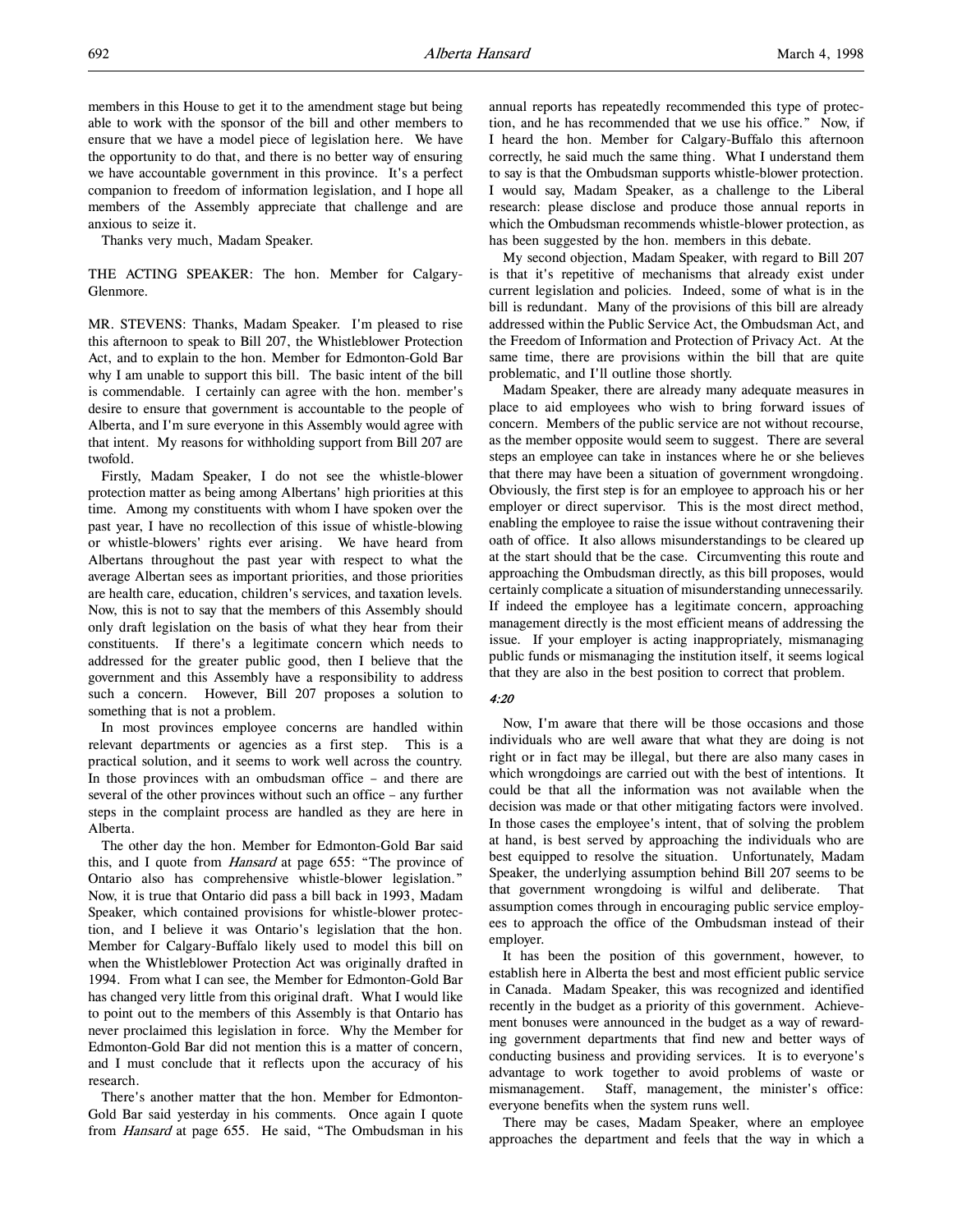members in this House to get it to the amendment stage but being able to work with the sponsor of the bill and other members to ensure that we have a model piece of legislation here. We have the opportunity to do that, and there is no better way of ensuring we have accountable government in this province. It's a perfect companion to freedom of information legislation, and I hope all members of the Assembly appreciate that challenge and are anxious to seize it.

Thanks very much, Madam Speaker.

THE ACTING SPEAKER: The hon. Member for Calgary-Glenmore.

MR. STEVENS: Thanks, Madam Speaker. I'm pleased to rise this afternoon to speak to Bill 207, the Whistleblower Protection Act, and to explain to the hon. Member for Edmonton-Gold Bar why I am unable to support this bill. The basic intent of the bill is commendable. I certainly can agree with the hon. member's desire to ensure that government is accountable to the people of Alberta, and I'm sure everyone in this Assembly would agree with that intent. My reasons for withholding support from Bill 207 are twofold.

Firstly, Madam Speaker, I do not see the whistle-blower protection matter as being among Albertans' high priorities at this time. Among my constituents with whom I have spoken over the past year, I have no recollection of this issue of whistle-blowing or whistle-blowers' rights ever arising. We have heard from Albertans throughout the past year with respect to what the average Albertan sees as important priorities, and those priorities are health care, education, children's services, and taxation levels. Now, this is not to say that the members of this Assembly should only draft legislation on the basis of what they hear from their constituents. If there's a legitimate concern which needs to addressed for the greater public good, then I believe that the government and this Assembly have a responsibility to address such a concern. However, Bill 207 proposes a solution to something that is not a problem.

In most provinces employee concerns are handled within relevant departments or agencies as a first step. This is a practical solution, and it seems to work well across the country. In those provinces with an ombudsman office – and there are several of the other provinces without such an office – any further steps in the complaint process are handled as they are here in Alberta.

The other day the hon. Member for Edmonton-Gold Bar said this, and I quote from *Hansard* at page 655: "The province of Ontario also has comprehensive whistle-blower legislation." Now, it is true that Ontario did pass a bill back in 1993, Madam Speaker, which contained provisions for whistle-blower protection, and I believe it was Ontario's legislation that the hon. Member for Calgary-Buffalo likely used to model this bill on when the Whistleblower Protection Act was originally drafted in 1994. From what I can see, the Member for Edmonton-Gold Bar has changed very little from this original draft. What I would like to point out to the members of this Assembly is that Ontario has never proclaimed this legislation in force. Why the Member for Edmonton-Gold Bar did not mention this is a matter of concern, and I must conclude that it reflects upon the accuracy of his research.

There's another matter that the hon. Member for Edmonton-Gold Bar said yesterday in his comments. Once again I quote from *Hansard* at page 655. He said, "The Ombudsman in his annual reports has repeatedly recommended this type of protection, and he has recommended that we use his office." Now, if I heard the hon. Member for Calgary-Buffalo this afternoon correctly, he said much the same thing. What I understand them to say is that the Ombudsman supports whistle-blower protection. I would say, Madam Speaker, as a challenge to the Liberal research: please disclose and produce those annual reports in which the Ombudsman recommends whistle-blower protection, as has been suggested by the hon. members in this debate.

My second objection, Madam Speaker, with regard to Bill 207 is that it's repetitive of mechanisms that already exist under current legislation and policies. Indeed, some of what is in the bill is redundant. Many of the provisions of this bill are already addressed within the Public Service Act, the Ombudsman Act, and the Freedom of Information and Protection of Privacy Act. At the same time, there are provisions within the bill that are quite problematic, and I'll outline those shortly.

Madam Speaker, there are already many adequate measures in place to aid employees who wish to bring forward issues of concern. Members of the public service are not without recourse, as the member opposite would seem to suggest. There are several steps an employee can take in instances where he or she believes that there may have been a situation of government wrongdoing. Obviously, the first step is for an employee to approach his or her employer or direct supervisor. This is the most direct method, enabling the employee to raise the issue without contravening their oath of office. It also allows misunderstandings to be cleared up at the start should that be the case. Circumventing this route and approaching the Ombudsman directly, as this bill proposes, would certainly complicate a situation of misunderstanding unnecessarily. If indeed the employee has a legitimate concern, approaching management directly is the most efficient means of addressing the issue. If your employer is acting inappropriately, mismanaging public funds or mismanaging the institution itself, it seems logical that they are also in the best position to correct that problem.

*4:20*

Now, I'm aware that there will be those occasions and those individuals who are well aware that what they are doing is not right or in fact may be illegal, but there are also many cases in which wrongdoings are carried out with the best of intentions. It could be that all the information was not available when the decision was made or that other mitigating factors were involved. In those cases the employee's intent, that of solving the problem at hand, is best served by approaching the individuals who are best equipped to resolve the situation. Unfortunately, Madam Speaker, the underlying assumption behind Bill 207 seems to be that government wrongdoing is wilful and deliberate. That assumption comes through in encouraging public service employees to approach the office of the Ombudsman instead of their employer.

It has been the position of this government, however, to establish here in Alberta the best and most efficient public service in Canada. Madam Speaker, this was recognized and identified recently in the budget as a priority of this government. Achievement bonuses were announced in the budget as a way of rewarding government departments that find new and better ways of conducting business and providing services. It is to everyone's advantage to work together to avoid problems of waste or mismanagement. Staff, management, the minister's office: everyone benefits when the system runs well.

There may be cases, Madam Speaker, where an employee approaches the department and feels that the way in which a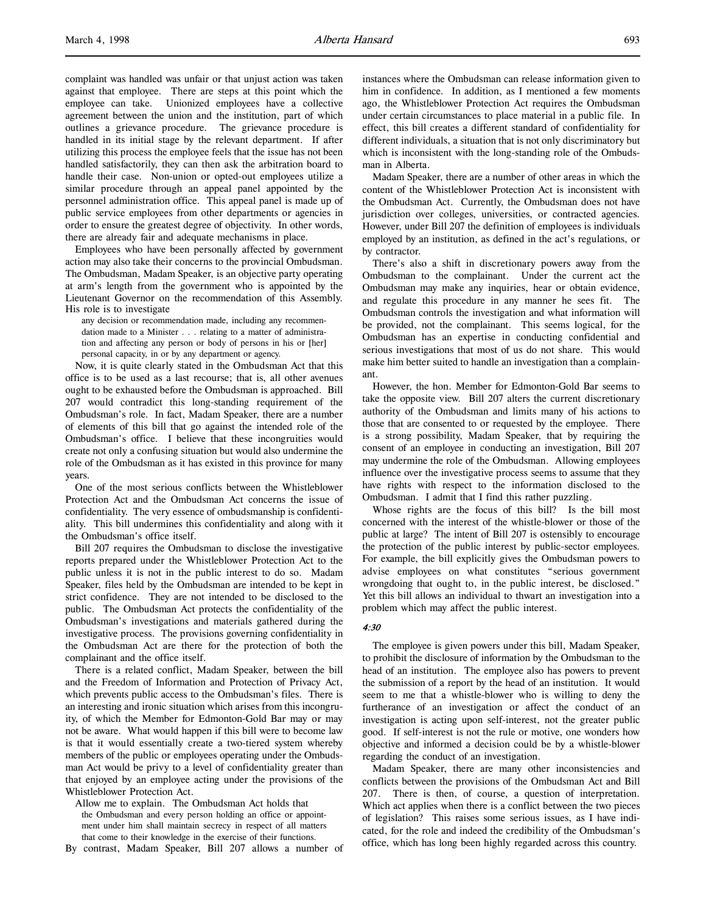complaint was handled was unfair or that unjust action was taken against that employee. There are steps at this point which the employee can take. Unionized employees have a collective agreement between the union and the institution, part of which outlines a grievance procedure. The grievance procedure is handled in its initial stage by the relevant department. If after utilizing this process the employee feels that the issue has not been handled satisfactorily, they can then ask the arbitration board to handle their case. Non-union or opted-out employees utilize a similar procedure through an appeal panel appointed by the personnel administration office. This appeal panel is made up of public service employees from other departments or agencies in order to ensure the greatest degree of objectivity. In other words, there are already fair and adequate mechanisms in place.

Employees who have been personally affected by government action may also take their concerns to the provincial Ombudsman. The Ombudsman, Madam Speaker, is an objective party operating at arm's length from the government who is appointed by the Lieutenant Governor on the recommendation of this Assembly. His role is to investigate

> any decision or recommendation made, including any recommendation made to a Minister . . . relating to a matter of administration and affecting any person or body of persons in his or [her] personal capacity, in or by any department or agency.

Now, it is quite clearly stated in the Ombudsman Act that this office is to be used as a last resource; that is, all other avenues ought to be exhausted before the Ombudsman is approached. Bill 207 would contradict this long-standing requirement of the Ombudsman's role. In fact, Madam Speaker, there are a number of elements of this bill that go against the intended role of the Ombudsman's office. I believe that these incongruities would create not only a confusing situation but would also undermine the role of the Ombudsman as it has existed in this province for many years.

One of the most serious conflicts between the Whistleblower Protection Act and the Ombudsman Act concerns the issue of confidentiality. The very essence of ombudsmanship is confidentiality. This bill undermines this confidentiality and along with it the Ombudsman's office itself.

Bill 207 requires the Ombudsman to disclose the investigative reports prepared under the Whistleblower Protection Act to the public unless it is not in the public interest to do so. Madam Speaker, files held by the Ombudsman are intended to be kept in strict confidence. They are not intended to be disclosed to the public. The Ombudsman Act protects the confidentiality of the Ombudsman's investigations and materials gathered during the investigative process. The provisions governing confidentiality in the Ombudsman Act are there for the protection of both the complainant and the office itself.

There is a related conflict, Madam Speaker, between the bill and the Freedom of Information and Protection of Privacy Act, which prevents public access to the Ombudsman's files. There is an interesting and ironic situation which arises from this incongruity, of which the Member for Edmonton-Gold Bar may or may not be aware. What would happen if this bill were to become law is that it would essentially create a two-tiered system whereby members of the public or employees operating under the Ombudsman Act would be privy to a level of confidentiality greater than that enjoyed by an employee acting under the provisions of the Whistleblower Protection Act.

Allow me to explain. The Ombudsman Act holds that

> the Ombudsman and every person holding an office or appointment under him shall maintain secrecy in respect of all matters that come to their knowledge in the exercise of their functions.

By contrast, Madam Speaker, Bill 207 allows a number of instances where the Ombudsman can release information given to him in confidence. In addition, as I mentioned a few moments ago, the Whistleblower Protection Act requires the Ombudsman under certain circumstances to place material in a public file. In effect, this bill creates a different standard of confidentiality for different individuals, a situation that is not only discriminatory but which is inconsistent with the long-standing role of the Ombudsman in Alberta.

Madam Speaker, there are a number of other areas in which the content of the Whistleblower Protection Act is inconsistent with the Ombudsman Act. Currently, the Ombudsman does not have jurisdiction over colleges, universities, or contracted agencies. However, under Bill 207 the definition of employees is individuals employed by an institution, as defined in the act's regulations, or by contractor.

There's also a shift in discretionary powers away from the Ombudsman to the complainant. Under the current act the Ombudsman may make any inquiries, hear or obtain evidence, and regulate this procedure in any manner he sees fit. The Ombudsman controls the investigation and what information will be provided, not the complainant. This seems logical, for the Ombudsman has an expertise in conducting confidential and serious investigations that most of us do not share. This would make him better suited to handle an investigation than a complainant.

However, the hon. Member for Edmonton-Gold Bar seems to take the opposite view. Bill 207 alters the current discretionary authority of the Ombudsman and limits many of his actions to those that are consented to or requested by the employee. There is a strong possibility, Madam Speaker, that by requiring the consent of an employee in conducting an investigation, Bill 207 may undermine the role of the Ombudsman. Allowing employees influence over the investigative process seems to assume that they have rights with respect to the information disclosed to the Ombudsman. I admit that I find this rather puzzling.

Whose rights are the focus of this bill? Is the bill most concerned with the interest of the whistle-blower or those of the public at large? The intent of Bill 207 is ostensibly to encourage the protection of the public interest by public-sector employees. For example, the bill explicitly gives the Ombudsman powers to advise employees on what constitutes "serious government wrongdoing that ought to, in the public interest, be disclosed." Yet this bill allows an individual to thwart an investigation into a problem which may affect the public interest.

*4:30*

The employee is given powers under this bill, Madam Speaker, to prohibit the disclosure of information by the Ombudsman to the head of an institution. The employee also has powers to prevent the submission of a report by the head of an institution. It would seem to me that a whistle-blower who is willing to deny the furtherance of an investigation or affect the conduct of an investigation is acting upon self-interest, not the greater public good. If self-interest is not the rule or motive, one wonders how objective and informed a decision could be by a whistle-blower regarding the conduct of an investigation.

Madam Speaker, there are many other inconsistencies and conflicts between the provisions of the Ombudsman Act and Bill 207. There is then, of course, a question of interpretation. Which act applies when there is a conflict between the two pieces of legislation? This raises some serious issues, as I have indicated, for the role and indeed the credibility of the Ombudsman's office, which has long been highly regarded across this country.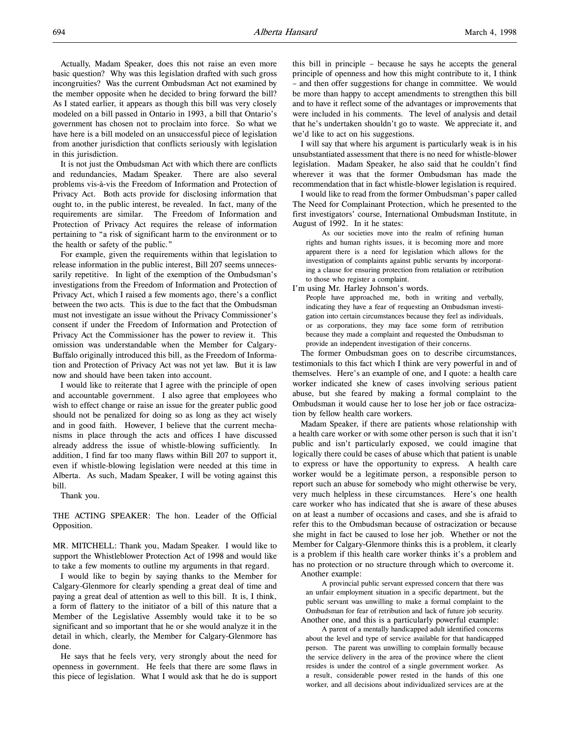Actually, Madam Speaker, does this not raise an even more basic question? Why was this legislation drafted with such gross incongruities? Was the current Ombudsman Act not examined by the member opposite when he decided to bring forward the bill? As I stated earlier, it appears as though this bill was very closely modeled on a bill passed in Ontario in 1993, a bill that Ontario's government has chosen not to proclaim into force. So what we have here is a bill modeled on an unsuccessful piece of legislation from another jurisdiction that conflicts seriously with legislation in this jurisdiction.

It is not just the Ombudsman Act with which there are conflicts and redundancies, Madam Speaker. There are also several problems vis-à-vis the Freedom of Information and Protection of Privacy Act. Both acts provide for disclosing information that ought to, in the public interest, be revealed. In fact, many of the requirements are similar. The Freedom of Information and Protection of Privacy Act requires the release of information pertaining to "a risk of significant harm to the environment or to the health or safety of the public."

For example, given the requirements within that legislation to release information in the public interest, Bill 207 seems unnecessarily repetitive. In light of the exemption of the Ombudsman's investigations from the Freedom of Information and Protection of Privacy Act, which I raised a few moments ago, there's a conflict between the two acts. This is due to the fact that the Ombudsman must not investigate an issue without the Privacy Commissioner's consent if under the Freedom of Information and Protection of Privacy Act the Commissioner has the power to review it. This omission was understandable when the Member for Calgary-Buffalo originally introduced this bill, as the Freedom of Information and Protection of Privacy Act was not yet law. But it is law now and should have been taken into account.

I would like to reiterate that I agree with the principle of open and accountable government. I also agree that employees who wish to effect change or raise an issue for the greater public good should not be penalized for doing so as long as they act wisely and in good faith. However, I believe that the current mechanisms in place through the acts and offices I have discussed already address the issue of whistle-blowing sufficiently. In addition, I find far too many flaws within Bill 207 to support it, even if whistle-blowing legislation were needed at this time in Alberta. As such, Madam Speaker, I will be voting against this bill.

Thank you.

THE ACTING SPEAKER: The hon. Leader of the Official Opposition.

MR. MITCHELL: Thank you, Madam Speaker. I would like to support the Whistleblower Protection Act of 1998 and would like to take a few moments to outline my arguments in that regard.

I would like to begin by saying thanks to the Member for Calgary-Glenmore for clearly spending a great deal of time and paying a great deal of attention as well to this bill. It is, I think, a form of flattery to the initiator of a bill of this nature that a Member of the Legislative Assembly would take it to be so significant and so important that he or she would analyze it in the detail in which, clearly, the Member for Calgary-Glenmore has done.

He says that he feels very, very strongly about the need for openness in government. He feels that there are some flaws in this piece of legislation. What I would ask that he do is support this bill in principle – because he says he accepts the general principle of openness and how this might contribute to it, I think – and then offer suggestions for change in committee. We would be more than happy to accept amendments to strengthen this bill and to have it reflect some of the advantages or improvements that were included in his comments. The level of analysis and detail that he's undertaken shouldn't go to waste. We appreciate it, and we'd like to act on his suggestions.

I will say that where his argument is particularly weak is in his unsubstantiated assessment that there is no need for whistle-blower legislation. Madam Speaker, he also said that he couldn't find wherever it was that the former Ombudsman has made the recommendation that in fact whistle-blower legislation is required.

I would like to read from the former Ombudsman's paper called The Need for Complainant Protection, which he presented to the first investigators' course, International Ombudsman Institute, in August of 1992. In it he states:

> As our societies move into the realm of refining human rights and human rights issues, it is becoming more and more apparent there is a need for legislation which allows for the investigation of complaints against public servants by incorporating a clause for ensuring protection from retaliation or retribution to those who register a complaint.

I'm using Mr. Harley Johnson's words.

> People have approached me, both in writing and verbally, indicating they have a fear of requesting an Ombudsman investigation into certain circumstances because they feel as individuals, or as corporations, they may face some form of retribution because they made a complaint and requested the Ombudsman to provide an independent investigation of their concerns.

The former Ombudsman goes on to describe circumstances, testimonials to this fact which I think are very powerful in and of themselves. Here's an example of one, and I quote: a health care worker indicated she knew of cases involving serious patient abuse, but she feared by making a formal complaint to the Ombudsman it would cause her to lose her job or face ostracization by fellow health care workers.

Madam Speaker, if there are patients whose relationship with a health care worker or with some other person is such that it isn't public and isn't particularly exposed, we could imagine that logically there could be cases of abuse which that patient is unable to express or have the opportunity to express. A health care worker would be a legitimate person, a responsible person to report such an abuse for somebody who might otherwise be very, very much helpless in these circumstances. Here's one health care worker who has indicated that she is aware of these abuses on at least a number of occasions and cases, and she is afraid to refer this to the Ombudsman because of ostracization or because she might in fact be caused to lose her job. Whether or not the Member for Calgary-Glenmore thinks this is a problem, it clearly is a problem if this health care worker thinks it's a problem and has no protection or no structure through which to overcome it.

Another example:

> A provincial public servant expressed concern that there was an unfair employment situation in a specific department, but the public servant was unwilling to make a formal complaint to the Ombudsman for fear of retribution and lack of future job security.

Another one, and this is a particularly powerful example:

> A parent of a mentally handicapped adult identified concerns about the level and type of service available for that handicapped person. The parent was unwilling to complain formally because the service delivery in the area of the province where the client resides is under the control of a single government worker. As a result, considerable power rested in the hands of this one worker, and all decisions about individualized services are at the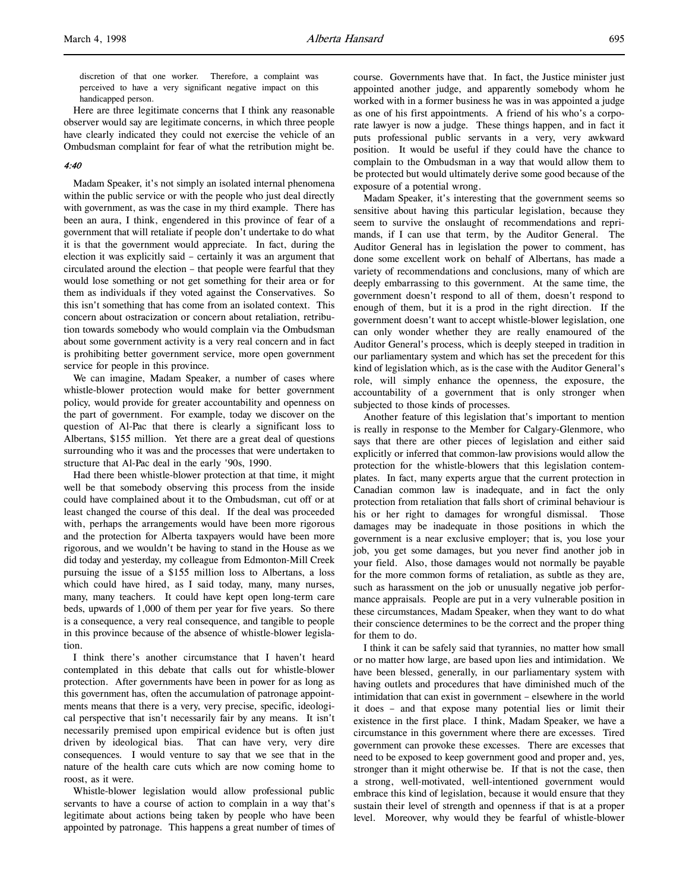> discretion of that one worker. Therefore, a complaint was perceived to have a very significant negative impact on this handicapped person.

Here are three legitimate concerns that I think any reasonable observer would say are legitimate concerns, in which three people have clearly indicated they could not exercise the vehicle of an Ombudsman complaint for fear of what the retribution might be.

*4:40*

Madam Speaker, it's not simply an isolated internal phenomena within the public service or with the people who just deal directly with government, as was the case in my third example. There has been an aura, I think, engendered in this province of fear of a government that will retaliate if people don't undertake to do what it is that the government would appreciate. In fact, during the election it was explicitly said – certainly it was an argument that circulated around the election – that people were fearful that they would lose something or not get something for their area or for them as individuals if they voted against the Conservatives. So this isn't something that has come from an isolated context. This concern about ostracization or concern about retaliation, retribution towards somebody who would complain via the Ombudsman about some government activity is a very real concern and in fact is prohibiting better government service, more open government service for people in this province.

We can imagine, Madam Speaker, a number of cases where whistle-blower protection would make for better government policy, would provide for greater accountability and openness on the part of government. For example, today we discover on the question of Al-Pac that there is clearly a significant loss to Albertans, $155 million. Yet there are a great deal of questions surrounding who it was and the processes that were undertaken to structure that Al-Pac deal in the early '90s, 1990.

Had there been whistle-blower protection at that time, it might well be that somebody observing this process from the inside could have complained about it to the Ombudsman, cut off or at least changed the course of this deal. If the deal was proceeded with, perhaps the arrangements would have been more rigorous and the protection for Alberta taxpayers would have been more rigorous, and we wouldn't be having to stand in the House as we did today and yesterday, my colleague from Edmonton-Mill Creek pursuing the issue of a $155 million loss to Albertans, a loss which could have hired, as I said today, many, many nurses, many, many teachers. It could have kept open long-term care beds, upwards of 1,000 of them per year for five years. So there is a consequence, a very real consequence, and tangible to people in this province because of the absence of whistle-blower legislation.

I think there's another circumstance that I haven't heard contemplated in this debate that calls out for whistle-blower protection. After governments have been in power for as long as this government has, often the accumulation of patronage appointments means that there is a very, very precise, specific, ideological perspective that isn't necessarily fair by any means. It isn't necessarily premised upon empirical evidence but is often just driven by ideological bias. That can have very, very dire consequences. I would venture to say that we see that in the nature of the health care cuts which are now coming home to roost, as it were.

Whistle-blower legislation would allow professional public servants to have a course of action to complain in a way that's legitimate about actions being taken by people who have been appointed by patronage. This happens a great number of times of course. Governments have that. In fact, the Justice minister just appointed another judge, and apparently somebody whom he worked with in a former business he was in was appointed a judge as one of his first appointments. A friend of his who's a corporate lawyer is now a judge. These things happen, and in fact it puts professional public servants in a very, very awkward position. It would be useful if they could have the chance to complain to the Ombudsman in a way that would allow them to be protected but would ultimately derive some good because of the exposure of a potential wrong.

Madam Speaker, it's interesting that the government seems so sensitive about having this particular legislation, because they seem to survive the onslaught of recommendations and reprimands, if I can use that term, by the Auditor General. The Auditor General has in legislation the power to comment, has done some excellent work on behalf of Albertans, has made a variety of recommendations and conclusions, many of which are deeply embarrassing to this government. At the same time, the government doesn't respond to all of them, doesn't respond to enough of them, but it is a prod in the right direction. If the government doesn't want to accept whistle-blower legislation, one can only wonder whether they are really enamoured of the Auditor General's process, which is deeply steeped in tradition in our parliamentary system and which has set the precedent for this kind of legislation which, as is the case with the Auditor General's role, will simply enhance the openness, the exposure, the accountability of a government that is only stronger when subjected to those kinds of processes.

Another feature of this legislation that's important to mention is really in response to the Member for Calgary-Glenmore, who says that there are other pieces of legislation and either said explicitly or inferred that common-law provisions would allow the protection for the whistle-blowers that this legislation contemplates. In fact, many experts argue that the current protection in Canadian common law is inadequate, and in fact the only protection from retaliation that falls short of criminal behaviour is his or her right to damages for wrongful dismissal. Those damages may be inadequate in those positions in which the government is a near exclusive employer; that is, you lose your job, you get some damages, but you never find another job in your field. Also, those damages would not normally be payable for the more common forms of retaliation, as subtle as they are, such as harassment on the job or unusually negative job performance appraisals. People are put in a very vulnerable position in these circumstances, Madam Speaker, when they want to do what their conscience determines to be the correct and the proper thing for them to do.

I think it can be safely said that tyrannies, no matter how small or no matter how large, are based upon lies and intimidation. We have been blessed, generally, in our parliamentary system with having outlets and procedures that have diminished much of the intimidation that can exist in government – elsewhere in the world it does – and that expose many potential lies or limit their existence in the first place. I think, Madam Speaker, we have a circumstance in this government where there are excesses. Tired government can provoke these excesses. There are excesses that need to be exposed to keep government good and proper and, yes, stronger than it might otherwise be. If that is not the case, then a strong, well-motivated, well-intentioned government would embrace this kind of legislation, because it would ensure that they sustain their level of strength and openness if that is at a proper level. Moreover, why would they be fearful of whistle-blower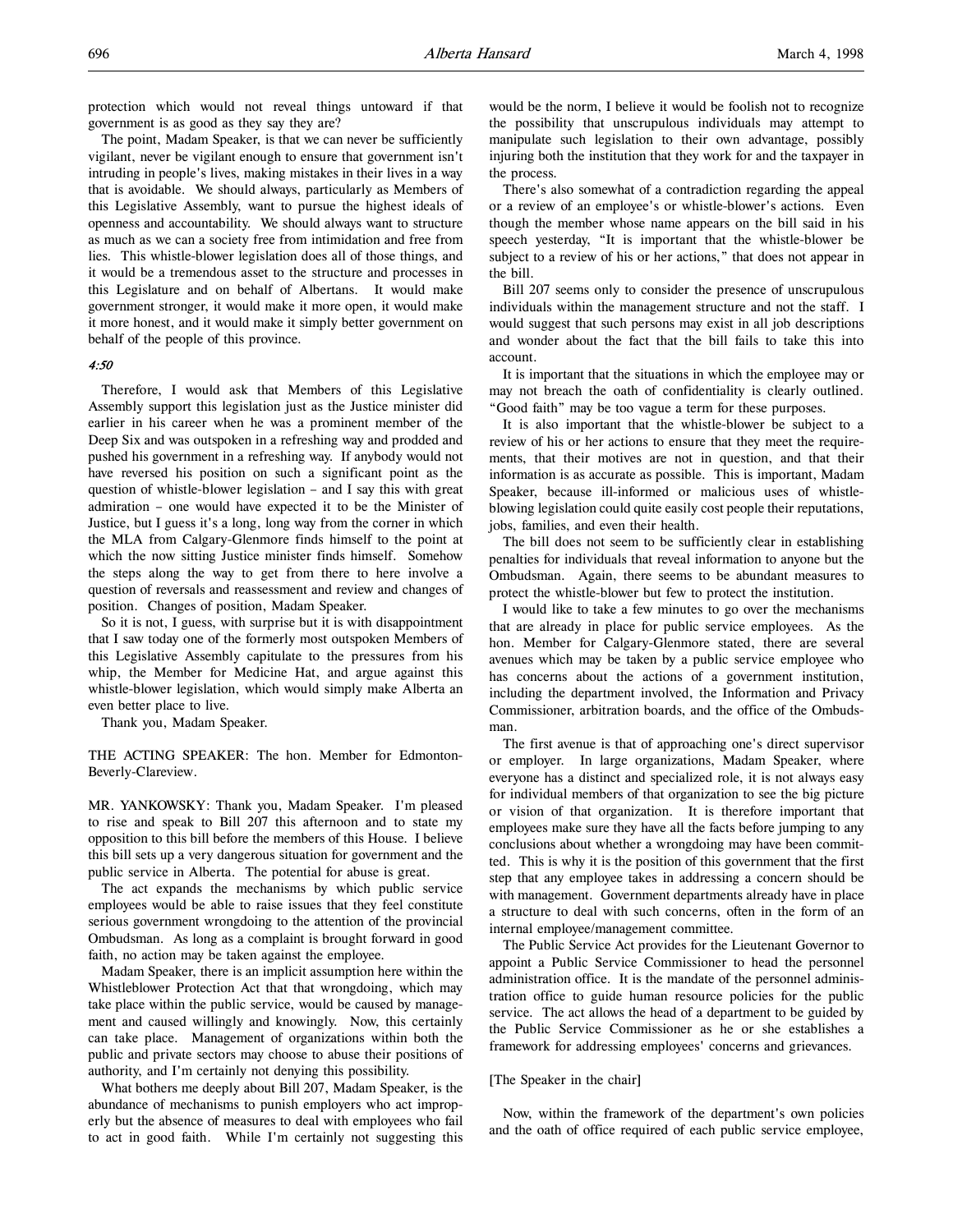protection which would not reveal things untoward if that government is as good as they say they are?

The point, Madam Speaker, is that we can never be sufficiently vigilant, never be vigilant enough to ensure that government isn't intruding in people's lives, making mistakes in their lives in a way that is avoidable. We should always, particularly as Members of this Legislative Assembly, want to pursue the highest ideals of openness and accountability. We should always want to structure as much as we can a society free from intimidation and free from lies. This whistle-blower legislation does all of those things, and it would be a tremendous asset to the structure and processes in this Legislature and on behalf of Albertans. It would make government stronger, it would make it more open, it would make it more honest, and it would make it simply better government on behalf of the people of this province.

*4:50*

Therefore, I would ask that Members of this Legislative Assembly support this legislation just as the Justice minister did earlier in his career when he was a prominent member of the Deep Six and was outspoken in a refreshing way and prodded and pushed his government in a refreshing way. If anybody would not have reversed his position on such a significant point as the question of whistle-blower legislation – and I say this with great admiration – one would have expected it to be the Minister of Justice, but I guess it's a long, long way from the corner in which the MLA from Calgary-Glenmore finds himself to the point at which the now sitting Justice minister finds himself. Somehow the steps along the way to get from there to here involve a question of reversals and reassessment and review and changes of position. Changes of position, Madam Speaker.

So it is not, I guess, with surprise but it is with disappointment that I saw today one of the formerly most outspoken Members of this Legislative Assembly capitulate to the pressures from his whip, the Member for Medicine Hat, and argue against this whistle-blower legislation, which would simply make Alberta an even better place to live.

Thank you, Madam Speaker.

THE ACTING SPEAKER: The hon. Member for Edmonton-Beverly-Clareview.

MR. YANKOWSKY: Thank you, Madam Speaker. I'm pleased to rise and speak to Bill 207 this afternoon and to state my opposition to this bill before the members of this House. I believe this bill sets up a very dangerous situation for government and the public service in Alberta. The potential for abuse is great.

The act expands the mechanisms by which public service employees would be able to raise issues that they feel constitute serious government wrongdoing to the attention of the provincial Ombudsman. As long as a complaint is brought forward in good faith, no action may be taken against the employee.

Madam Speaker, there is an implicit assumption here within the Whistleblower Protection Act that that wrongdoing, which may take place within the public service, would be caused by management and caused willingly and knowingly. Now, this certainly can take place. Management of organizations within both the public and private sectors may choose to abuse their positions of authority, and I'm certainly not denying this possibility.

What bothers me deeply about Bill 207, Madam Speaker, is the abundance of mechanisms to punish employers who act improperly but the absence of measures to deal with employees who fail to act in good faith. While I'm certainly not suggesting this would be the norm, I believe it would be foolish not to recognize the possibility that unscrupulous individuals may attempt to manipulate such legislation to their own advantage, possibly injuring both the institution that they work for and the taxpayer in the process.

There's also somewhat of a contradiction regarding the appeal or a review of an employee's or whistle-blower's actions. Even though the member whose name appears on the bill said in his speech yesterday, "It is important that the whistle-blower be subject to a review of his or her actions," that does not appear in the bill.

Bill 207 seems only to consider the presence of unscrupulous individuals within the management structure and not the staff. I would suggest that such persons may exist in all job descriptions and wonder about the fact that the bill fails to take this into account.

It is important that the situations in which the employee may or may not breach the oath of confidentiality is clearly outlined. "Good faith" may be too vague a term for these purposes.

It is also important that the whistle-blower be subject to a review of his or her actions to ensure that they meet the requirements, that their motives are not in question, and that their information is as accurate as possible. This is important, Madam Speaker, because ill-informed or malicious uses of whistle-blowing legislation could quite easily cost people their reputations, jobs, families, and even their health.

The bill does not seem to be sufficiently clear in establishing penalties for individuals that reveal information to anyone but the Ombudsman. Again, there seems to be abundant measures to protect the whistle-blower but few to protect the institution.

I would like to take a few minutes to go over the mechanisms that are already in place for public service employees. As the hon. Member for Calgary-Glenmore stated, there are several avenues which may be taken by a public service employee who has concerns about the actions of a government institution, including the department involved, the Information and Privacy Commissioner, arbitration boards, and the office of the Ombudsman.

The first avenue is that of approaching one's direct supervisor or employer. In large organizations, Madam Speaker, where everyone has a distinct and specialized role, it is not always easy for individual members of that organization to see the big picture or vision of that organization. It is therefore important that employees make sure they have all the facts before jumping to any conclusions about whether a wrongdoing may have been committed. This is why it is the position of this government that the first step that any employee takes in addressing a concern should be with management. Government departments already have in place a structure to deal with such concerns, often in the form of an internal employee/management committee.

The Public Service Act provides for the Lieutenant Governor to appoint a Public Service Commissioner to head the personnel administration office. It is the mandate of the personnel administration office to guide human resource policies for the public service. The act allows the head of a department to be guided by the Public Service Commissioner as he or she establishes a framework for addressing employees' concerns and grievances.

[The Speaker in the chair]

Now, within the framework of the department's own policies and the oath of office required of each public service employee,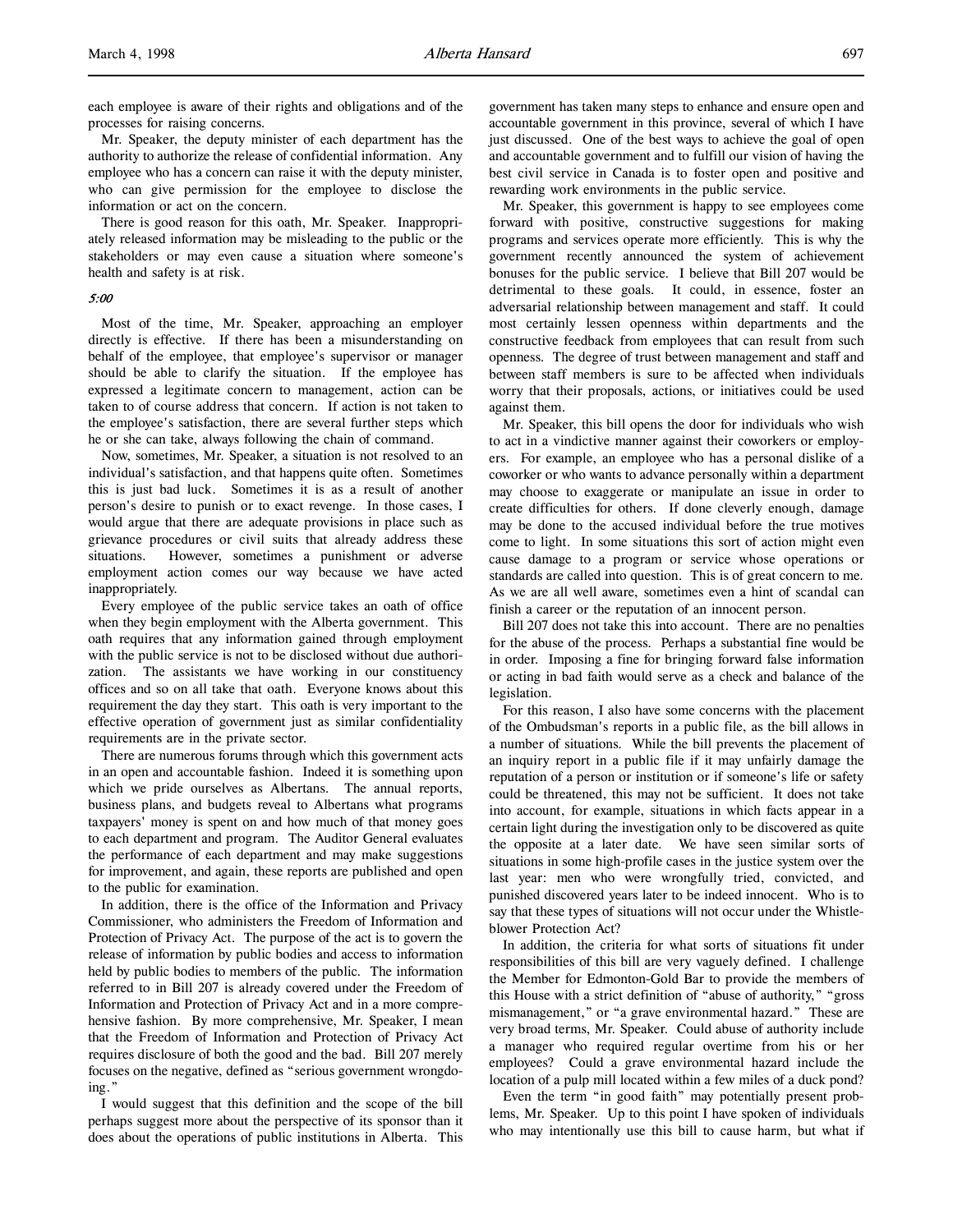each employee is aware of their rights and obligations and of the processes for raising concerns.

Mr. Speaker, the deputy minister of each department has the authority to authorize the release of confidential information. Any employee who has a concern can raise it with the deputy minister, who can give permission for the employee to disclose the information or act on the concern.

There is good reason for this oath, Mr. Speaker. Inappropriately released information may be misleading to the public or the stakeholders or may even cause a situation where someone's health and safety is at risk.

*5:00*

Most of the time, Mr. Speaker, approaching an employer directly is effective. If there has been a misunderstanding on behalf of the employee, that employee's supervisor or manager should be able to clarify the situation. If the employee has expressed a legitimate concern to management, action can be taken to of course address that concern. If action is not taken to the employee's satisfaction, there are several further steps which he or she can take, always following the chain of command.

Now, sometimes, Mr. Speaker, a situation is not resolved to an individual's satisfaction, and that happens quite often. Sometimes this is just bad luck. Sometimes it is as a result of another person's desire to punish or to exact revenge. In those cases, I would argue that there are adequate provisions in place such as grievance procedures or civil suits that already address these situations. However, sometimes a punishment or adverse employment action comes our way because we have acted inappropriately.

Every employee of the public service takes an oath of office when they begin employment with the Alberta government. This oath requires that any information gained through employment with the public service is not to be disclosed without due authorization. The assistants we have working in our constituency offices and so on all take that oath. Everyone knows about this requirement the day they start. This oath is very important to the effective operation of government just as similar confidentiality requirements are in the private sector.

There are numerous forums through which this government acts in an open and accountable fashion. Indeed it is something upon which we pride ourselves as Albertans. The annual reports, business plans, and budgets reveal to Albertans what programs taxpayers' money is spent on and how much of that money goes to each department and program. The Auditor General evaluates the performance of each department and may make suggestions for improvement, and again, these reports are published and open to the public for examination.

In addition, there is the office of the Information and Privacy Commissioner, who administers the Freedom of Information and Protection of Privacy Act. The purpose of the act is to govern the release of information by public bodies and access to information held by public bodies to members of the public. The information referred to in Bill 207 is already covered under the Freedom of Information and Protection of Privacy Act and in a more comprehensive fashion. By more comprehensive, Mr. Speaker, I mean that the Freedom of Information and Protection of Privacy Act requires disclosure of both the good and the bad. Bill 207 merely focuses on the negative, defined as "serious government wrongdoing."

I would suggest that this definition and the scope of the bill perhaps suggest more about the perspective of its sponsor than it does about the operations of public institutions in Alberta. This government has taken many steps to enhance and ensure open and accountable government in this province, several of which I have just discussed. One of the best ways to achieve the goal of open and accountable government and to fulfill our vision of having the best civil service in Canada is to foster open and positive and rewarding work environments in the public service.

Mr. Speaker, this government is happy to see employees come forward with positive, constructive suggestions for making programs and services operate more efficiently. This is why the government recently announced the system of achievement bonuses for the public service. I believe that Bill 207 would be detrimental to these goals. It could, in essence, foster an adversarial relationship between management and staff. It could most certainly lessen openness within departments and the constructive feedback from employees that can result from such openness. The degree of trust between management and staff and between staff members is sure to be affected when individuals worry that their proposals, actions, or initiatives could be used against them.

Mr. Speaker, this bill opens the door for individuals who wish to act in a vindictive manner against their coworkers or employers. For example, an employee who has a personal dislike of a coworker or who wants to advance personally within a department may choose to exaggerate or manipulate an issue in order to create difficulties for others. If done cleverly enough, damage may be done to the accused individual before the true motives come to light. In some situations this sort of action might even cause damage to a program or service whose operations or standards are called into question. This is of great concern to me. As we are all well aware, sometimes even a hint of scandal can finish a career or the reputation of an innocent person.

Bill 207 does not take this into account. There are no penalties for the abuse of the process. Perhaps a substantial fine would be in order. Imposing a fine for bringing forward false information or acting in bad faith would serve as a check and balance of the legislation.

For this reason, I also have some concerns with the placement of the Ombudsman's reports in a public file, as the bill allows in a number of situations. While the bill prevents the placement of an inquiry report in a public file if it may unfairly damage the reputation of a person or institution or if someone's life or safety could be threatened, this may not be sufficient. It does not take into account, for example, situations in which facts appear in a certain light during the investigation only to be discovered as quite the opposite at a later date. We have seen similar sorts of situations in some high-profile cases in the justice system over the last year: men who were wrongfully tried, convicted, and punished discovered years later to be indeed innocent. Who is to say that these types of situations will not occur under the Whistleblower Protection Act?

In addition, the criteria for what sorts of situations fit under responsibilities of this bill are very vaguely defined. I challenge the Member for Edmonton-Gold Bar to provide the members of this House with a strict definition of "abuse of authority," "gross mismanagement," or "a grave environmental hazard." These are very broad terms, Mr. Speaker. Could abuse of authority include a manager who required regular overtime from his or her employees? Could a grave environmental hazard include the location of a pulp mill located within a few miles of a duck pond?

Even the term "in good faith" may potentially present problems, Mr. Speaker. Up to this point I have spoken of individuals who may intentionally use this bill to cause harm, but what if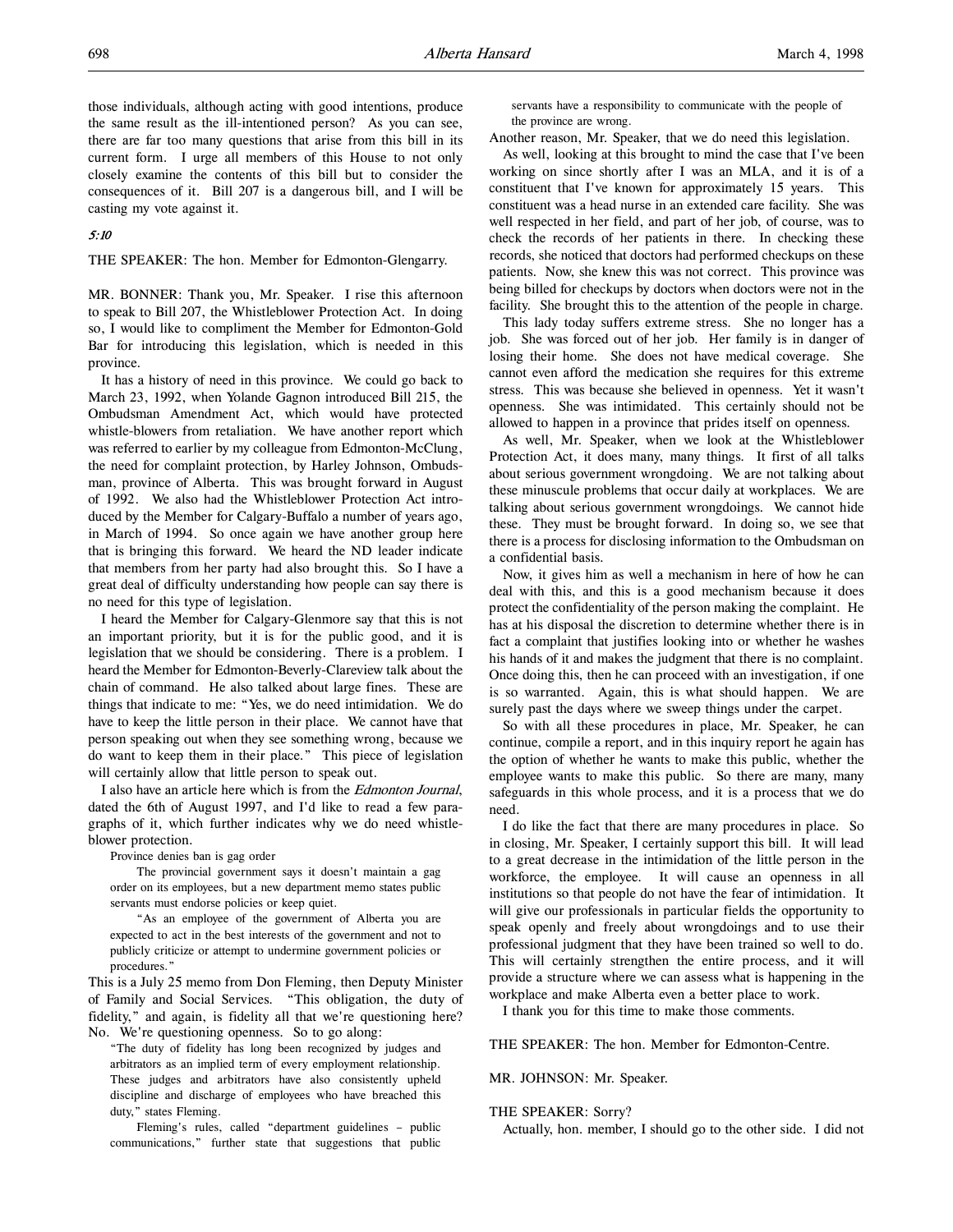those individuals, although acting with good intentions, produce the same result as the ill-intentioned person? As you can see, there are far too many questions that arise from this bill in its current form. I urge all members of this House to not only closely examine the contents of this bill but to consider the consequences of it. Bill 207 is a dangerous bill, and I will be casting my vote against it.

*5:10*

THE SPEAKER: The hon. Member for Edmonton-Glengarry.

MR. BONNER: Thank you, Mr. Speaker. I rise this afternoon to speak to Bill 207, the Whistleblower Protection Act. In doing so, I would like to compliment the Member for Edmonton-Gold Bar for introducing this legislation, which is needed in this province.

It has a history of need in this province. We could go back to March 23, 1992, when Yolande Gagnon introduced Bill 215, the Ombudsman Amendment Act, which would have protected whistle-blowers from retaliation. We have another report which was referred to earlier by my colleague from Edmonton-McClung, the need for complaint protection, by Harley Johnson, Ombudsman, province of Alberta. This was brought forward in August of 1992. We also had the Whistleblower Protection Act introduced by the Member for Calgary-Buffalo a number of years ago, in March of 1994. So once again we have another group here that is bringing this forward. We heard the ND leader indicate that members from her party had also brought this. So I have a great deal of difficulty understanding how people can say there is no need for this type of legislation.

I heard the Member for Calgary-Glenmore say that this is not an important priority, but it is for the public good, and it is legislation that we should be considering. There is a problem. I heard the Member for Edmonton-Beverly-Clareview talk about the chain of command. He also talked about large fines. These are things that indicate to me: "Yes, we do need intimidation. We do have to keep the little person in their place. We cannot have that person speaking out when they see something wrong, because we do want to keep them in their place." This piece of legislation will certainly allow that little person to speak out.

I also have an article here which is from the *Edmonton Journal*, dated the 6th of August 1997, and I'd like to read a few paragraphs of it, which further indicates why we do need whistleblower protection.

> Province denies ban is gag order
>
> The provincial government says it doesn't maintain a gag order on its employees, but a new department memo states public servants must endorse policies or keep quiet.
>
> "As an employee of the government of Alberta you are expected to act in the best interests of the government and not to publicly criticize or attempt to undermine government policies or procedures."

This is a July 25 memo from Don Fleming, then Deputy Minister of Family and Social Services. "This obligation, the duty of fidelity," and again, is fidelity all that we're questioning here? No. We're questioning openness. So to go along:

> "The duty of fidelity has long been recognized by judges and arbitrators as an implied term of every employment relationship. These judges and arbitrators have also consistently upheld discipline and discharge of employees who have breached this duty," states Fleming.
>
> Fleming's rules, called "department guidelines – public communications," further state that suggestions that public servants have a responsibility to communicate with the people of the province are wrong.

Another reason, Mr. Speaker, that we do need this legislation.

As well, looking at this brought to mind the case that I've been working on since shortly after I was an MLA, and it is of a constituent that I've known for approximately 15 years. This constituent was a head nurse in an extended care facility. She was well respected in her field, and part of her job, of course, was to check the records of her patients in there. In checking these records, she noticed that doctors had performed checkups on these patients. Now, she knew this was not correct. This province was being billed for checkups by doctors when doctors were not in the facility. She brought this to the attention of the people in charge.

This lady today suffers extreme stress. She no longer has a job. She was forced out of her job. Her family is in danger of losing their home. She does not have medical coverage. She cannot even afford the medication she requires for this extreme stress. This was because she believed in openness. Yet it wasn't openness. She was intimidated. This certainly should not be allowed to happen in a province that prides itself on openness.

As well, Mr. Speaker, when we look at the Whistleblower Protection Act, it does many, many things. It first of all talks about serious government wrongdoing. We are not talking about these minuscule problems that occur daily at workplaces. We are talking about serious government wrongdoings. We cannot hide these. They must be brought forward. In doing so, we see that there is a process for disclosing information to the Ombudsman on a confidential basis.

Now, it gives him as well a mechanism in here of how he can deal with this, and this is a good mechanism because it does protect the confidentiality of the person making the complaint. He has at his disposal the discretion to determine whether there is in fact a complaint that justifies looking into or whether he washes his hands of it and makes the judgment that there is no complaint. Once doing this, then he can proceed with an investigation, if one is so warranted. Again, this is what should happen. We are surely past the days where we sweep things under the carpet.

So with all these procedures in place, Mr. Speaker, he can continue, compile a report, and in this inquiry report he again has the option of whether he wants to make this public, whether the employee wants to make this public. So there are many, many safeguards in this whole process, and it is a process that we do need.

I do like the fact that there are many procedures in place. So in closing, Mr. Speaker, I certainly support this bill. It will lead to a great decrease in the intimidation of the little person in the workforce, the employee. It will cause an openness in all institutions so that people do not have the fear of intimidation. It will give our professionals in particular fields the opportunity to speak openly and freely about wrongdoings and to use their professional judgment that they have been trained so well to do. This will certainly strengthen the entire process, and it will provide a structure where we can assess what is happening in the workplace and make Alberta even a better place to work.

I thank you for this time to make those comments.

THE SPEAKER: The hon. Member for Edmonton-Centre.

MR. JOHNSON: Mr. Speaker.

THE SPEAKER: Sorry?

Actually, hon. member, I should go to the other side. I did not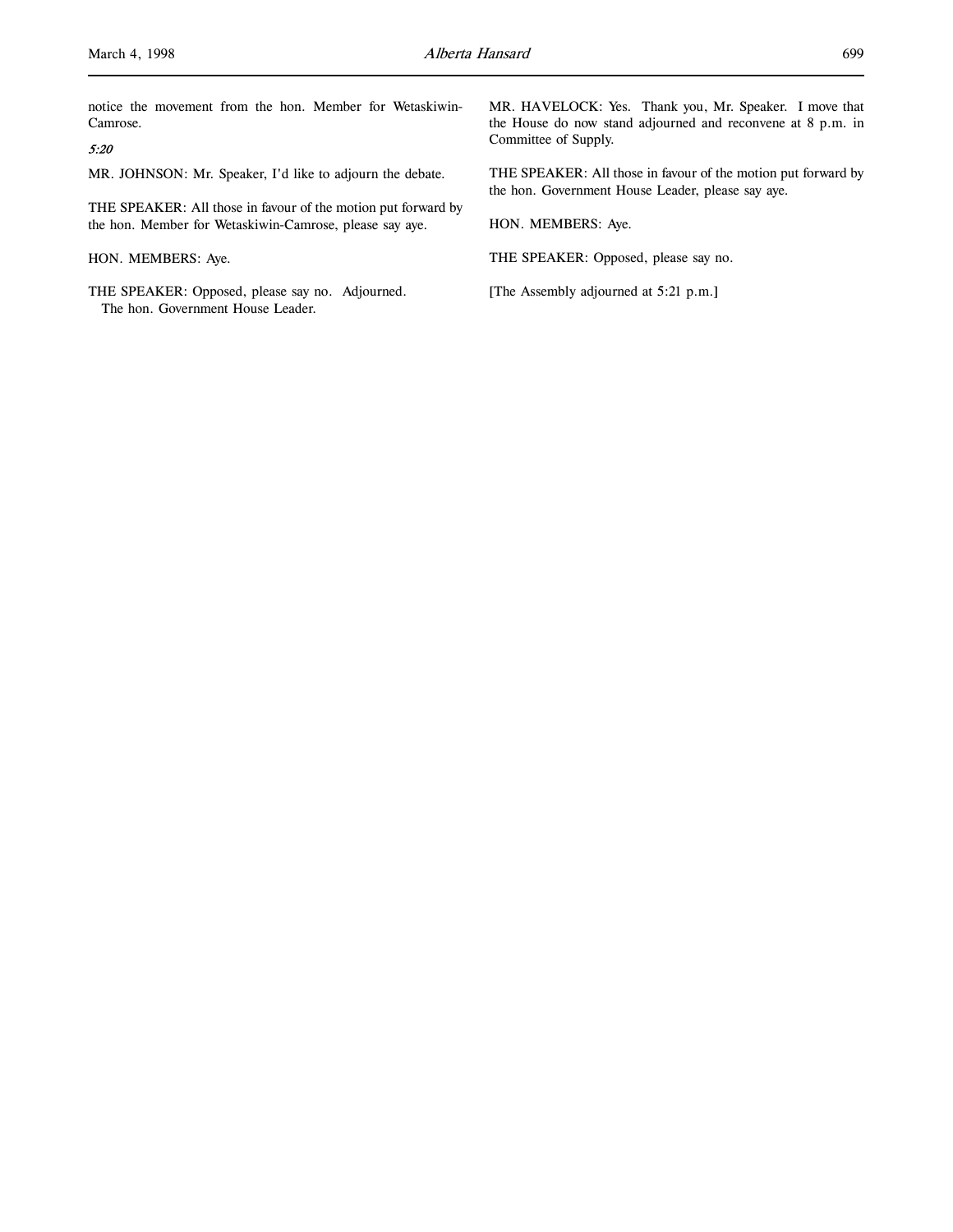notice the movement from the hon. Member for Wetaskiwin-Camrose.

*5:20*

MR. JOHNSON: Mr. Speaker, I'd like to adjourn the debate.

THE SPEAKER: All those in favour of the motion put forward by the hon. Member for Wetaskiwin-Camrose, please say aye.

HON. MEMBERS: Aye.

THE SPEAKER: Opposed, please say no. Adjourned.
The hon. Government House Leader.

MR. HAVELOCK: Yes. Thank you, Mr. Speaker. I move that the House do now stand adjourned and reconvene at 8 p.m. in Committee of Supply.

THE SPEAKER: All those in favour of the motion put forward by the hon. Government House Leader, please say aye.

HON. MEMBERS: Aye.

THE SPEAKER: Opposed, please say no.

[The Assembly adjourned at 5:21 p.m.]